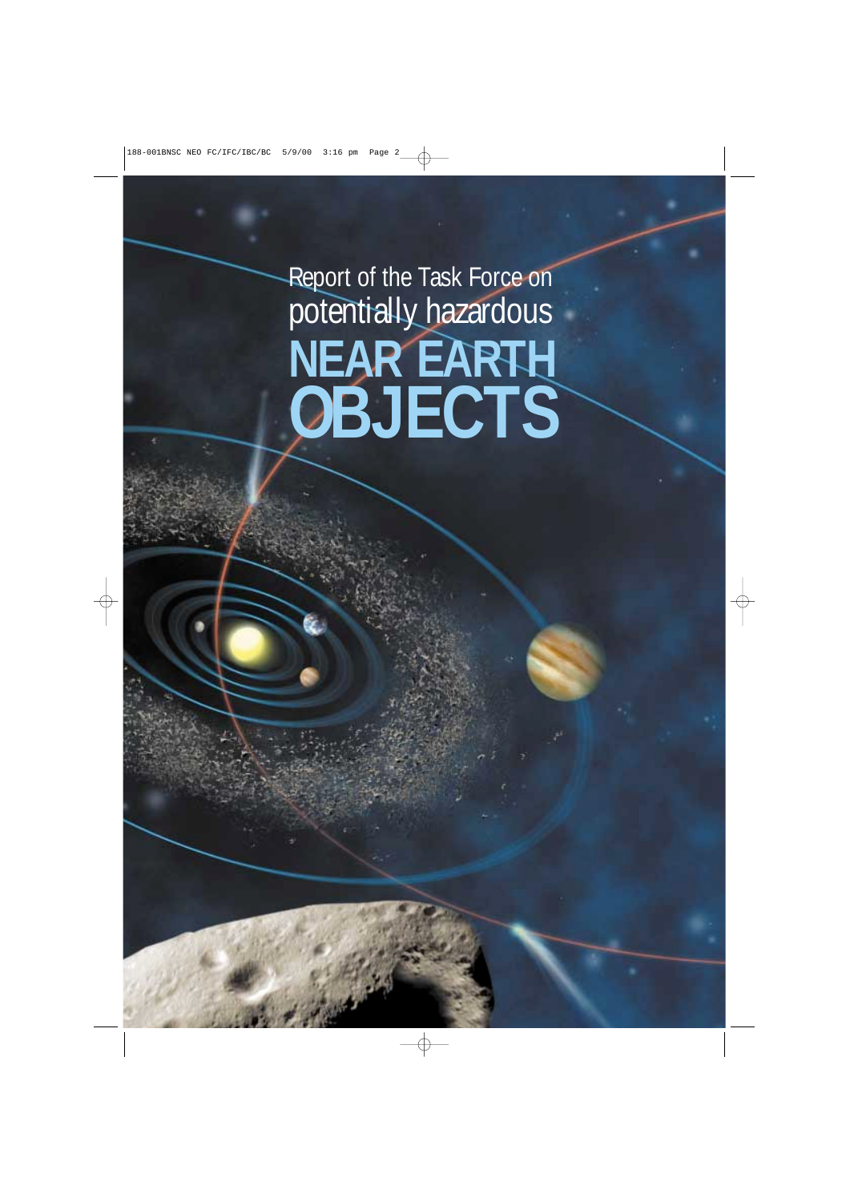# Report of the Task Force on potentially hazardous NEAR EARTH OBJECTS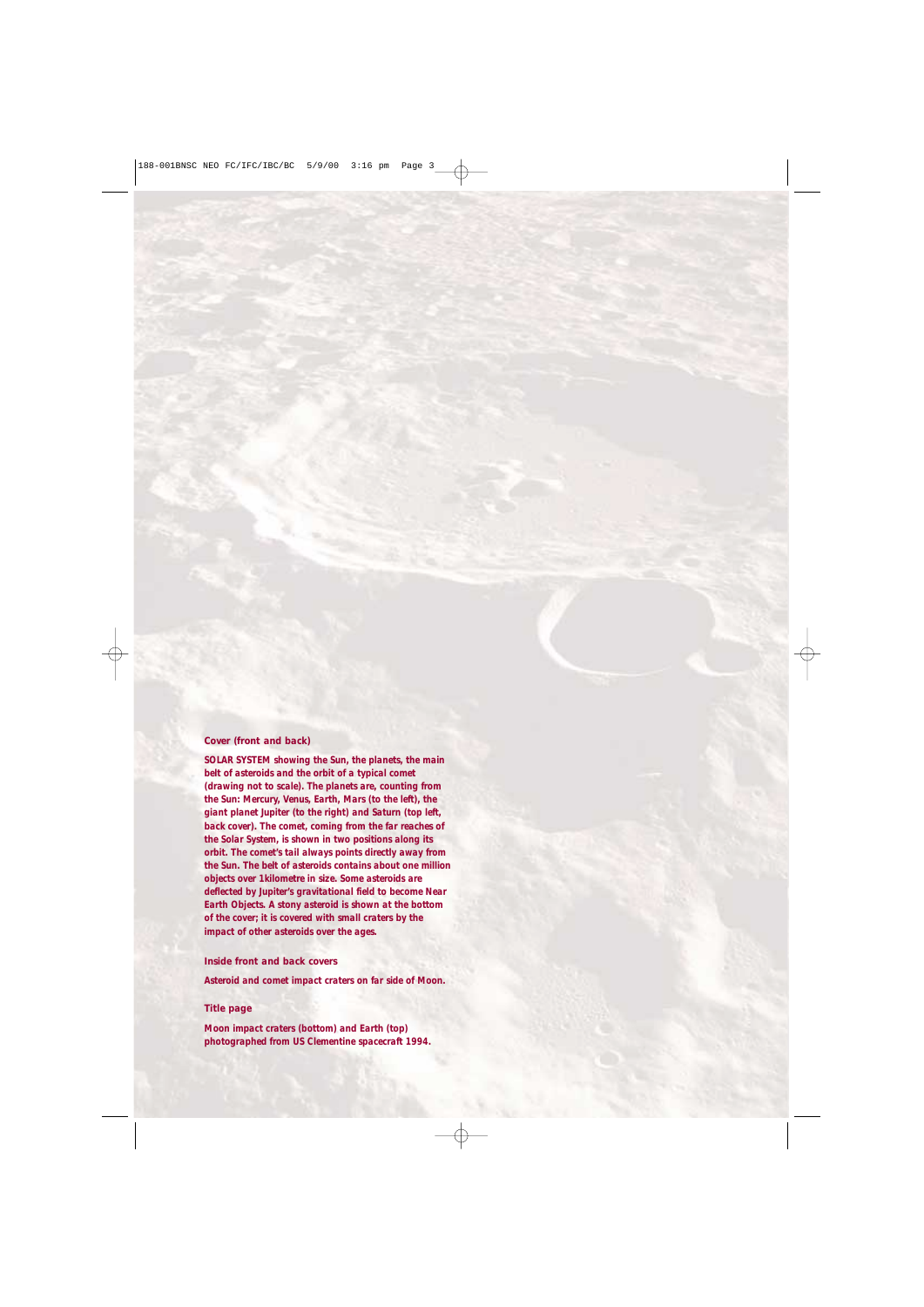**Cover (front and back)**

**SOLAR SYSTEM showing the Sun, the planets, the main belt of asteroids and the orbit of a typical comet (drawing not to scale). The planets are, counting from the Sun: Mercury, Venus, Earth, Mars (to the left), the giant planet Jupiter (to the right) and Saturn (top left, back cover). The comet, coming from the far reaches of the Solar System, is shown in two positions along its orbit. The comet's tail always points directly away from the Sun. The belt of asteroids contains about one million objects over 1kilometre in size. Some asteroids are deflected by Jupiter's gravitational field to become Near Earth Objects. A stony asteroid is shown at the bottom of the cover; it is covered with small craters by the impact of other asteroids over the ages.**

**Inside front and back covers**

**Asteroid and comet impact craters on far side of Moon.**

**Title page**

**Moon impact craters (bottom) and Earth (top) photographed from US Clementine spacecraft 1994.**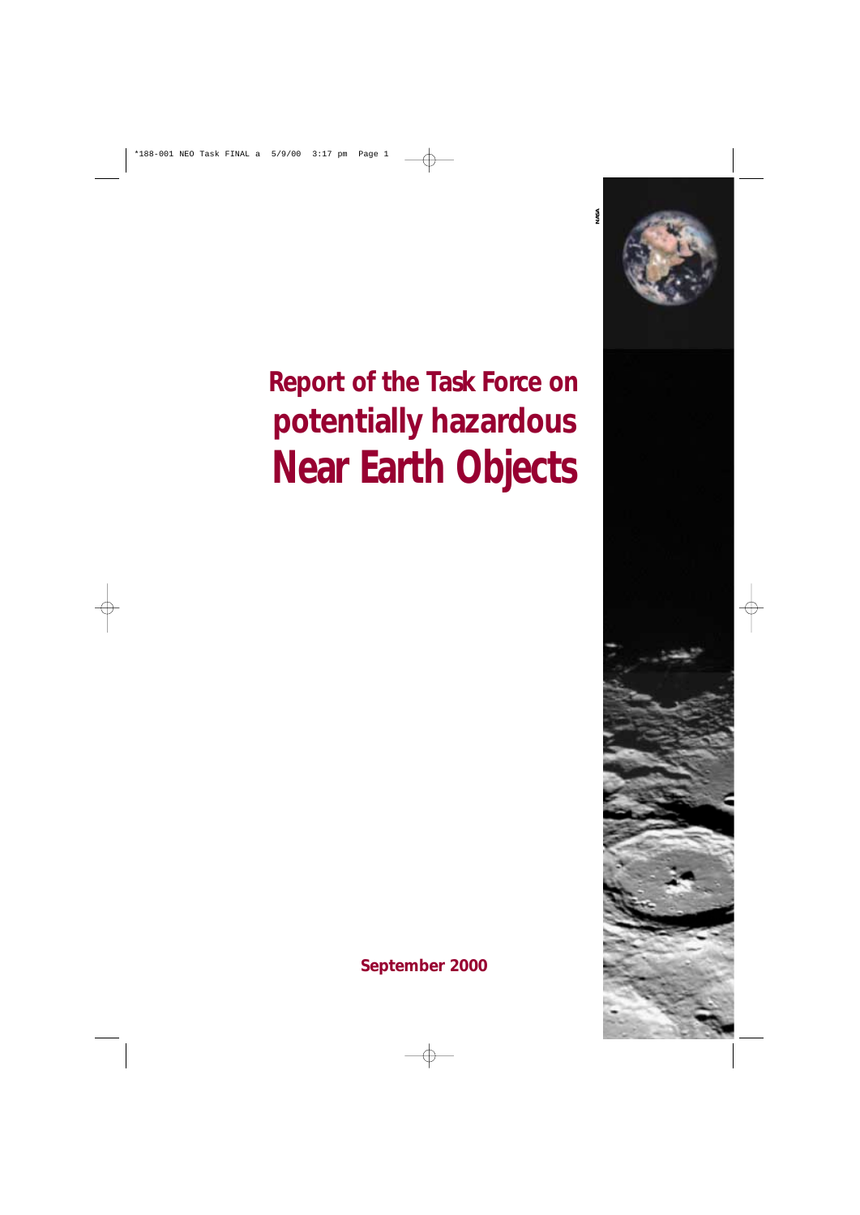# Report of the Task Force on potentially hazardous Near Earth Objects

**September 2000**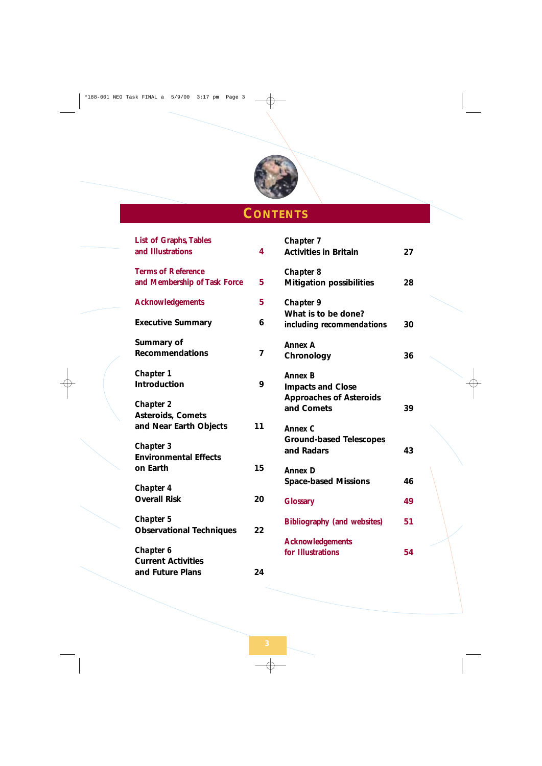# Contents

| | |
|---|---|
| List of Graphs, Tables and Illustrations | 4 |
| Terms of Reference and Membership of Task Force | 5 |
| Acknowledgements | 5 |
| Executive Summary | 6 |
| Summary of Recommendations | 7 |
| Chapter 1 Introduction | 9 |
| Chapter 2 Asteroids, Comets and Near Earth Objects | 11 |
| Chapter 3 Environmental Effects on Earth | 15 |
| Chapter 4 Overall Risk | 20 |
| Chapter 5 Observational Techniques | 22 |
| Chapter 6 Current Activities and Future Plans | 24 |
| Chapter 7 Activities in Britain | 27 |
| Chapter 8 Mitigation possibilities | 28 |
| Chapter 9 What is to be done? including recommendations | 30 |
| Annex A Chronology | 36 |
| Annex B Impacts and Close Approaches of Asteroids and Comets | 39 |
| Annex C Ground-based Telescopes and Radars | 43 |
| Annex D Space-based Missions | 46 |
| Glossary | 49 |
| Bibliography (and websites) | 51 |
| Acknowledgements for Illustrations | 54 |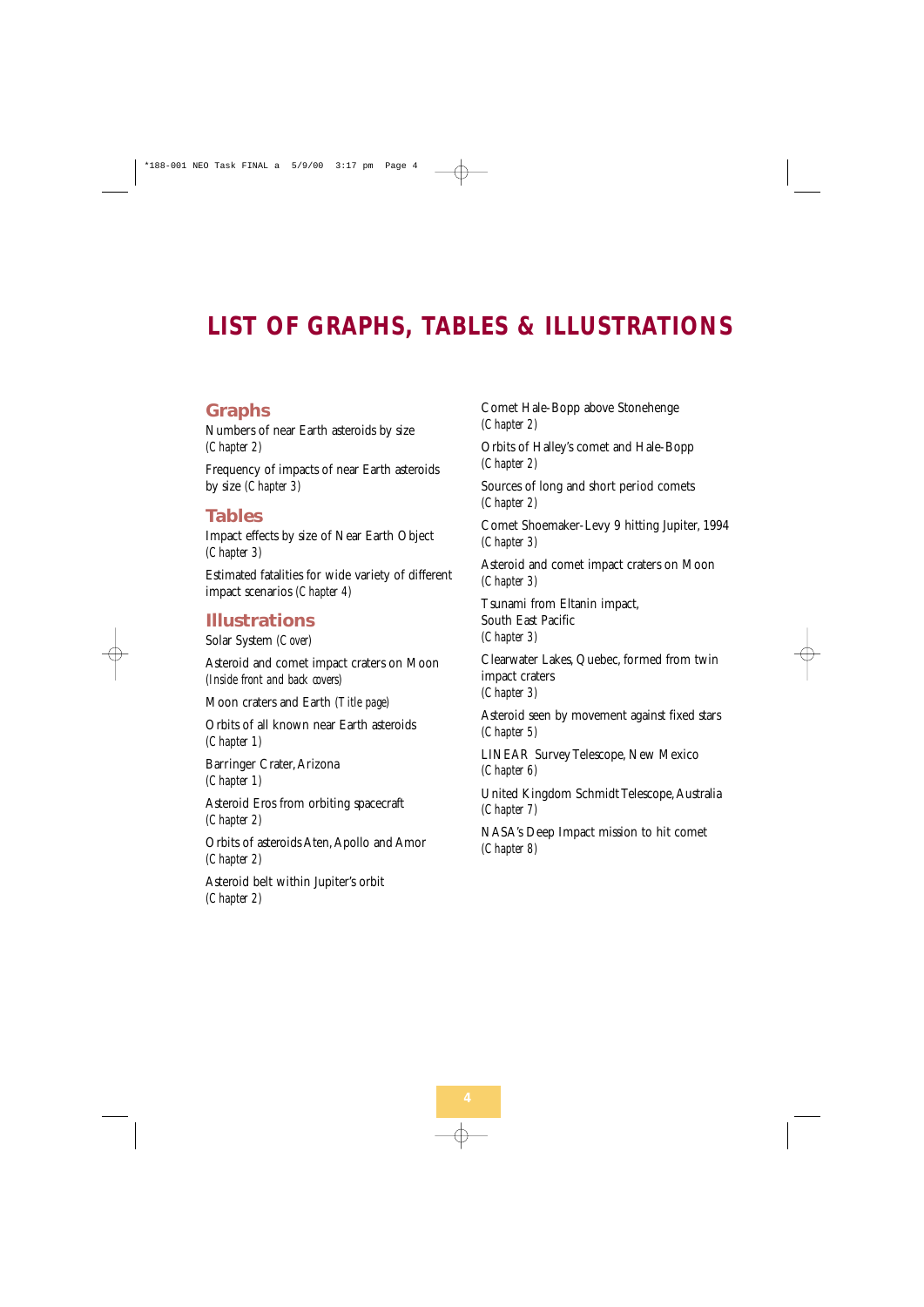# LIST OF GRAPHS, TABLES & ILLUSTRATIONS

## Graphs

Numbers of near Earth asteroids by size
*(Chapter 2)*

Frequency of impacts of near Earth asteroids by size *(Chapter 3)*

## Tables

Impact effects by size of Near Earth Object
*(Chapter 3)*

Estimated fatalities for wide variety of different impact scenarios *(Chapter 4)*

## Illustrations

Solar System *(Cover)*

Asteroid and comet impact craters on Moon
*(Inside front and back covers)*

Moon craters and Earth *(Title page)*

Orbits of all known near Earth asteroids
*(Chapter 1)*

Barringer Crater, Arizona
*(Chapter 1)*

Asteroid Eros from orbiting spacecraft
*(Chapter 2)*

Orbits of asteroids Aten, Apollo and Amor
*(Chapter 2)*

Asteroid belt within Jupiter's orbit
*(Chapter 2)*

Comet Hale-Bopp above Stonehenge
*(Chapter 2)*

Orbits of Halley's comet and Hale-Bopp
*(Chapter 2)*

Sources of long and short period comets
*(Chapter 2)*

Comet Shoemaker-Levy 9 hitting Jupiter, 1994
*(Chapter 3)*

Asteroid and comet impact craters on Moon
*(Chapter 3)*

Tsunami from Eltanin impact,
South East Pacific
*(Chapter 3)*

Clearwater Lakes, Quebec, formed from twin impact craters
*(Chapter 3)*

Asteroid seen by movement against fixed stars
*(Chapter 5)*

LINEAR Survey Telescope, New Mexico
*(Chapter 6)*

United Kingdom Schmidt Telescope, Australia
*(Chapter 7)*

NASA's Deep Impact mission to hit comet
*(Chapter 8)*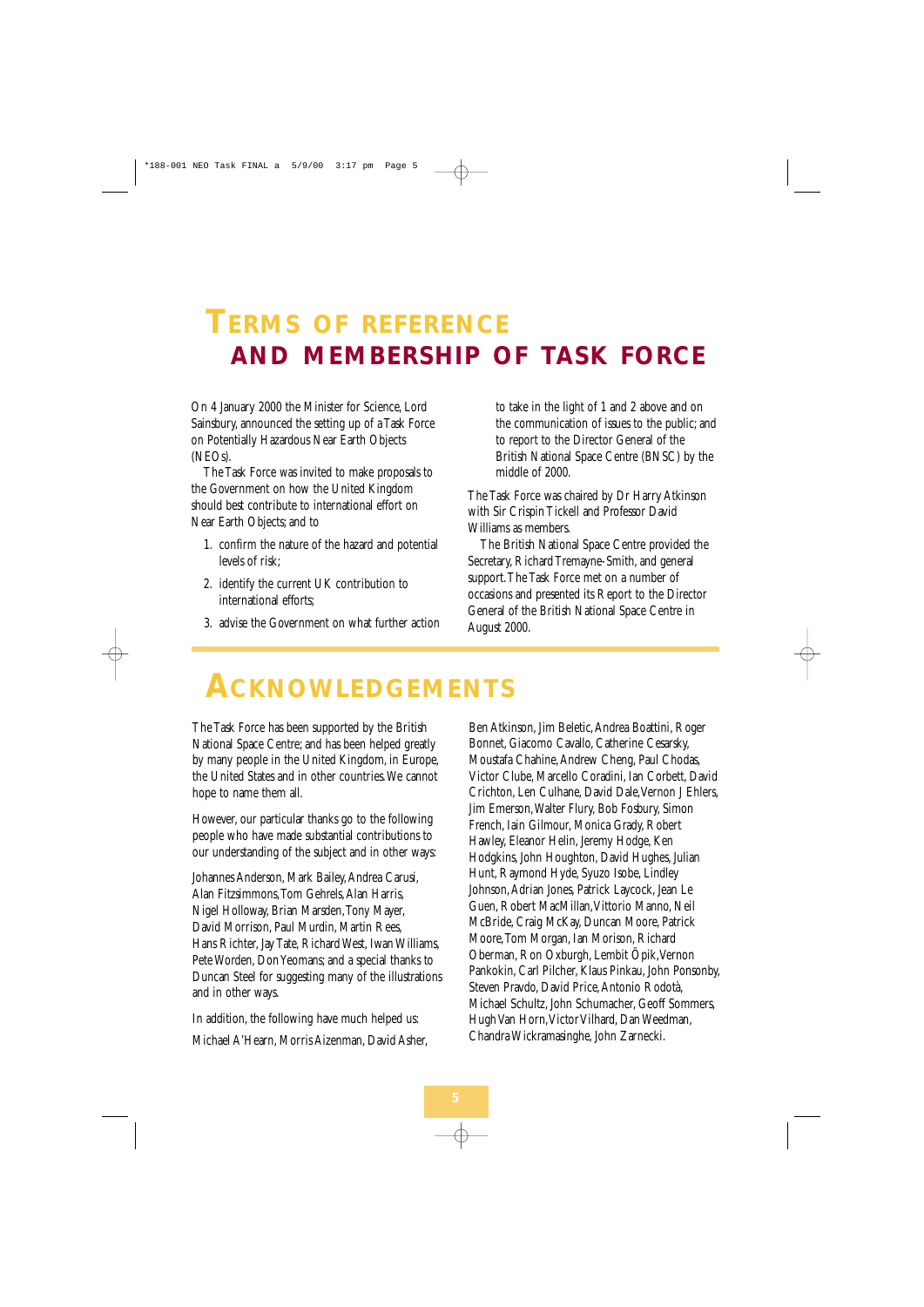# TERMS OF REFERENCE AND MEMBERSHIP OF TASK FORCE

On 4 January 2000 the Minister for Science, Lord Sainsbury, announced the setting up of a Task Force on Potentially Hazardous Near Earth Objects (NEOs).

The Task Force was invited to make proposals to the Government on how the United Kingdom should best contribute to international effort on Near Earth Objects; and to

1. confirm the nature of the hazard and potential levels of risk;
2. identify the current UK contribution to international efforts;
3. advise the Government on what further action to take in the light of 1 and 2 above and on the communication of issues to the public; and to report to the Director General of the British National Space Centre (BNSC) by the middle of 2000.

The Task Force was chaired by Dr Harry Atkinson with Sir Crispin Tickell and Professor David Williams as members.

The British National Space Centre provided the Secretary, Richard Tremayne-Smith, and general support. The Task Force met on a number of occasions and presented its Report to the Director General of the British National Space Centre in August 2000.

# ACKNOWLEDGEMENTS

The Task Force has been supported by the British National Space Centre; and has been helped greatly by many people in the United Kingdom, in Europe, the United States and in other countries. We cannot hope to name them all.

However, our particular thanks go to the following people who have made substantial contributions to our understanding of the subject and in other ways:

Johannes Anderson, Mark Bailey, Andrea Carusi, Alan Fitzsimmons, Tom Gehrels, Alan Harris, Nigel Holloway, Brian Marsden, Tony Mayer, David Morrison, Paul Murdin, Martin Rees, Hans Richter, Jay Tate, Richard West, Iwan Williams, Pete Worden, Don Yeomans; and a special thanks to Duncan Steel for suggesting many of the illustrations and in other ways.

In addition, the following have much helped us:

Michael A'Hearn, Morris Aizenman, David Asher, Ben Atkinson, Jim Beletic, Andrea Boattini, Roger Bonnet, Giacomo Cavallo, Catherine Cesarsky, Moustafa Chahine, Andrew Cheng, Paul Chodas, Victor Clube, Marcello Coradini, Ian Corbett, David Crichton, Len Culhane, David Dale, Vernon J Ehlers, Jim Emerson, Walter Flury, Bob Fosbury, Simon French, Iain Gilmour, Monica Grady, Robert Hawley, Eleanor Helin, Jeremy Hodge, Ken Hodgkins, John Houghton, David Hughes, Julian Hunt, Raymond Hyde, Syuzo Isobe, Lindley Johnson, Adrian Jones, Patrick Laycock, Jean Le Guen, Robert MacMillan, Vittorio Manno, Neil McBride, Craig McKay, Duncan Moore, Patrick Moore, Tom Morgan, Ian Morison, Richard Oberman, Ron Oxburgh, Lembit Öpik, Vernon Pankokin, Carl Pilcher, Klaus Pinkau, John Ponsonby, Steven Pravdo, David Price, Antonio Rodotà, Michael Schultz, John Schumacher, Geoff Sommers, Hugh Van Horn, Victor Vilhard, Dan Weedman, Chandra Wickramasinghe, John Zarnecki.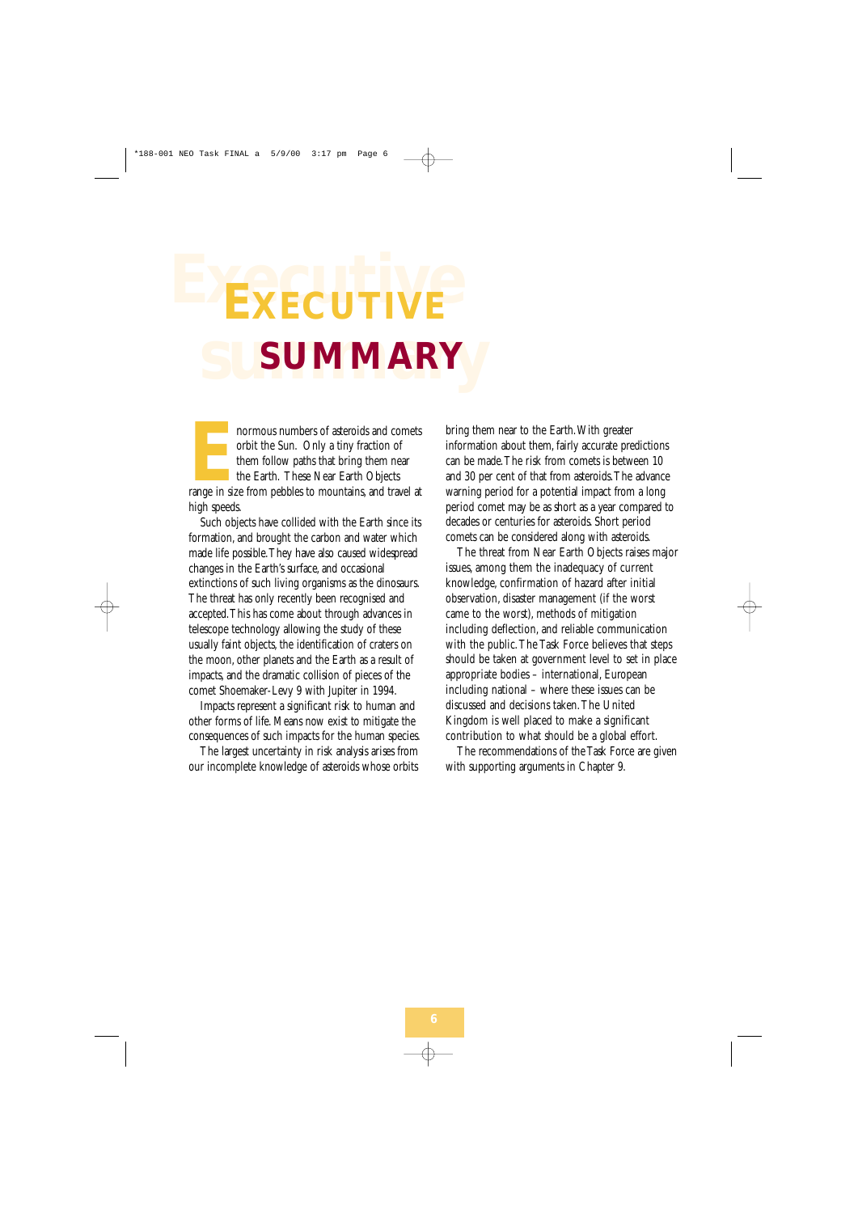# EXECUTIVE SUMMARY

Enormous numbers of asteroids and comets orbit the Sun. Only a tiny fraction of them follow paths that bring them near the Earth. These Near Earth Objects range in size from pebbles to mountains, and travel at high speeds.

Such objects have collided with the Earth since its formation, and brought the carbon and water which made life possible. They have also caused widespread changes in the Earth's surface, and occasional extinctions of such living organisms as the dinosaurs. The threat has only recently been recognised and accepted. This has come about through advances in telescope technology allowing the study of these usually faint objects, the identification of craters on the moon, other planets and the Earth as a result of impacts, and the dramatic collision of pieces of the comet Shoemaker-Levy 9 with Jupiter in 1994.

Impacts represent a significant risk to human and other forms of life. Means now exist to mitigate the consequences of such impacts for the human species.

The largest uncertainty in risk analysis arises from our incomplete knowledge of asteroids whose orbits bring them near to the Earth. With greater information about them, fairly accurate predictions can be made. The risk from comets is between 10 and 30 per cent of that from asteroids. The advance warning period for a potential impact from a long period comet may be as short as a year compared to decades or centuries for asteroids. Short period comets can be considered along with asteroids.

The threat from Near Earth Objects raises major issues, among them the inadequacy of current knowledge, confirmation of hazard after initial observation, disaster management (if the worst came to the worst), methods of mitigation including deflection, and reliable communication with the public. The Task Force believes that steps should be taken at government level to set in place appropriate bodies – international, European including national – where these issues can be discussed and decisions taken. The United Kingdom is well placed to make a significant contribution to what should be a global effort.

The recommendations of the Task Force are given with supporting arguments in Chapter 9.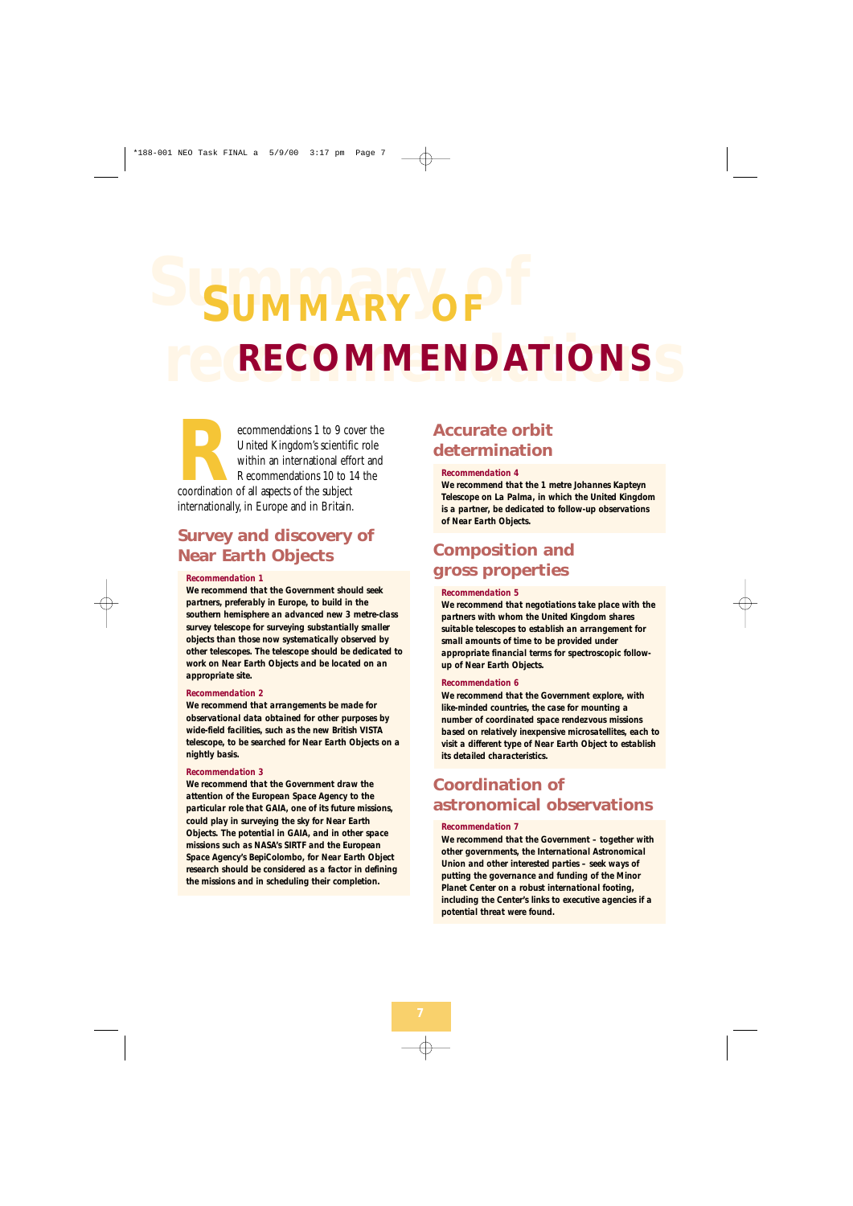# SUMMARY OF RECOMMENDATIONS

Recommendations 1 to 9 cover the United Kingdom's scientific role within an international effort and Recommendations 10 to 14 the coordination of all aspects of the subject internationally, in Europe and in Britain.

## Survey and discovery of Near Earth Objects

**Recommendation 1**

**We recommend that the Government should seek partners, preferably in Europe, to build in the southern hemisphere an advanced new 3 metre-class survey telescope for surveying substantially smaller objects than those now systematically observed by other telescopes. The telescope should be dedicated to work on Near Earth Objects and be located on an appropriate site.**

**Recommendation 2**

**We recommend that arrangements be made for observational data obtained for other purposes by wide-field facilities, such as the new British VISTA telescope, to be searched for Near Earth Objects on a nightly basis.**

**Recommendation 3**

**We recommend that the Government draw the attention of the European Space Agency to the particular role that GAIA, one of its future missions, could play in surveying the sky for Near Earth Objects. The potential in GAIA, and in other space missions such as NASA's SIRTF and the European Space Agency's BepiColombo, for Near Earth Object research should be considered as a factor in defining the missions and in scheduling their completion.**

## Accurate orbit determination

**Recommendation 4**

**We recommend that the 1 metre Johannes Kapteyn Telescope on La Palma, in which the United Kingdom is a partner, be dedicated to follow-up observations of Near Earth Objects.**

## Composition and gross properties

**Recommendation 5**

**We recommend that negotiations take place with the partners with whom the United Kingdom shares suitable telescopes to establish an arrangement for small amounts of time to be provided under appropriate financial terms for spectroscopic follow-up of Near Earth Objects.**

**Recommendation 6**

**We recommend that the Government explore, with like-minded countries, the case for mounting a number of coordinated space rendezvous missions based on relatively inexpensive microsatellites, each to visit a different type of Near Earth Object to establish its detailed characteristics.**

## Coordination of astronomical observations

**Recommendation 7**

**We recommend that the Government – together with other governments, the International Astronomical Union and other interested parties – seek ways of putting the governance and funding of the Minor Planet Center on a robust international footing, including the Center's links to executive agencies if a potential threat were found.**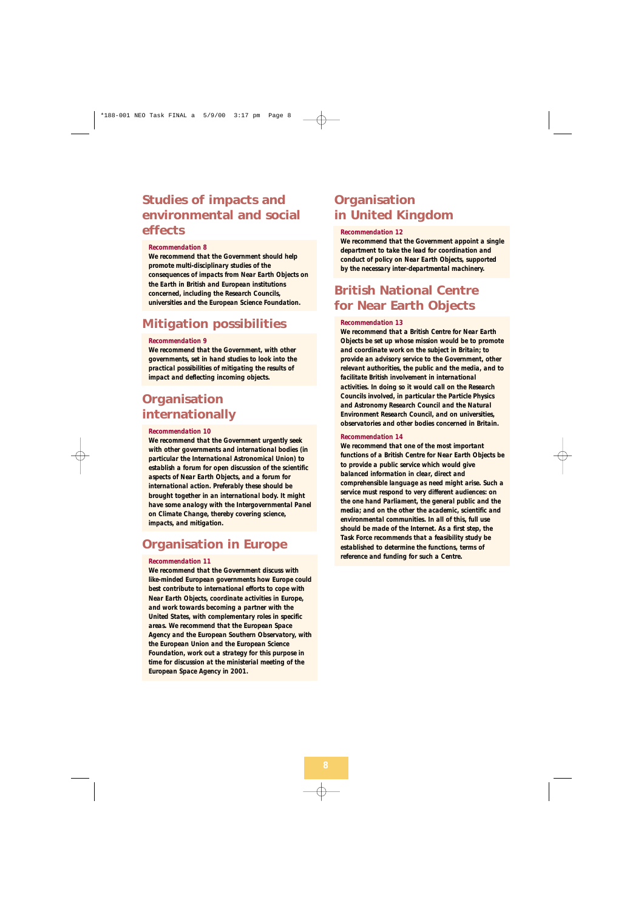## Studies of impacts and environmental and social effects

**Recommendation 8**

**We recommend that the Government should help promote multi-disciplinary studies of the consequences of impacts from Near Earth Objects on the Earth in British and European institutions concerned, including the Research Councils, universities and the European Science Foundation.**

## Mitigation possibilities

**Recommendation 9**

**We recommend that the Government, with other governments, set in hand studies to look into the practical possibilities of mitigating the results of impact and deflecting incoming objects.**

## Organisation internationally

**Recommendation 10**

**We recommend that the Government urgently seek with other governments and international bodies (in particular the International Astronomical Union) to establish a forum for open discussion of the scientific aspects of Near Earth Objects, and a forum for international action. Preferably these should be brought together in an international body. It might have some analogy with the Intergovernmental Panel on Climate Change, thereby covering science, impacts, and mitigation.**

## Organisation in Europe

**Recommendation 11**

**We recommend that the Government discuss with like-minded European governments how Europe could best contribute to international efforts to cope with Near Earth Objects, coordinate activities in Europe, and work towards becoming a partner with the United States, with complementary roles in specific areas. We recommend that the European Space Agency and the European Southern Observatory, with the European Union and the European Science Foundation, work out a strategy for this purpose in time for discussion at the ministerial meeting of the European Space Agency in 2001.**

## Organisation in United Kingdom

**Recommendation 12**

**We recommend that the Government appoint a single department to take the lead for coordination and conduct of policy on Near Earth Objects, supported by the necessary inter-departmental machinery.**

## British National Centre for Near Earth Objects

**Recommendation 13**

**We recommend that a British Centre for Near Earth Objects be set up whose mission would be to promote and coordinate work on the subject in Britain; to provide an advisory service to the Government, other relevant authorities, the public and the media, and to facilitate British involvement in international activities. In doing so it would call on the Research Councils involved, in particular the Particle Physics and Astronomy Research Council and the Natural Environment Research Council, and on universities, observatories and other bodies concerned in Britain.**

**Recommendation 14**

**We recommend that one of the most important functions of a British Centre for Near Earth Objects be to provide a public service which would give balanced information in clear, direct and comprehensible language as need might arise. Such a service must respond to very different audiences: on the one hand Parliament, the general public and the media; and on the other the academic, scientific and environmental communities. In all of this, full use should be made of the Internet. As a first step, the Task Force recommends that a feasibility study be established to determine the functions, terms of reference and funding for such a Centre.**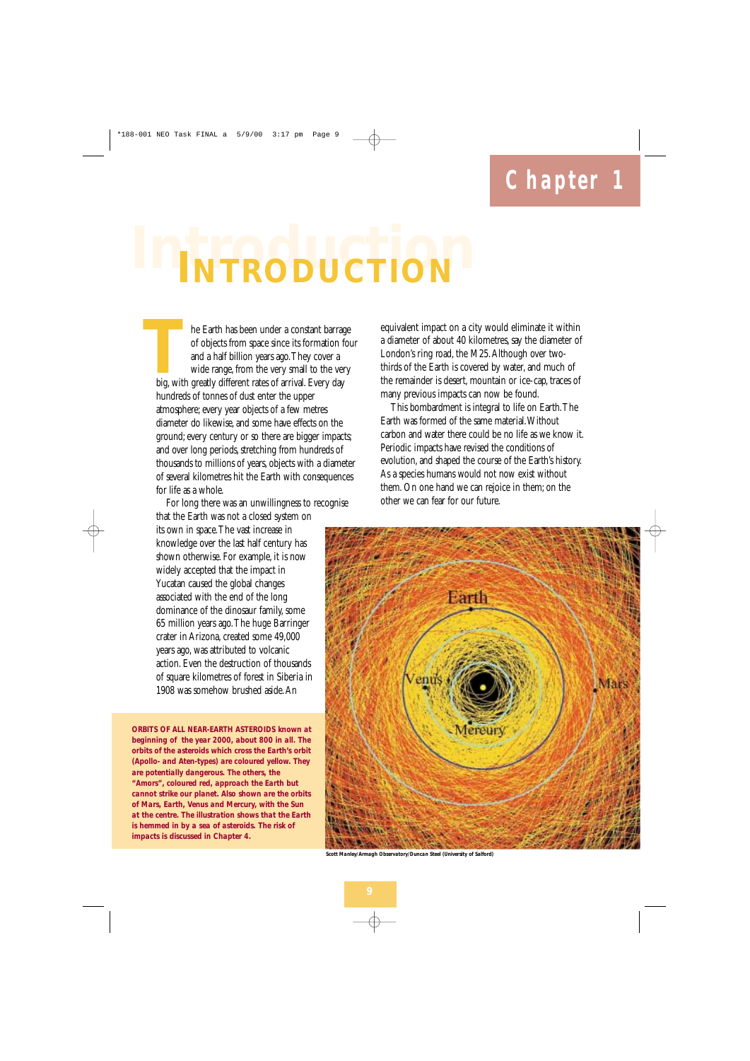# Chapter 1

# INTRODUCTION

The Earth has been under a constant barrage of objects from space since its formation four and a half billion years ago. They cover a wide range, from the very small to the very big, with greatly different rates of arrival. Every day hundreds of tonnes of dust enter the upper atmosphere; every year objects of a few metres diameter do likewise, and some have effects on the ground; every century or so there are bigger impacts; and over long periods, stretching from hundreds of thousands to millions of years, objects with a diameter of several kilometres hit the Earth with consequences for life as a whole.

For long there was an unwillingness to recognise that the Earth was not a closed system on its own in space. The vast increase in knowledge over the last half century has shown otherwise. For example, it is now widely accepted that the impact in Yucatan caused the global changes associated with the end of the long dominance of the dinosaur family, some 65 million years ago. The huge Barringer crater in Arizona, created some 49,000 years ago, was attributed to volcanic action. Even the destruction of thousands of square kilometres of forest in Siberia in 1908 was somehow brushed aside. An equivalent impact on a city would eliminate it within a diameter of about 40 kilometres, say the diameter of London's ring road, the M25. Although over two-thirds of the Earth is covered by water, and much of the remainder is desert, mountain or ice-cap, traces of many previous impacts can now be found.

This bombardment is integral to life on Earth. The Earth was formed of the same material. Without carbon and water there could be no life as we know it. Periodic impacts have revised the conditions of evolution, and shaped the course of the Earth's history. As a species humans would not now exist without them. On one hand we can rejoice in them; on the other we can fear for our future.

**ORBITS OF ALL NEAR-EARTH ASTEROIDS known at beginning of the year 2000, about 800 in all. The orbits of the asteroids which cross the Earth's orbit (Apollo- and Aten-types) are coloured yellow. They are potentially dangerous. The others, the "Amors", coloured red, approach the Earth but cannot strike our planet. Also shown are the orbits of Mars, Earth, Venus and Mercury, with the Sun at the centre. The illustration shows that the Earth is hemmed in by a sea of asteroids. The risk of impacts is discussed in Chapter 4.**

Scott Manley/Armagh Observatory/Duncan Steel (University of Salford)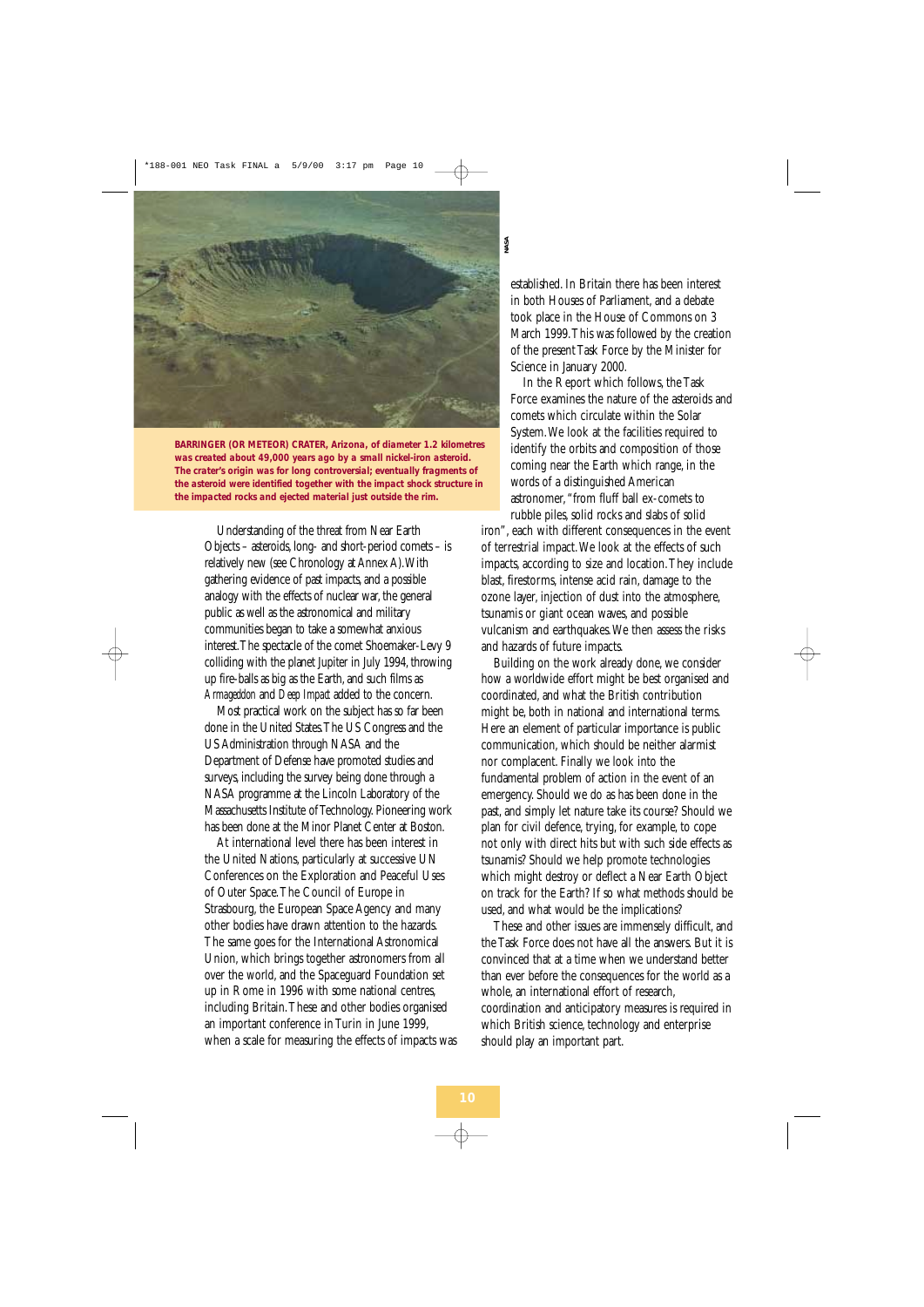**BARRINGER (OR METEOR) CRATER, Arizona, of diameter 1.2 kilometres was created about 49,000 years ago by a small nickel-iron asteroid. The crater's origin was for long controversial; eventually fragments of the asteroid were identified together with the impact shock structure in the impacted rocks and ejected material just outside the rim.**

Understanding of the threat from Near Earth Objects – asteroids, long- and short-period comets – is relatively new (see Chronology at Annex A). With gathering evidence of past impacts, and a possible analogy with the effects of nuclear war, the general public as well as the astronomical and military communities began to take a somewhat anxious interest. The spectacle of the comet Shoemaker-Levy 9 colliding with the planet Jupiter in July 1994, throwing up fire-balls as big as the Earth, and such films as *Armageddon* and *Deep Impact* added to the concern.

Most practical work on the subject has so far been done in the United States. The US Congress and the US Administration through NASA and the Department of Defense have promoted studies and surveys, including the survey being done through a NASA programme at the Lincoln Laboratory of the Massachusetts Institute of Technology. Pioneering work has been done at the Minor Planet Center at Boston.

At international level there has been interest in the United Nations, particularly at successive UN Conferences on the Exploration and Peaceful Uses of Outer Space. The Council of Europe in Strasbourg, the European Space Agency and many other bodies have drawn attention to the hazards. The same goes for the International Astronomical Union, which brings together astronomers from all over the world, and the Spaceguard Foundation set up in Rome in 1996 with some national centres, including Britain. These and other bodies organised an important conference in Turin in June 1999, when a scale for measuring the effects of impacts was established. In Britain there has been interest in both Houses of Parliament, and a debate took place in the House of Commons on 3 March 1999. This was followed by the creation of the present Task Force by the Minister for Science in January 2000.

In the Report which follows, the Task Force examines the nature of the asteroids and comets which circulate within the Solar System. We look at the facilities required to identify the orbits and composition of those coming near the Earth which range, in the words of a distinguished American astronomer, "from fluff ball ex-comets to rubble piles, solid rocks and slabs of solid iron", each with different consequences in the event of terrestrial impact. We look at the effects of such impacts, according to size and location. They include blast, firestorms, intense acid rain, damage to the ozone layer, injection of dust into the atmosphere, tsunamis or giant ocean waves, and possible vulcanism and earthquakes. We then assess the risks and hazards of future impacts.

Building on the work already done, we consider how a worldwide effort might be best organised and coordinated, and what the British contribution might be, both in national and international terms. Here an element of particular importance is public communication, which should be neither alarmist nor complacent. Finally we look into the fundamental problem of action in the event of an emergency. Should we do as has been done in the past, and simply let nature take its course? Should we plan for civil defence, trying, for example, to cope not only with direct hits but with such side effects as tsunamis? Should we help promote technologies which might destroy or deflect a Near Earth Object on track for the Earth? If so what methods should be used, and what would be the implications?

These and other issues are immensely difficult, and the Task Force does not have all the answers. But it is convinced that at a time when we understand better than ever before the consequences for the world as a whole, an international effort of research, coordination and anticipatory measures is required in which British science, technology and enterprise should play an important part.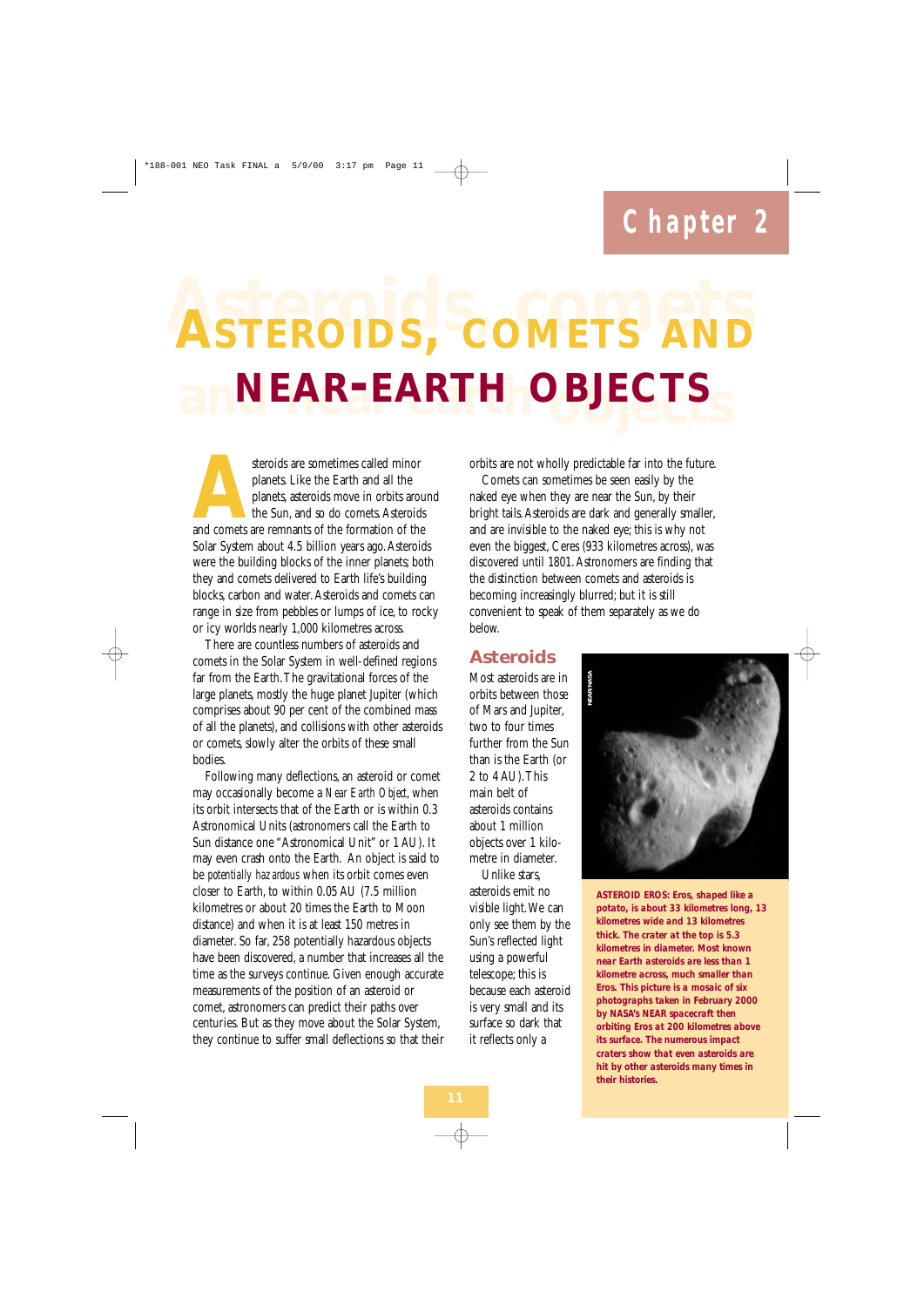# Chapter 2

# ASTEROIDS, COMETS AND NEAR-EARTH OBJECTS

Asteroids are sometimes called minor planets. Like the Earth and all the planets, asteroids move in orbits around the Sun, and so do comets. Asteroids and comets are remnants of the formation of the Solar System about 4.5 billion years ago. Asteroids were the building blocks of the inner planets; both they and comets delivered to Earth life's building blocks, carbon and water. Asteroids and comets can range in size from pebbles or lumps of ice, to rocky or icy worlds nearly 1,000 kilometres across.

There are countless numbers of asteroids and comets in the Solar System in well-defined regions far from the Earth. The gravitational forces of the large planets, mostly the huge planet Jupiter (which comprises about 90 per cent of the combined mass of all the planets), and collisions with other asteroids or comets, slowly alter the orbits of these small bodies.

Following many deflections, an asteroid or comet may occasionally become a *Near Earth Object*, when its orbit intersects that of the Earth or is within 0.3 Astronomical Units (astronomers call the Earth to Sun distance one "Astronomical Unit" or 1 AU). It may even crash onto the Earth. An object is said to be *potentially hazardous* when its orbit comes even closer to Earth, to within 0.05 AU (7.5 million kilometres or about 20 times the Earth to Moon distance) and when it is at least 150 metres in diameter. So far, 258 potentially hazardous objects have been discovered, a number that increases all the time as the surveys continue. Given enough accurate measurements of the position of an asteroid or comet, astronomers can predict their paths over centuries. But as they move about the Solar System, they continue to suffer small deflections so that their orbits are not wholly predictable far into the future.

Comets can sometimes be seen easily by the naked eye when they are near the Sun, by their bright tails. Asteroids are dark and generally smaller, and are invisible to the naked eye; this is why not even the biggest, Ceres (933 kilometres across), was discovered until 1801. Astronomers are finding that the distinction between comets and asteroids is becoming increasingly blurred; but it is still convenient to speak of them separately as we do below.

## Asteroids

Most asteroids are in orbits between those of Mars and Jupiter, two to four times further from the Sun than is the Earth (or 2 to 4 AU). This main belt of asteroids contains about 1 million objects over 1 kilometre in diameter.

Unlike stars, asteroids emit no visible light. We can only see them by the Sun's reflected light using a powerful telescope; this is because each asteroid is very small and its surface so dark that it reflects only a

NEAR/NASA

**ASTEROID EROS: Eros, shaped like a potato, is about 33 kilometres long, 13 kilometres wide and 13 kilometres thick. The crater at the top is 5.3 kilometres in diameter. Most known near Earth asteroids are less than 1 kilometre across, much smaller than Eros. This picture is a mosaic of six photographs taken in February 2000 by NASA's NEAR spacecraft then orbiting Eros at 200 kilometres above its surface. The numerous impact craters show that even asteroids are hit by other asteroids many times in their histories.**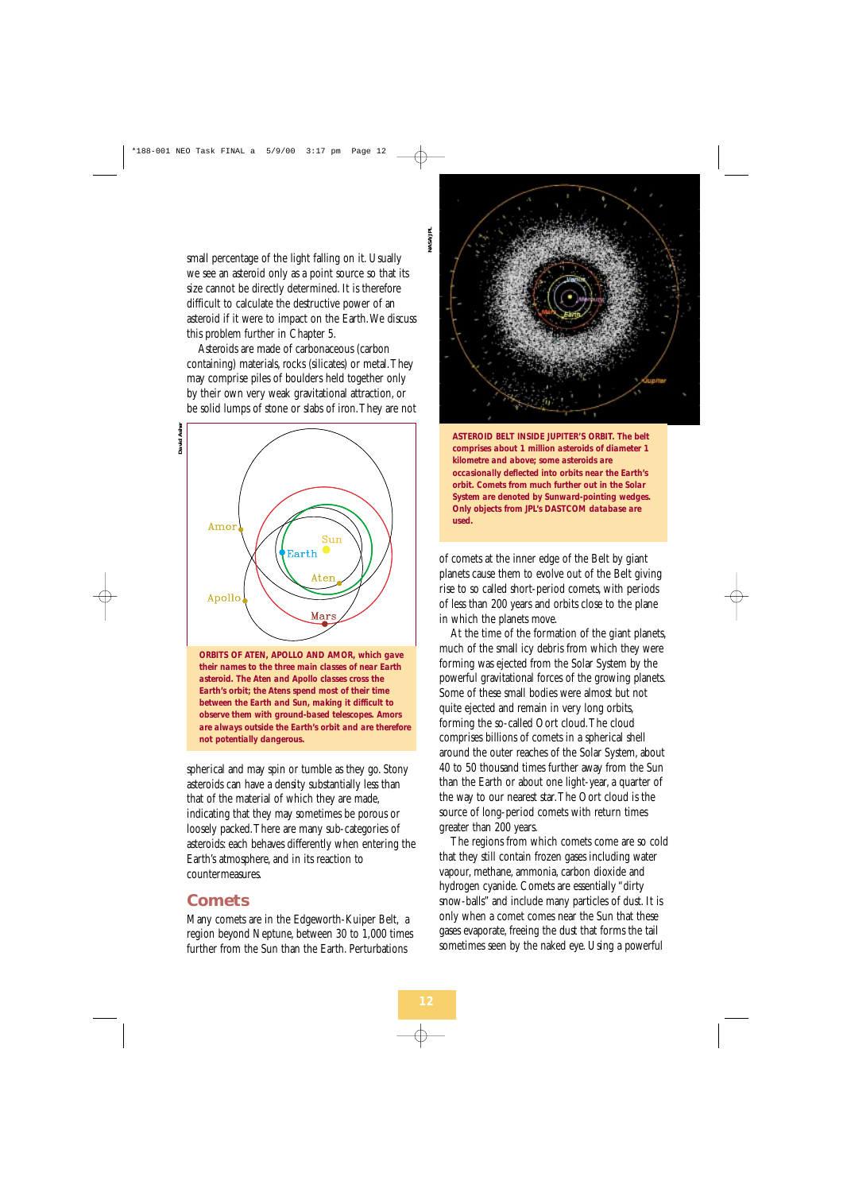small percentage of the light falling on it. Usually we see an asteroid only as a point source so that its size cannot be directly determined. It is therefore difficult to calculate the destructive power of an asteroid if it were to impact on the Earth. We discuss this problem further in Chapter 5.

Asteroids are made of carbonaceous (carbon containing) materials, rocks (silicates) or metal. They may comprise piles of boulders held together only by their own very weak gravitational attraction, or be solid lumps of stone or slabs of iron. They are not spherical and may spin or tumble as they go. Stony asteroids can have a density substantially less than that of the material of which they are made, indicating that they may sometimes be porous or loosely packed. There are many sub-categories of asteroids: each behaves differently when entering the Earth's atmosphere, and in its reaction to countermeasures.

**ORBITS OF ATEN, APOLLO AND AMOR, which gave their names to the three main classes of near Earth asteroid. The Aten and Apollo classes cross the Earth's orbit; the Atens spend most of their time between the Earth and Sun, making it difficult to observe them with ground-based telescopes. Amors are always outside the Earth's orbit and are therefore not potentially dangerous.**

## Comets

Many comets are in the Edgeworth-Kuiper Belt, a region beyond Neptune, between 30 to 1,000 times further from the Sun than the Earth. Perturbations of comets at the inner edge of the Belt by giant planets cause them to evolve out of the Belt giving rise to so called short-period comets, with periods of less than 200 years and orbits close to the plane in which the planets move.

**ASTEROID BELT INSIDE JUPITER'S ORBIT. The belt comprises about 1 million asteroids of diameter 1 kilometre and above; some asteroids are occasionally deflected into orbits near the Earth's orbit. Comets from much further out in the Solar System are denoted by Sunward-pointing wedges. Only objects from JPL's DASTCOM database are used.**

At the time of the formation of the giant planets, much of the small icy debris from which they were forming was ejected from the Solar System by the powerful gravitational forces of the growing planets. Some of these small bodies were almost but not quite ejected and remain in very long orbits, forming the so-called Oort cloud. The cloud comprises billions of comets in a spherical shell around the outer reaches of the Solar System, about 40 to 50 thousand times further away from the Sun than the Earth or about one light-year, a quarter of the way to our nearest star. The Oort cloud is the source of long-period comets with return times greater than 200 years.

The regions from which comets come are so cold that they still contain frozen gases including water vapour, methane, ammonia, carbon dioxide and hydrogen cyanide. Comets are essentially "dirty snow-balls" and include many particles of dust. It is only when a comet comes near the Sun that these gases evaporate, freeing the dust that forms the tail sometimes seen by the naked eye. Using a powerful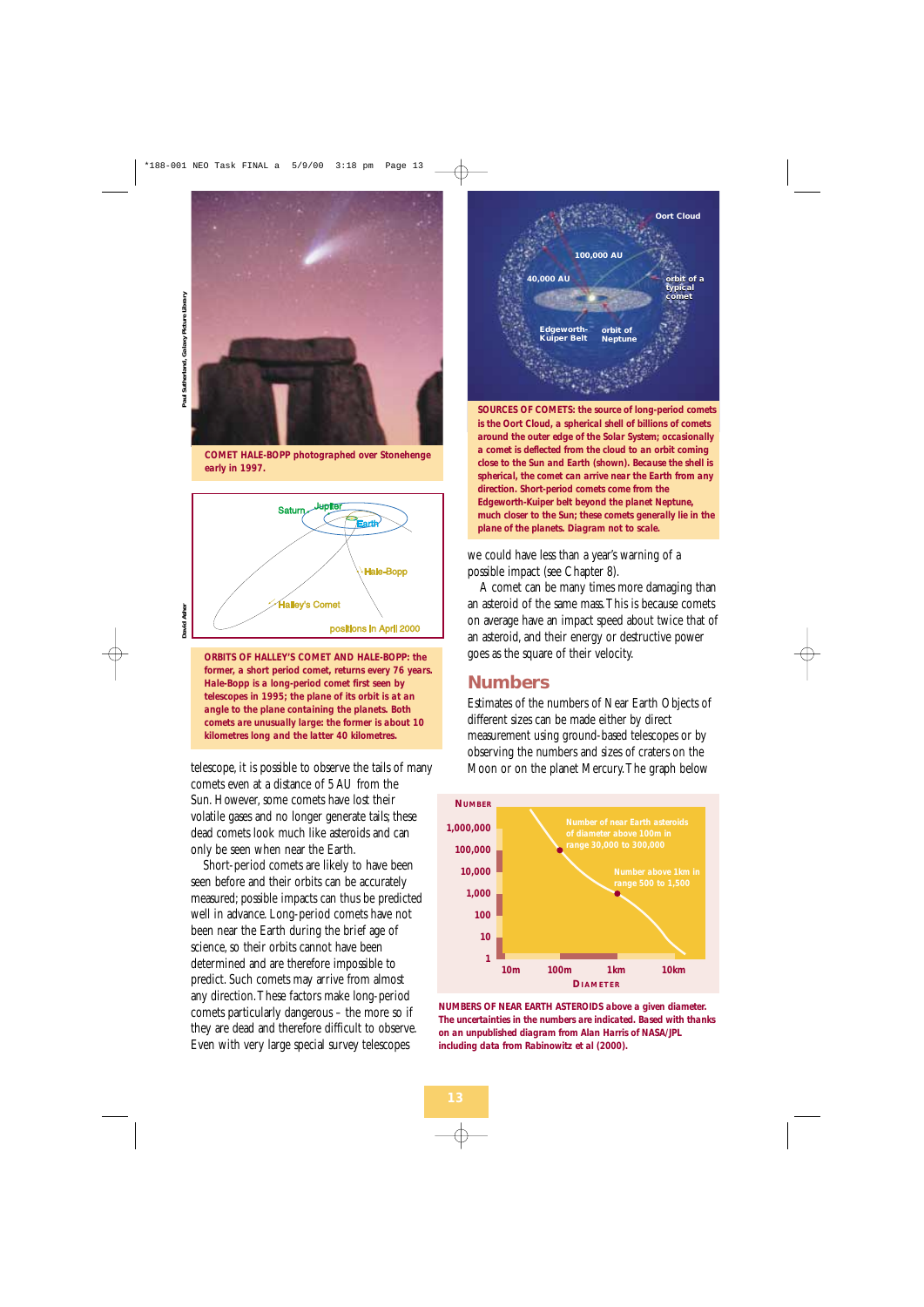COMET HALE-BOPP photographed over Stonehenge early in 1997.

ORBITS OF HALLEY'S COMET AND HALE-BOPP: the former, a short period comet, returns every 76 years. Hale-Bopp is a long-period comet first seen by telescopes in 1995; the plane of its orbit is at an angle to the plane containing the planets. Both comets are unusually large: the former is about 10 kilometres long and the latter 40 kilometres.

telescope, it is possible to observe the tails of many comets even at a distance of 5 AU from the Sun. However, some comets have lost their volatile gases and no longer generate tails; these dead comets look much like asteroids and can only be seen when near the Earth.

Short-period comets are likely to have been seen before and their orbits can be accurately measured; possible impacts can thus be predicted well in advance. Long-period comets have not been near the Earth during the brief age of science, so their orbits cannot have been determined and are therefore impossible to predict. Such comets may arrive from almost any direction. These factors make long-period comets particularly dangerous – the more so if they are dead and therefore difficult to observe. Even with very large special survey telescopes

SOURCES OF COMETS: the source of long-period comets is the Oort Cloud, a spherical shell of billions of comets around the outer edge of the Solar System; occasionally a comet is deflected from the cloud to an orbit coming close to the Sun and Earth (shown). Because the shell is spherical, the comet can arrive near the Earth from any direction. Short-period comets come from the Edgeworth-Kuiper belt beyond the planet Neptune, much closer to the Sun; these comets generally lie in the plane of the planets. Diagram not to scale.

we could have less than a year's warning of a possible impact (see Chapter 8).

A comet can be many times more damaging than an asteroid of the same mass. This is because comets on average have an impact speed about twice that of an asteroid, and their energy or destructive power goes as the square of their velocity.

## Numbers

Estimates of the numbers of Near Earth Objects of different sizes can be made either by direct measurement using ground-based telescopes or by observing the numbers and sizes of craters on the Moon or on the planet Mercury. The graph below

NUMBERS OF NEAR EARTH ASTEROIDS above a given diameter. The uncertainties in the numbers are indicated. Based with thanks on an unpublished diagram from Alan Harris of NASA/JPL including data from Rabinowitz et al (2000).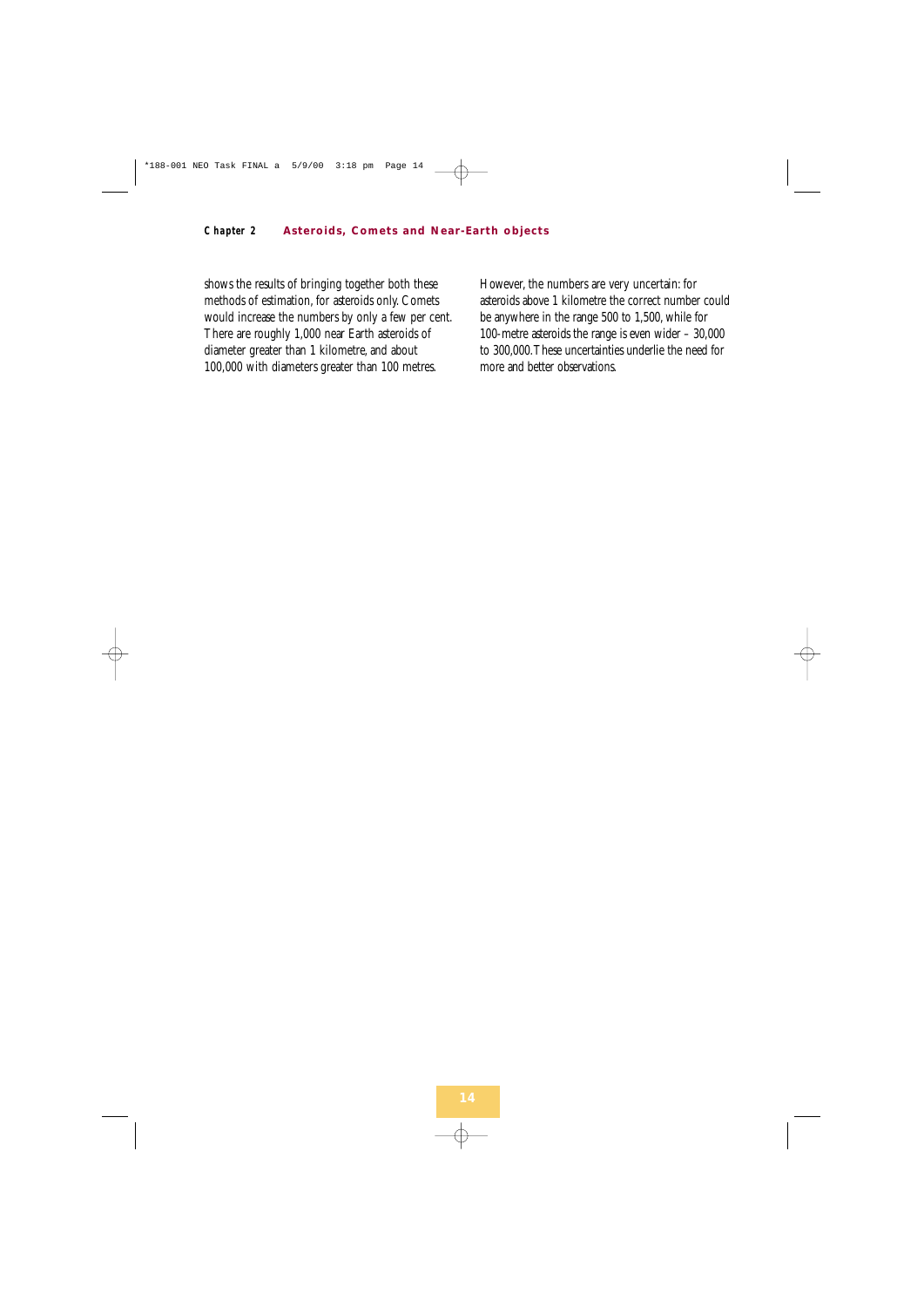shows the results of bringing together both these methods of estimation, for asteroids only. Comets would increase the numbers by only a few per cent. There are roughly 1,000 near Earth asteroids of diameter greater than 1 kilometre, and about 100,000 with diameters greater than 100 metres.

However, the numbers are very uncertain: for asteroids above 1 kilometre the correct number could be anywhere in the range 500 to 1,500, while for 100-metre asteroids the range is even wider – 30,000 to 300,000. These uncertainties underlie the need for more and better observations.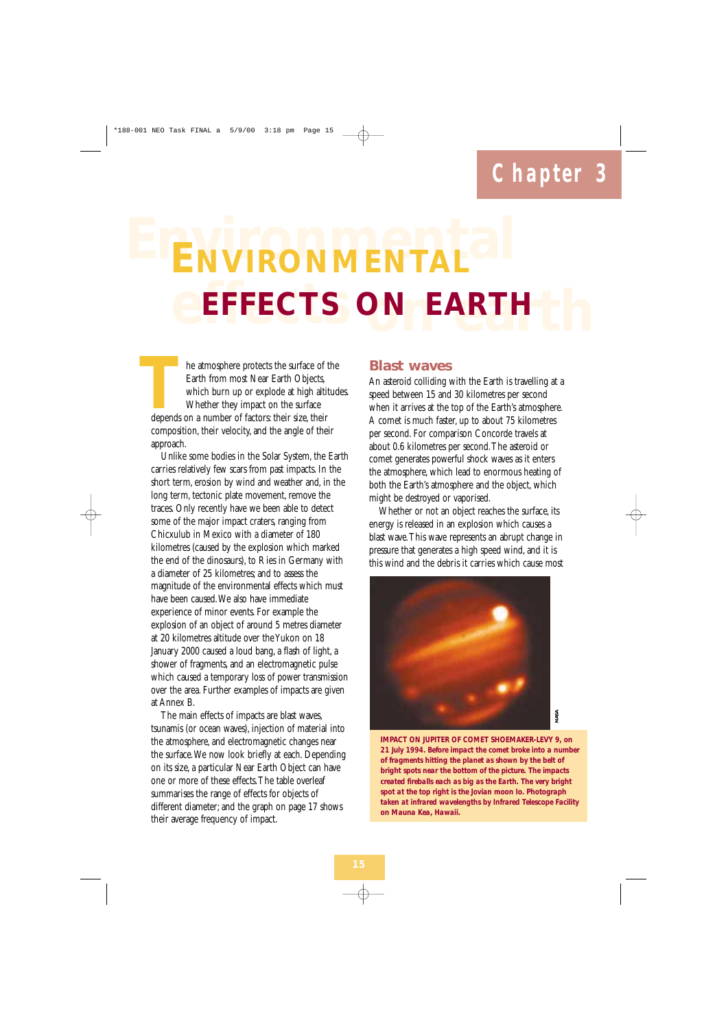## Chapter 3

# ENVIRONMENTAL EFFECTS ON EARTH

The atmosphere protects the surface of the Earth from most Near Earth Objects, which burn up or explode at high altitudes. Whether they impact on the surface depends on a number of factors: their size, their composition, their velocity, and the angle of their approach.

Unlike some bodies in the Solar System, the Earth carries relatively few scars from past impacts. In the short term, erosion by wind and weather and, in the long term, tectonic plate movement, remove the traces. Only recently have we been able to detect some of the major impact craters, ranging from Chicxulub in Mexico with a diameter of 180 kilometres (caused by the explosion which marked the end of the dinosaurs), to Ries in Germany with a diameter of 25 kilometres; and to assess the magnitude of the environmental effects which must have been caused. We also have immediate experience of minor events. For example the explosion of an object of around 5 metres diameter at 20 kilometres altitude over the Yukon on 18 January 2000 caused a loud bang, a flash of light, a shower of fragments, and an electromagnetic pulse which caused a temporary loss of power transmission over the area. Further examples of impacts are given at Annex B.

The main effects of impacts are blast waves, tsunamis (or ocean waves), injection of material into the atmosphere, and electromagnetic changes near the surface. We now look briefly at each. Depending on its size, a particular Near Earth Object can have one or more of these effects. The table overleaf summarises the range of effects for objects of different diameter; and the graph on page 17 shows their average frequency of impact.

### Blast waves

An asteroid colliding with the Earth is travelling at a speed between 15 and 30 kilometres per second when it arrives at the top of the Earth's atmosphere. A comet is much faster, up to about 75 kilometres per second. For comparison Concorde travels at about 0.6 kilometres per second. The asteroid or comet generates powerful shock waves as it enters the atmosphere, which lead to enormous heating of both the Earth's atmosphere and the object, which might be destroyed or vaporised.

Whether or not an object reaches the surface, its energy is released in an explosion which causes a blast wave. This wave represents an abrupt change in pressure that generates a high speed wind, and it is this wind and the debris it carries which cause most

NASA

**IMPACT ON JUPITER OF COMET SHOEMAKER-LEVY 9, on 21 July 1994. Before impact the comet broke into a number of fragments hitting the planet as shown by the belt of bright spots near the bottom of the picture. The impacts created fireballs each as big as the Earth. The very bright spot at the top right is the Jovian moon Io. Photograph taken at infrared wavelengths by Infrared Telescope Facility on Mauna Kea, Hawaii.**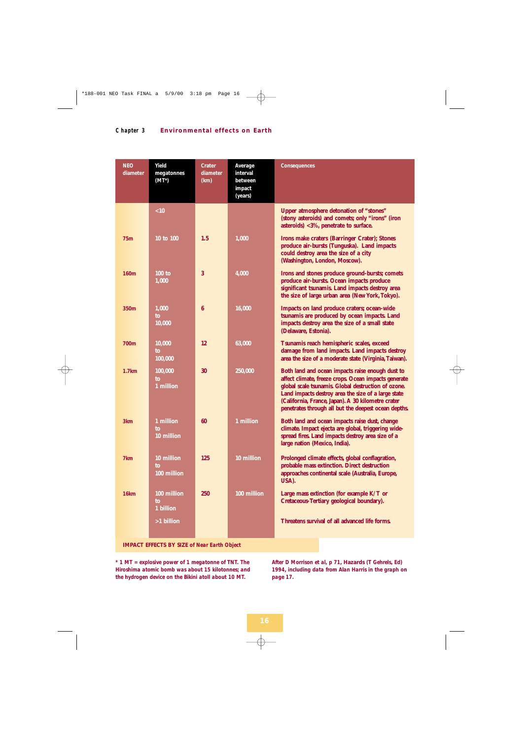## Chapter 3 Environmental effects on Earth

| NEO diameter | Yield megatonnes (MT*) | Crater diameter (km) | Average interval between impact (years) | Consequences |
|---|---|---|---|---|
| | <10 | | | Upper atmosphere detonation of "stones" (stony asteroids) and comets; only "irons" (iron asteroids) <3%, penetrate to surface. |
| 75m | 10 to 100 | 1.5 | 1,000 | Irons make craters (Barringer Crater); Stones produce air-bursts (Tunguska). Land impacts could destroy area the size of a city (Washington, London, Moscow). |
| 160m | 100 to 1,000 | 3 | 4,000 | Irons and stones produce ground-bursts; comets produce air-bursts. Ocean impacts produce significant tsunamis. Land impacts destroy area the size of large urban area (New York, Tokyo). |
| 350m | 1,000 to 10,000 | 6 | 16,000 | Impacts on land produce craters; ocean-wide tsunamis are produced by ocean impacts. Land impacts destroy area the size of a small state (Delaware, Estonia). |
| 700m | 10,000 to 100,000 | 12 | 63,000 | Tsunamis reach hemispheric scales, exceed damage from land impacts. Land impacts destroy area the size of a moderate state (Virginia, Taiwan). |
| 1.7km | 100,000 to 1 million | 30 | 250,000 | Both land and ocean impacts raise enough dust to affect climate, freeze crops. Ocean impacts generate global scale tsunamis. Global destruction of ozone. Land impacts destroy area the size of a large state (California, France, Japan). A 30 kilometre crater penetrates through all but the deepest ocean depths. |
| 3km | 1 million to 10 million | 60 | 1 million | Both land and ocean impacts raise dust, change climate. Impact ejecta are global, triggering wide-spread fires. Land impacts destroy area size of a large nation (Mexico, India). |
| 7km | 10 million to 100 million | 125 | 10 million | Prolonged climate effects, global conflagration, probable mass extinction. Direct destruction approaches continental scale (Australia, Europe, USA). |
| 16km | 100 million to 1 billion | 250 | 100 million | Large mass extinction (for example K/T or Cretaceous-Tertiary geological boundary). |
| | >1 billion | | | Threatens survival of all advanced life forms. |

**IMPACT EFFECTS BY SIZE of Near Earth Object**

* 1 MT = explosive power of 1 megatonne of TNT. The Hiroshima atomic bomb was about 15 kilotonnes; and the hydrogen device on the Bikini atoll about 10 MT.

After D Morrison et al, p 71, Hazards (T Gehrels, Ed) 1994, including data from Alan Harris in the graph on page 17.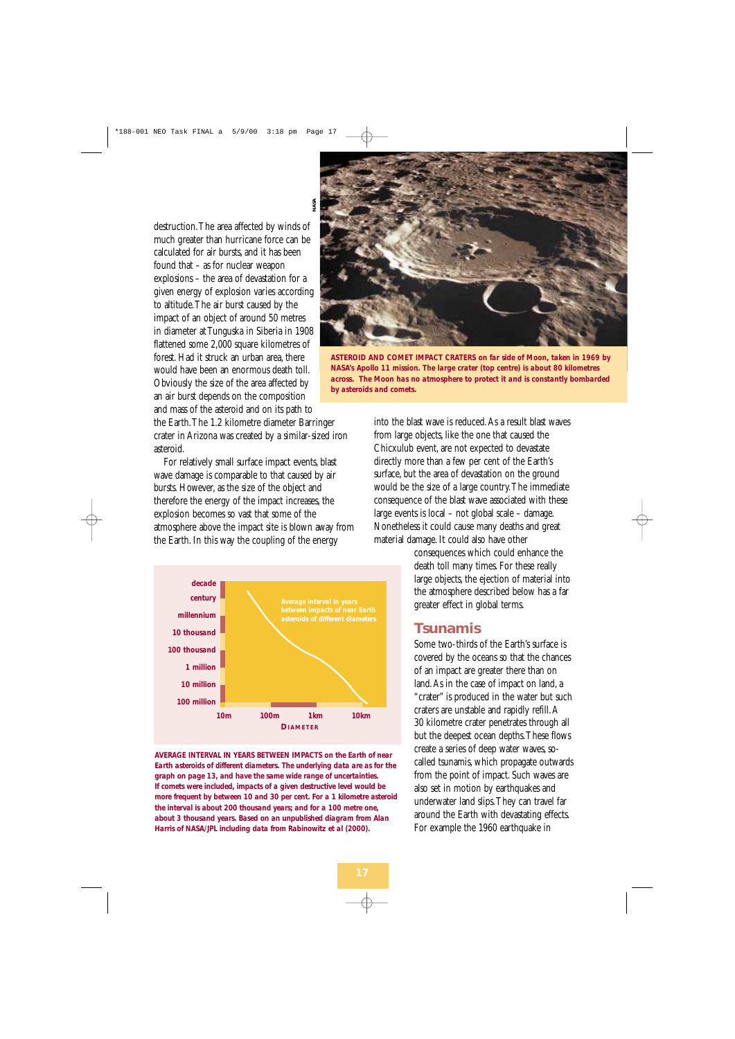destruction. The area affected by winds of much greater than hurricane force can be calculated for air bursts, and it has been found that – as for nuclear weapon explosions – the area of devastation for a given energy of explosion varies according to altitude. The air burst caused by the impact of an object of around 50 metres in diameter at Tunguska in Siberia in 1908 flattened some 2,000 square kilometres of forest. Had it struck an urban area, there would have been an enormous death toll. Obviously the size of the area affected by an air burst depends on the composition and mass of the asteroid and on its path to the Earth. The 1.2 kilometre diameter Barringer crater in Arizona was created by a similar-sized iron asteroid.

**ASTEROID AND COMET IMPACT CRATERS on far side of Moon, taken in 1969 by NASA's Apollo 11 mission. The large crater (top centre) is about 80 kilometres across. The Moon has no atmosphere to protect it and is constantly bombarded by asteroids and comets.**

For relatively small surface impact events, blast wave damage is comparable to that caused by air bursts. However, as the size of the object and therefore the energy of the impact increases, the explosion becomes so vast that some of the atmosphere above the impact site is blown away from the Earth. In this way the coupling of the energy into the blast wave is reduced. As a result blast waves from large objects, like the one that caused the Chicxulub event, are not expected to devastate directly more than a few per cent of the Earth's surface, but the area of devastation on the ground would be the size of a large country. The immediate consequence of the blast wave associated with these large events is local – not global scale – damage. Nonetheless it could cause many deaths and great material damage. It could also have other consequences which could enhance the death toll many times. For these really large objects, the ejection of material into the atmosphere described below has a far greater effect in global terms.

**AVERAGE INTERVAL IN YEARS BETWEEN IMPACTS on the Earth of near Earth asteroids of different diameters. The underlying data are as for the graph on page 13, and have the same wide range of uncertainties. If comets were included, impacts of a given destructive level would be more frequent by between 10 and 30 per cent. For a 1 kilometre asteroid the interval is about 200 thousand years; and for a 100 metre one, about 3 thousand years. Based on an unpublished diagram from Alan Harris of NASA/JPL including data from Rabinowitz et al (2000).**

## Tsunamis

Some two-thirds of the Earth's surface is covered by the oceans so that the chances of an impact are greater there than on land. As in the case of impact on land, a "crater" is produced in the water but such craters are unstable and rapidly refill. A 30 kilometre crater penetrates through all but the deepest ocean depths. These flows create a series of deep water waves, so-called tsunamis, which propagate outwards from the point of impact. Such waves are also set in motion by earthquakes and underwater land slips. They can travel far around the Earth with devastating effects. For example the 1960 earthquake in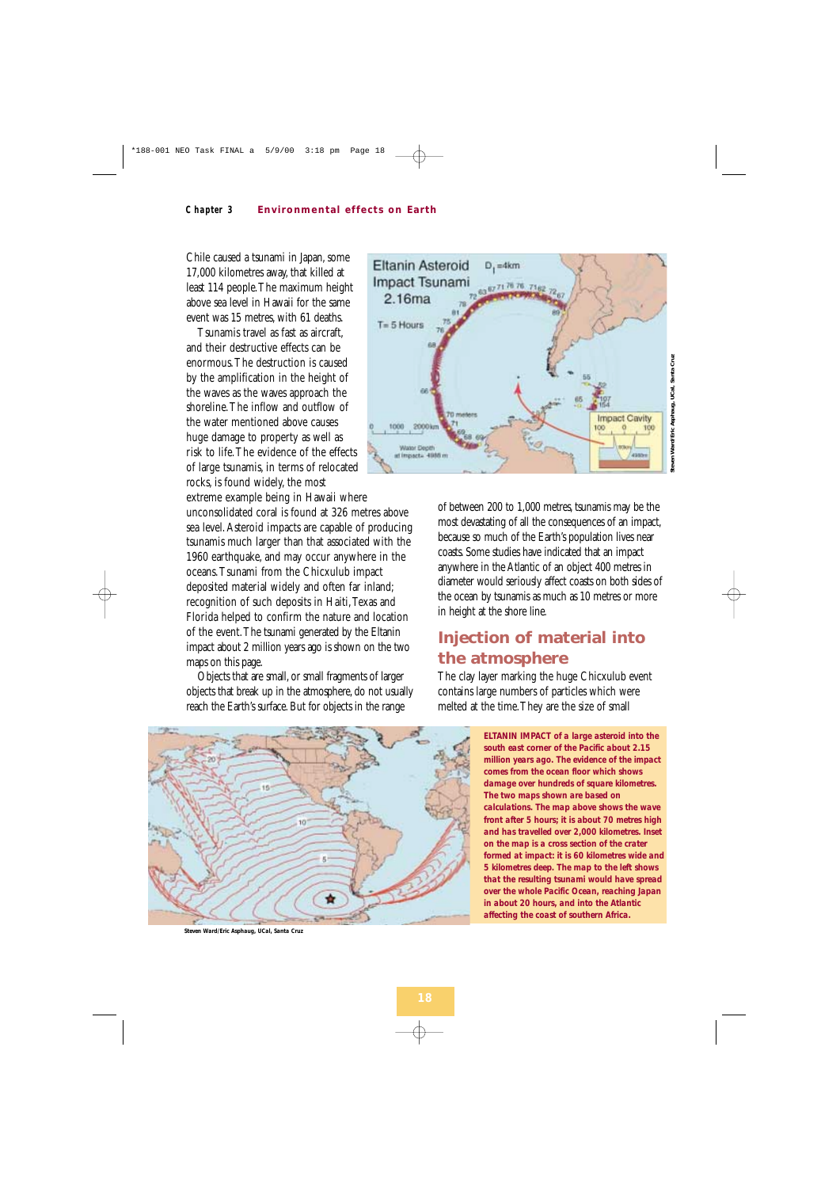Chile caused a tsunami in Japan, some 17,000 kilometres away, that killed at least 114 people. The maximum height above sea level in Hawaii for the same event was 15 metres, with 61 deaths.

Tsunamis travel as fast as aircraft, and their destructive effects can be enormous. The destruction is caused by the amplification in the height of the waves as the waves approach the shoreline. The inflow and outflow of the water mentioned above causes huge damage to property as well as risk to life. The evidence of the effects of large tsunamis, in terms of relocated rocks, is found widely, the most extreme example being in Hawaii where unconsolidated coral is found at 326 metres above sea level. Asteroid impacts are capable of producing tsunamis much larger than that associated with the 1960 earthquake, and may occur anywhere in the oceans. Tsunami from the Chicxulub impact deposited material widely and often far inland; recognition of such deposits in Haiti, Texas and Florida helped to confirm the nature and location of the event. The tsunami generated by the Eltanin impact about 2 million years ago is shown on the two maps on this page.

Objects that are small, or small fragments of larger objects that break up in the atmosphere, do not usually reach the Earth's surface. But for objects in the range of between 200 to 1,000 metres, tsunamis may be the most devastating of all the consequences of an impact, because so much of the Earth's population lives near coasts. Some studies have indicated that an impact anywhere in the Atlantic of an object 400 metres in diameter would seriously affect coasts on both sides of the ocean by tsunamis as much as 10 metres or more in height at the shore line.

## Injection of material into the atmosphere

The clay layer marking the huge Chicxulub event contains large numbers of particles which were melted at the time. They are the size of small

**ELTANIN IMPACT of a large asteroid into the south east corner of the Pacific about 2.15 million years ago. The evidence of the impact comes from the ocean floor which shows damage over hundreds of square kilometres. The two maps shown are based on calculations. The map above shows the wave front after 5 hours; it is about 70 metres high and has travelled over 2,000 kilometres. Inset on the map is a cross section of the crater formed at impact: it is 60 kilometres wide and 5 kilometres deep. The map to the left shows that the resulting tsunami would have spread over the whole Pacific Ocean, reaching Japan in about 20 hours, and into the Atlantic affecting the coast of southern Africa.**

Steven Ward/Eric Asphaug, UCal, Santa Cruz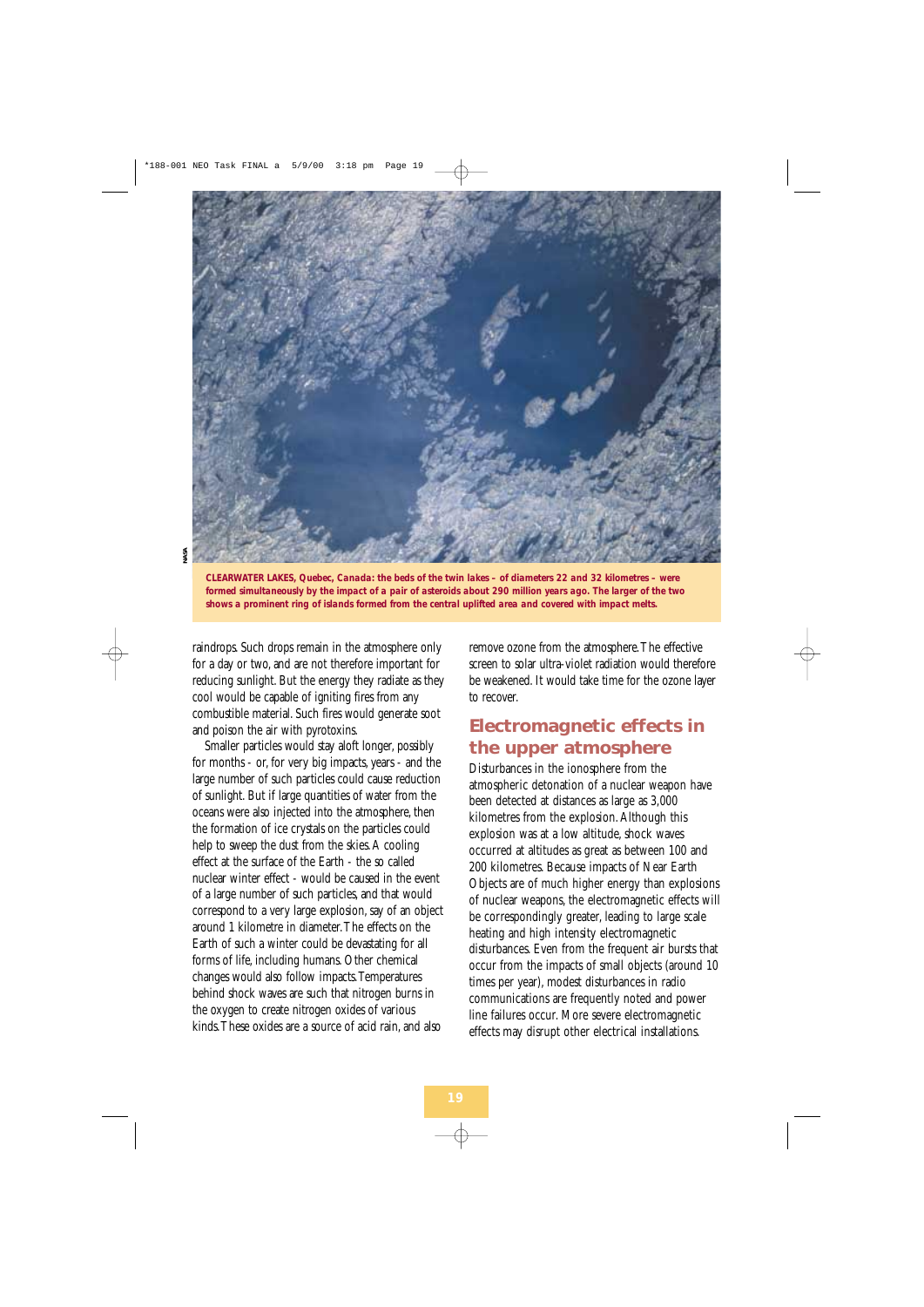**CLEARWATER LAKES, Quebec, Canada: the beds of the twin lakes – of diameters 22 and 32 kilometres – were formed simultaneously by the impact of a pair of asteroids about 290 million years ago. The larger of the two shows a prominent ring of islands formed from the central uplifted area and covered with impact melts.**

raindrops. Such drops remain in the atmosphere only for a day or two, and are not therefore important for reducing sunlight. But the energy they radiate as they cool would be capable of igniting fires from any combustible material. Such fires would generate soot and poison the air with pyrotoxins.

Smaller particles would stay aloft longer, possibly for months - or, for very big impacts, years - and the large number of such particles could cause reduction of sunlight. But if large quantities of water from the oceans were also injected into the atmosphere, then the formation of ice crystals on the particles could help to sweep the dust from the skies. A cooling effect at the surface of the Earth - the so called nuclear winter effect - would be caused in the event of a large number of such particles, and that would correspond to a very large explosion, say of an object around 1 kilometre in diameter. The effects on the Earth of such a winter could be devastating for all forms of life, including humans. Other chemical changes would also follow impacts. Temperatures behind shock waves are such that nitrogen burns in the oxygen to create nitrogen oxides of various kinds. These oxides are a source of acid rain, and also remove ozone from the atmosphere. The effective screen to solar ultra-violet radiation would therefore be weakened. It would take time for the ozone layer to recover.

## Electromagnetic effects in the upper atmosphere

Disturbances in the ionosphere from the atmospheric detonation of a nuclear weapon have been detected at distances as large as 3,000 kilometres from the explosion. Although this explosion was at a low altitude, shock waves occurred at altitudes as great as between 100 and 200 kilometres. Because impacts of Near Earth Objects are of much higher energy than explosions of nuclear weapons, the electromagnetic effects will be correspondingly greater, leading to large scale heating and high intensity electromagnetic disturbances. Even from the frequent air bursts that occur from the impacts of small objects (around 10 times per year), modest disturbances in radio communications are frequently noted and power line failures occur. More severe electromagnetic effects may disrupt other electrical installations.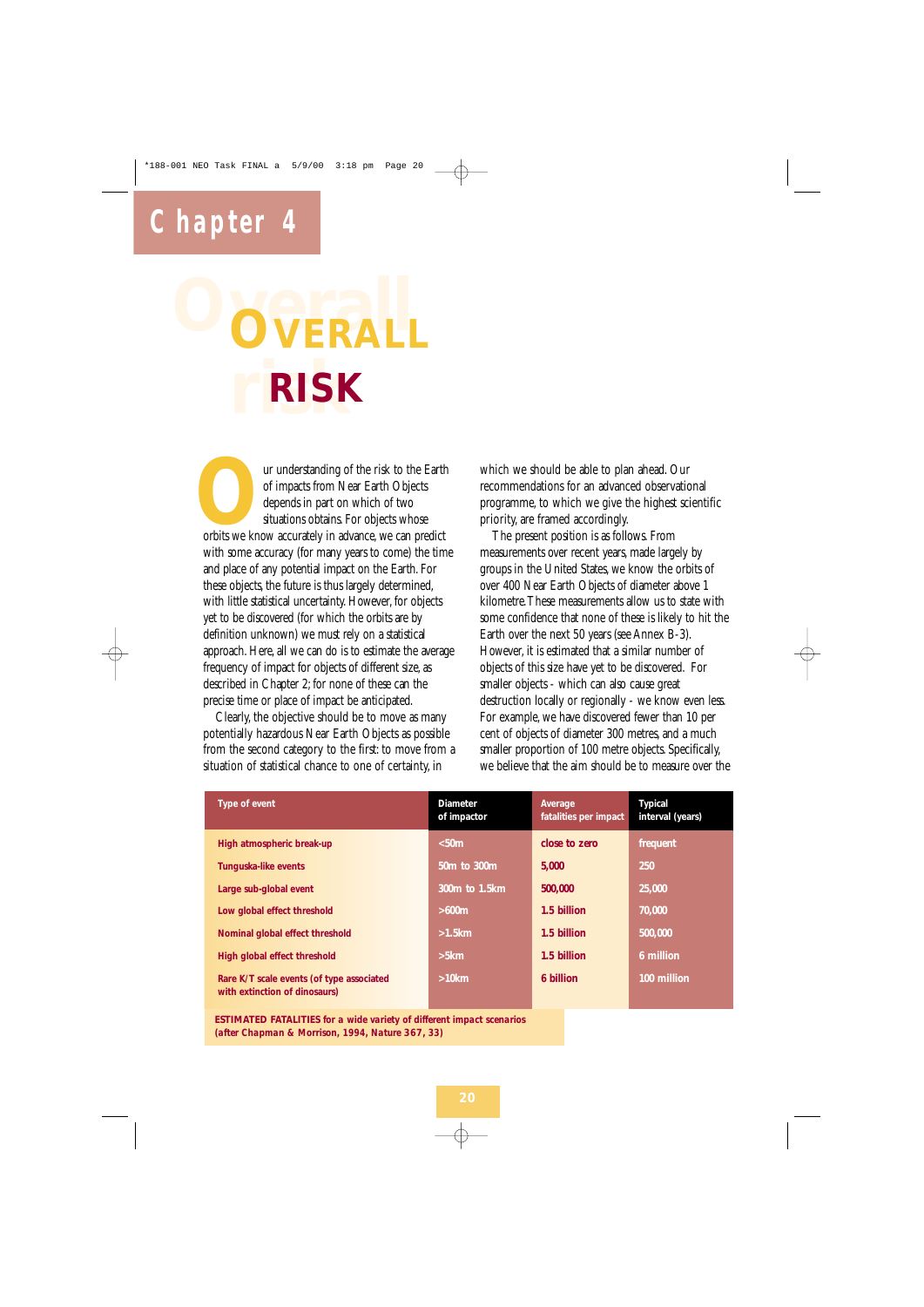# Chapter 4

# OVERALL RISK

Our understanding of the risk to the Earth of impacts from Near Earth Objects depends in part on which of two situations obtains. For objects whose orbits we know accurately in advance, we can predict with some accuracy (for many years to come) the time and place of any potential impact on the Earth. For these objects, the future is thus largely determined, with little statistical uncertainty. However, for objects yet to be discovered (for which the orbits are by definition unknown) we must rely on a statistical approach. Here, all we can do is to estimate the average frequency of impact for objects of different size, as described in Chapter 2; for none of these can the precise time or place of impact be anticipated.

Clearly, the objective should be to move as many potentially hazardous Near Earth Objects as possible from the second category to the first: to move from a situation of statistical chance to one of certainty, in which we should be able to plan ahead. Our recommendations for an advanced observational programme, to which we give the highest scientific priority, are framed accordingly.

The present position is as follows. From measurements over recent years, made largely by groups in the United States, we know the orbits of over 400 Near Earth Objects of diameter above 1 kilometre. These measurements allow us to state with some confidence that none of these is likely to hit the Earth over the next 50 years (see Annex B-3). However, it is estimated that a similar number of objects of this size have yet to be discovered. For smaller objects - which can also cause great destruction locally or regionally - we know even less. For example, we have discovered fewer than 10 per cent of objects of diameter 300 metres, and a much smaller proportion of 100 metre objects. Specifically, we believe that the aim should be to measure over the

| Type of event | Diameter of impactor | Average fatalities per impact | Typical interval (years) |
|---|---|---|---|
| High atmospheric break-up | <50m | close to zero | frequent |
| Tunguska-like events | 50m to 300m | 5,000 | 250 |
| Large sub-global event | 300m to 1.5km | 500,000 | 25,000 |
| Low global effect threshold | >600m | 1.5 billion | 70,000 |
| Nominal global effect threshold | >1.5km | 1.5 billion | 500,000 |
| High global effect threshold | >5km | 1.5 billion | 6 million |
| Rare K/T scale events (of type associated with extinction of dinosaurs) | >10km | 6 billion | 100 million |

**ESTIMATED FATALITIES for a wide variety of different impact scenarios (after Chapman & Morrison, 1994, Nature 367, 33)**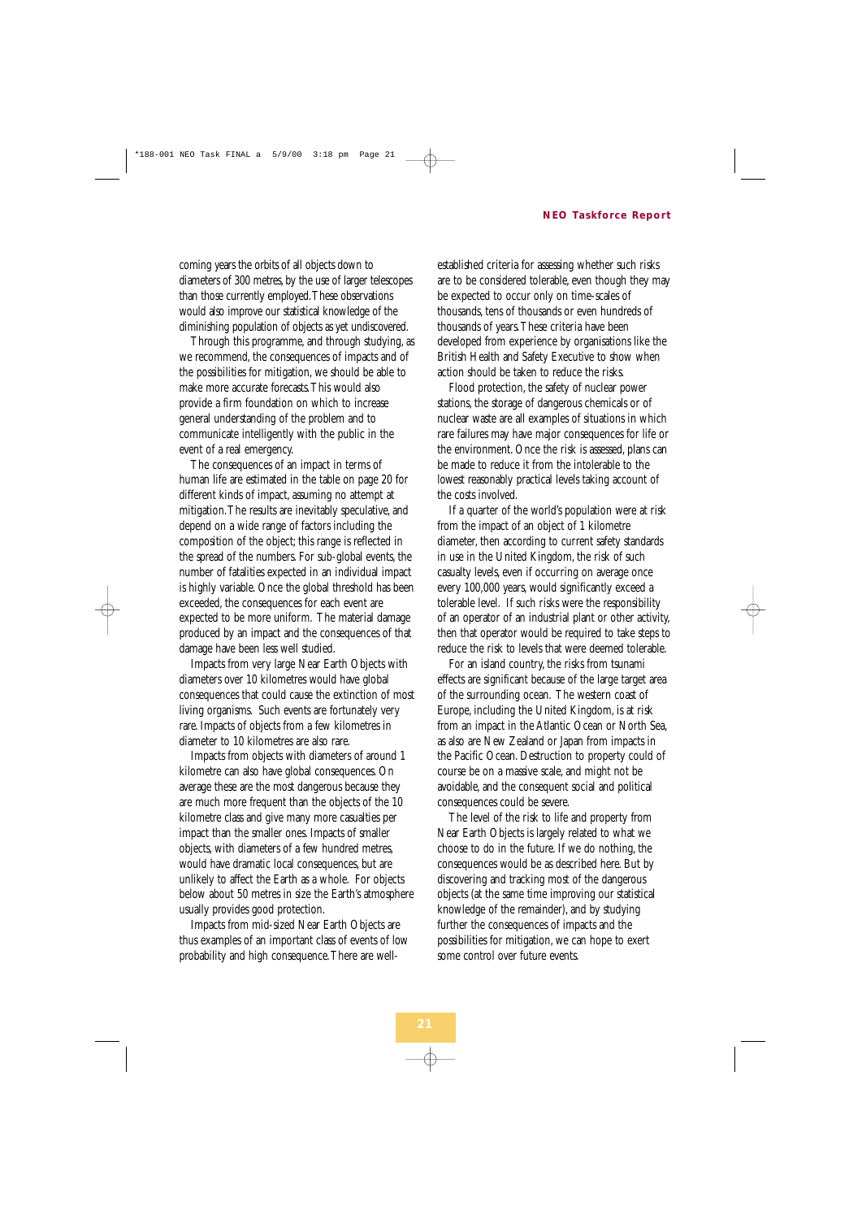coming years the orbits of all objects down to diameters of 300 metres, by the use of larger telescopes than those currently employed. These observations would also improve our statistical knowledge of the diminishing population of objects as yet undiscovered.

Through this programme, and through studying, as we recommend, the consequences of impacts and of the possibilities for mitigation, we should be able to make more accurate forecasts. This would also provide a firm foundation on which to increase general understanding of the problem and to communicate intelligently with the public in the event of a real emergency.

The consequences of an impact in terms of human life are estimated in the table on page 20 for different kinds of impact, assuming no attempt at mitigation. The results are inevitably speculative, and depend on a wide range of factors including the composition of the object; this range is reflected in the spread of the numbers. For sub-global events, the number of fatalities expected in an individual impact is highly variable. Once the global threshold has been exceeded, the consequences for each event are expected to be more uniform. The material damage produced by an impact and the consequences of that damage have been less well studied.

Impacts from very large Near Earth Objects with diameters over 10 kilometres would have global consequences that could cause the extinction of most living organisms. Such events are fortunately very rare. Impacts of objects from a few kilometres in diameter to 10 kilometres are also rare.

Impacts from objects with diameters of around 1 kilometre can also have global consequences. On average these are the most dangerous because they are much more frequent than the objects of the 10 kilometre class and give many more casualties per impact than the smaller ones. Impacts of smaller objects, with diameters of a few hundred metres, would have dramatic local consequences, but are unlikely to affect the Earth as a whole. For objects below about 50 metres in size the Earth's atmosphere usually provides good protection.

Impacts from mid-sized Near Earth Objects are thus examples of an important class of events of low probability and high consequence. There are well-established criteria for assessing whether such risks are to be considered tolerable, even though they may be expected to occur only on time-scales of thousands, tens of thousands or even hundreds of thousands of years. These criteria have been developed from experience by organisations like the British Health and Safety Executive to show when action should be taken to reduce the risks.

Flood protection, the safety of nuclear power stations, the storage of dangerous chemicals or of nuclear waste are all examples of situations in which rare failures may have major consequences for life or the environment. Once the risk is assessed, plans can be made to reduce it from the intolerable to the lowest reasonably practical levels taking account of the costs involved.

If a quarter of the world's population were at risk from the impact of an object of 1 kilometre diameter, then according to current safety standards in use in the United Kingdom, the risk of such casualty levels, even if occurring on average once every 100,000 years, would significantly exceed a tolerable level. If such risks were the responsibility of an operator of an industrial plant or other activity, then that operator would be required to take steps to reduce the risk to levels that were deemed tolerable.

For an island country, the risks from tsunami effects are significant because of the large target area of the surrounding ocean. The western coast of Europe, including the United Kingdom, is at risk from an impact in the Atlantic Ocean or North Sea, as also are New Zealand or Japan from impacts in the Pacific Ocean. Destruction to property could of course be on a massive scale, and might not be avoidable, and the consequent social and political consequences could be severe.

The level of the risk to life and property from Near Earth Objects is largely related to what we choose to do in the future. If we do nothing, the consequences would be as described here. But by discovering and tracking most of the dangerous objects (at the same time improving our statistical knowledge of the remainder), and by studying further the consequences of impacts and the possibilities for mitigation, we can hope to exert some control over future events.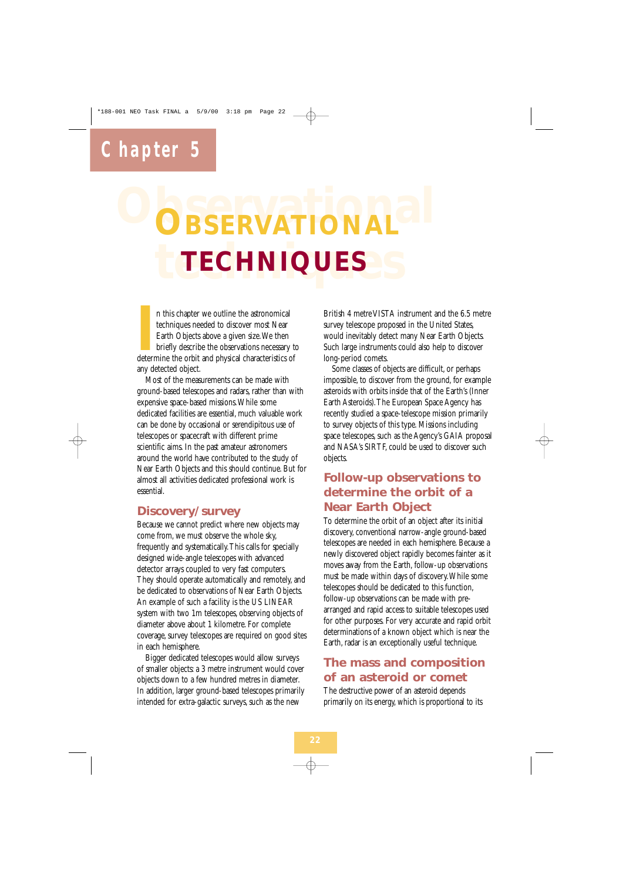# Chapter 5

# OBSERVATIONAL TECHNIQUES

In this chapter we outline the astronomical techniques needed to discover most Near Earth Objects above a given size. We then briefly describe the observations necessary to determine the orbit and physical characteristics of any detected object.

Most of the measurements can be made with ground-based telescopes and radars, rather than with expensive space-based missions. While some dedicated facilities are essential, much valuable work can be done by occasional or serendipitous use of telescopes or spacecraft with different prime scientific aims. In the past amateur astronomers around the world have contributed to the study of Near Earth Objects and this should continue. But for almost all activities dedicated professional work is essential.

## Discovery/survey

Because we cannot predict where new objects may come from, we must observe the whole sky, frequently and systematically. This calls for specially designed wide-angle telescopes with advanced detector arrays coupled to very fast computers. They should operate automatically and remotely, and be dedicated to observations of Near Earth Objects. An example of such a facility is the US LINEAR system with two 1m telescopes, observing objects of diameter above about 1 kilometre. For complete coverage, survey telescopes are required on good sites in each hemisphere.

Bigger dedicated telescopes would allow surveys of smaller objects: a 3 metre instrument would cover objects down to a few hundred metres in diameter. In addition, larger ground-based telescopes primarily intended for extra-galactic surveys, such as the new British 4 metre VISTA instrument and the 6.5 metre survey telescope proposed in the United States, would inevitably detect many Near Earth Objects. Such large instruments could also help to discover long-period comets.

Some classes of objects are difficult, or perhaps impossible, to discover from the ground, for example asteroids with orbits inside that of the Earth's (Inner Earth Asteroids). The European Space Agency has recently studied a space-telescope mission primarily to survey objects of this type. Missions including space telescopes, such as the Agency's GAIA proposal and NASA's SIRTF, could be used to discover such objects.

## Follow-up observations to determine the orbit of a Near Earth Object

To determine the orbit of an object after its initial discovery, conventional narrow-angle ground-based telescopes are needed in each hemisphere. Because a newly discovered object rapidly becomes fainter as it moves away from the Earth, follow-up observations must be made within days of discovery. While some telescopes should be dedicated to this function, follow-up observations can be made with pre-arranged and rapid access to suitable telescopes used for other purposes. For very accurate and rapid orbit determinations of a known object which is near the Earth, radar is an exceptionally useful technique.

## The mass and composition of an asteroid or comet

The destructive power of an asteroid depends primarily on its energy, which is proportional to its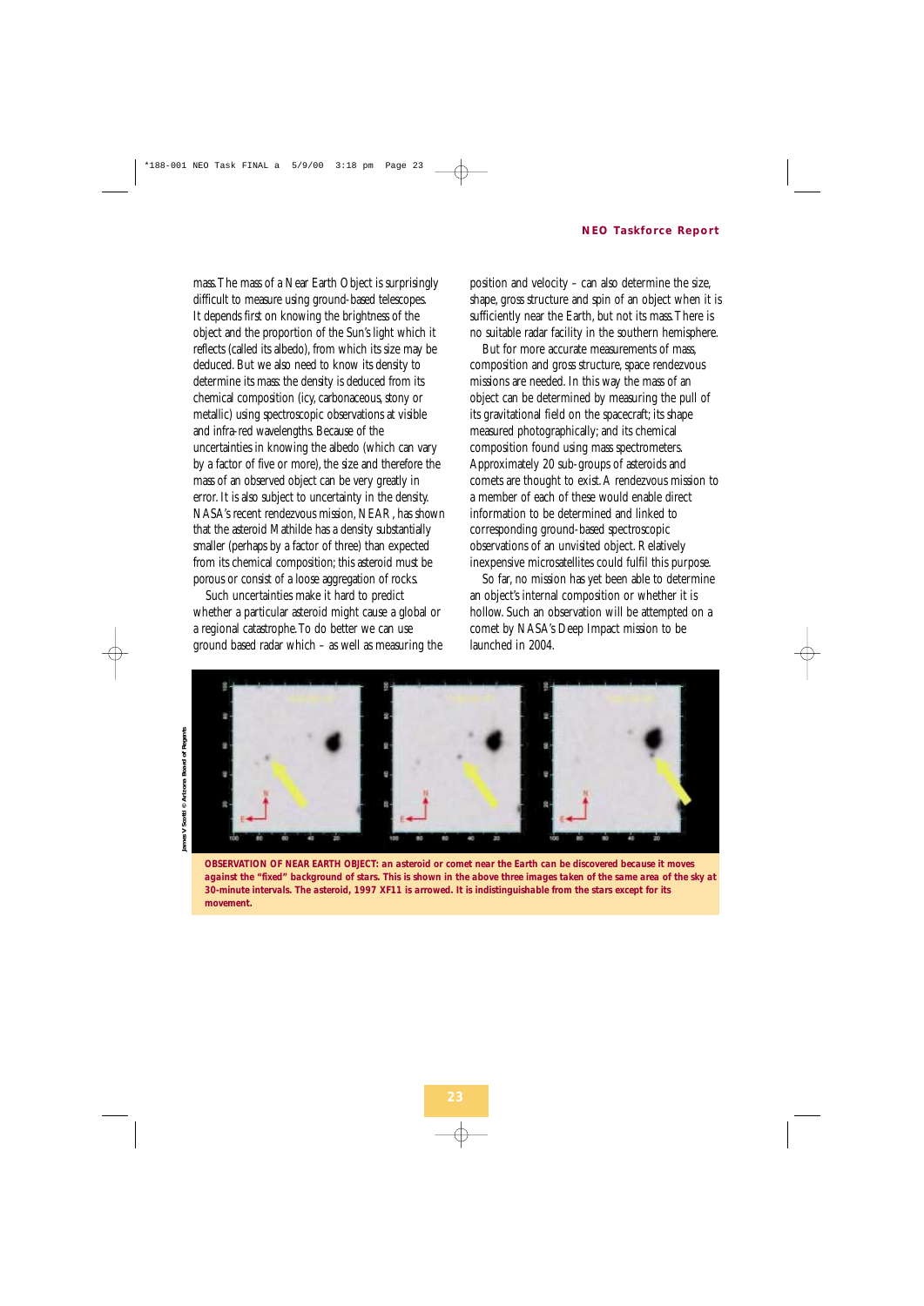mass. The mass of a Near Earth Object is surprisingly difficult to measure using ground-based telescopes. It depends first on knowing the brightness of the object and the proportion of the Sun's light which it reflects (called its albedo), from which its size may be deduced. But we also need to know its density to determine its mass: the density is deduced from its chemical composition (icy, carbonaceous, stony or metallic) using spectroscopic observations at visible and infra-red wavelengths. Because of the uncertainties in knowing the albedo (which can vary by a factor of five or more), the size and therefore the mass of an observed object can be very greatly in error. It is also subject to uncertainty in the density. NASA's recent rendezvous mission, NEAR, has shown that the asteroid Mathilde has a density substantially smaller (perhaps by a factor of three) than expected from its chemical composition; this asteroid must be porous or consist of a loose aggregation of rocks.

Such uncertainties make it hard to predict whether a particular asteroid might cause a global or a regional catastrophe. To do better we can use ground based radar which – as well as measuring the position and velocity – can also determine the size, shape, gross structure and spin of an object when it is sufficiently near the Earth, but not its mass. There is no suitable radar facility in the southern hemisphere.

But for more accurate measurements of mass, composition and gross structure, space rendezvous missions are needed. In this way the mass of an object can be determined by measuring the pull of its gravitational field on the spacecraft; its shape measured photographically; and its chemical composition found using mass spectrometers. Approximately 20 sub-groups of asteroids and comets are thought to exist. A rendezvous mission to a member of each of these would enable direct information to be determined and linked to corresponding ground-based spectroscopic observations of an unvisited object. Relatively inexpensive microsatellites could fulfil this purpose.

So far, no mission has yet been able to determine an object's internal composition or whether it is hollow. Such an observation will be attempted on a comet by NASA's Deep Impact mission to be launched in 2004.

James V Scotti © Arizona Board of Regents

**OBSERVATION OF NEAR EARTH OBJECT: an asteroid or comet near the Earth can be discovered because it moves against the "fixed" background of stars. This is shown in the above three images taken of the same area of the sky at 30-minute intervals. The asteroid, 1997 XF11 is arrowed. It is indistinguishable from the stars except for its movement.**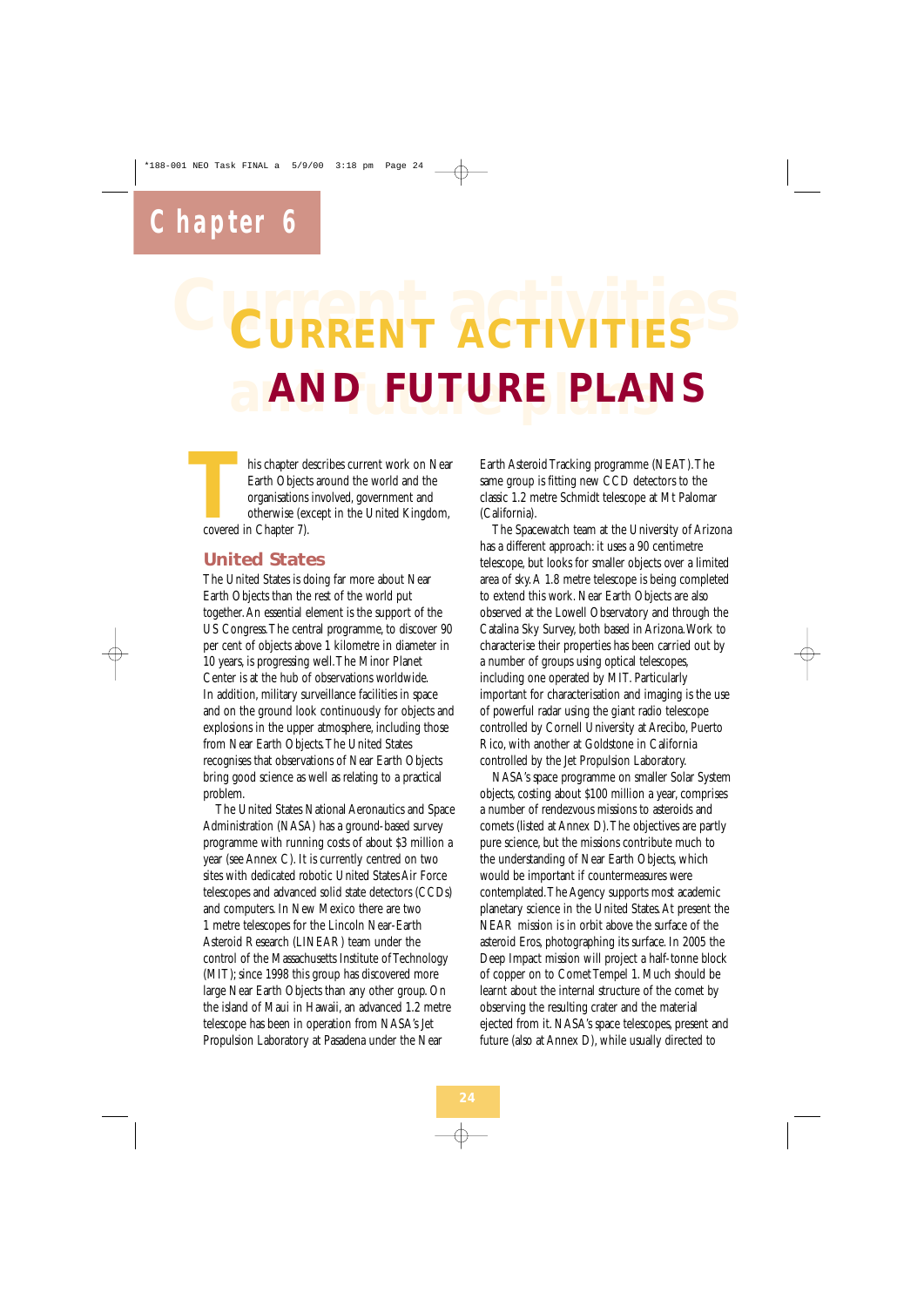# Chapter 6

# CURRENT ACTIVITIES AND FUTURE PLANS

This chapter describes current work on Near Earth Objects around the world and the organisations involved, government and otherwise (except in the United Kingdom, covered in Chapter 7).

## United States

The United States is doing far more about Near Earth Objects than the rest of the world put together. An essential element is the support of the US Congress. The central programme, to discover 90 per cent of objects above 1 kilometre in diameter in 10 years, is progressing well. The Minor Planet Center is at the hub of observations worldwide. In addition, military surveillance facilities in space and on the ground look continuously for objects and explosions in the upper atmosphere, including those from Near Earth Objects. The United States recognises that observations of Near Earth Objects bring good science as well as relating to a practical problem.

The United States National Aeronautics and Space Administration (NASA) has a ground-based survey programme with running costs of about $3 million a year (see Annex C). It is currently centred on two sites with dedicated robotic United States Air Force telescopes and advanced solid state detectors (CCDs) and computers. In New Mexico there are two 1 metre telescopes for the Lincoln Near-Earth Asteroid Research (LINEAR) team under the control of the Massachusetts Institute of Technology (MIT); since 1998 this group has discovered more large Near Earth Objects than any other group. On the island of Maui in Hawaii, an advanced 1.2 metre telescope has been in operation from NASA's Jet Propulsion Laboratory at Pasadena under the Near Earth Asteroid Tracking programme (NEAT). The same group is fitting new CCD detectors to the classic 1.2 metre Schmidt telescope at Mt Palomar (California).

The Spacewatch team at the University of Arizona has a different approach: it uses a 90 centimetre telescope, but looks for smaller objects over a limited area of sky. A 1.8 metre telescope is being completed to extend this work. Near Earth Objects are also observed at the Lowell Observatory and through the Catalina Sky Survey, both based in Arizona. Work to characterise their properties has been carried out by a number of groups using optical telescopes, including one operated by MIT. Particularly important for characterisation and imaging is the use of powerful radar using the giant radio telescope controlled by Cornell University at Arecibo, Puerto Rico, with another at Goldstone in California controlled by the Jet Propulsion Laboratory.

NASA's space programme on smaller Solar System objects, costing about $100 million a year, comprises a number of rendezvous missions to asteroids and comets (listed at Annex D). The objectives are partly pure science, but the missions contribute much to the understanding of Near Earth Objects, which would be important if countermeasures were contemplated. The Agency supports most academic planetary science in the United States. At present the NEAR mission is in orbit above the surface of the asteroid Eros, photographing its surface. In 2005 the Deep Impact mission will project a half-tonne block of copper on to Comet Tempel 1. Much should be learnt about the internal structure of the comet by observing the resulting crater and the material ejected from it. NASA's space telescopes, present and future (also at Annex D), while usually directed to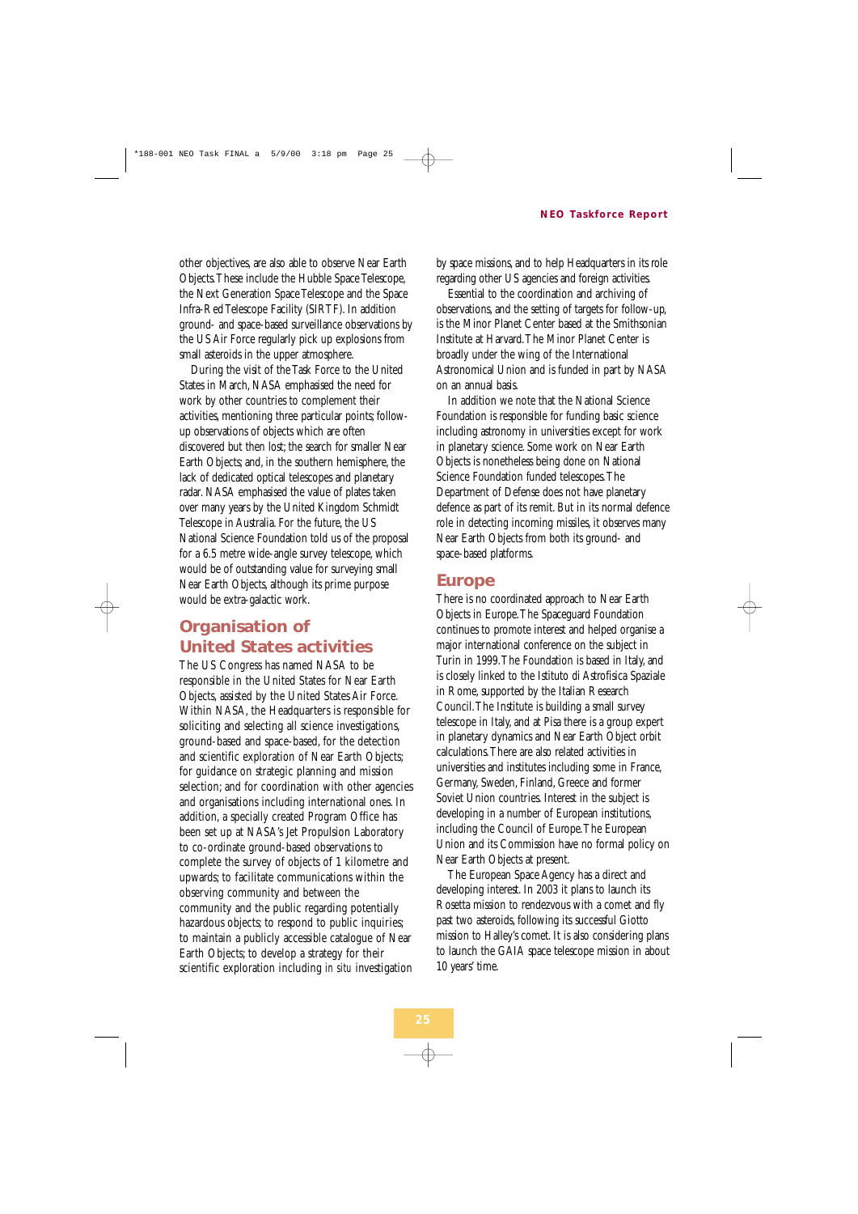other objectives, are also able to observe Near Earth Objects. These include the Hubble Space Telescope, the Next Generation Space Telescope and the Space Infra-Red Telescope Facility (SIRTF). In addition ground- and space-based surveillance observations by the US Air Force regularly pick up explosions from small asteroids in the upper atmosphere.

During the visit of the Task Force to the United States in March, NASA emphasised the need for work by other countries to complement their activities, mentioning three particular points; follow-up observations of objects which are often discovered but then lost; the search for smaller Near Earth Objects; and, in the southern hemisphere, the lack of dedicated optical telescopes and planetary radar. NASA emphasised the value of plates taken over many years by the United Kingdom Schmidt Telescope in Australia. For the future, the US National Science Foundation told us of the proposal for a 6.5 metre wide-angle survey telescope, which would be of outstanding value for surveying small Near Earth Objects, although its prime purpose would be extra-galactic work.

## Organisation of United States activities

The US Congress has named NASA to be responsible in the United States for Near Earth Objects, assisted by the United States Air Force. Within NASA, the Headquarters is responsible for soliciting and selecting all science investigations, ground-based and space-based, for the detection and scientific exploration of Near Earth Objects; for guidance on strategic planning and mission selection; and for coordination with other agencies and organisations including international ones. In addition, a specially created Program Office has been set up at NASA's Jet Propulsion Laboratory to co-ordinate ground-based observations to complete the survey of objects of 1 kilometre and upwards; to facilitate communications within the observing community and between the community and the public regarding potentially hazardous objects; to respond to public inquiries; to maintain a publicly accessible catalogue of Near Earth Objects; to develop a strategy for their scientific exploration including *in situ* investigation by space missions, and to help Headquarters in its role regarding other US agencies and foreign activities.

Essential to the coordination and archiving of observations, and the setting of targets for follow-up, is the Minor Planet Center based at the Smithsonian Institute at Harvard. The Minor Planet Center is broadly under the wing of the International Astronomical Union and is funded in part by NASA on an annual basis.

In addition we note that the National Science Foundation is responsible for funding basic science including astronomy in universities except for work in planetary science. Some work on Near Earth Objects is nonetheless being done on National Science Foundation funded telescopes. The Department of Defense does not have planetary defence as part of its remit. But in its normal defence role in detecting incoming missiles, it observes many Near Earth Objects from both its ground- and space-based platforms.

## Europe

There is no coordinated approach to Near Earth Objects in Europe. The Spaceguard Foundation continues to promote interest and helped organise a major international conference on the subject in Turin in 1999. The Foundation is based in Italy, and is closely linked to the Istituto di Astrofisica Spaziale in Rome, supported by the Italian Research Council. The Institute is building a small survey telescope in Italy, and at Pisa there is a group expert in planetary dynamics and Near Earth Object orbit calculations. There are also related activities in universities and institutes including some in France, Germany, Sweden, Finland, Greece and former Soviet Union countries. Interest in the subject is developing in a number of European institutions, including the Council of Europe. The European Union and its Commission have no formal policy on Near Earth Objects at present.

The European Space Agency has a direct and developing interest. In 2003 it plans to launch its Rosetta mission to rendezvous with a comet and fly past two asteroids, following its successful Giotto mission to Halley's comet. It is also considering plans to launch the GAIA space telescope mission in about 10 years' time.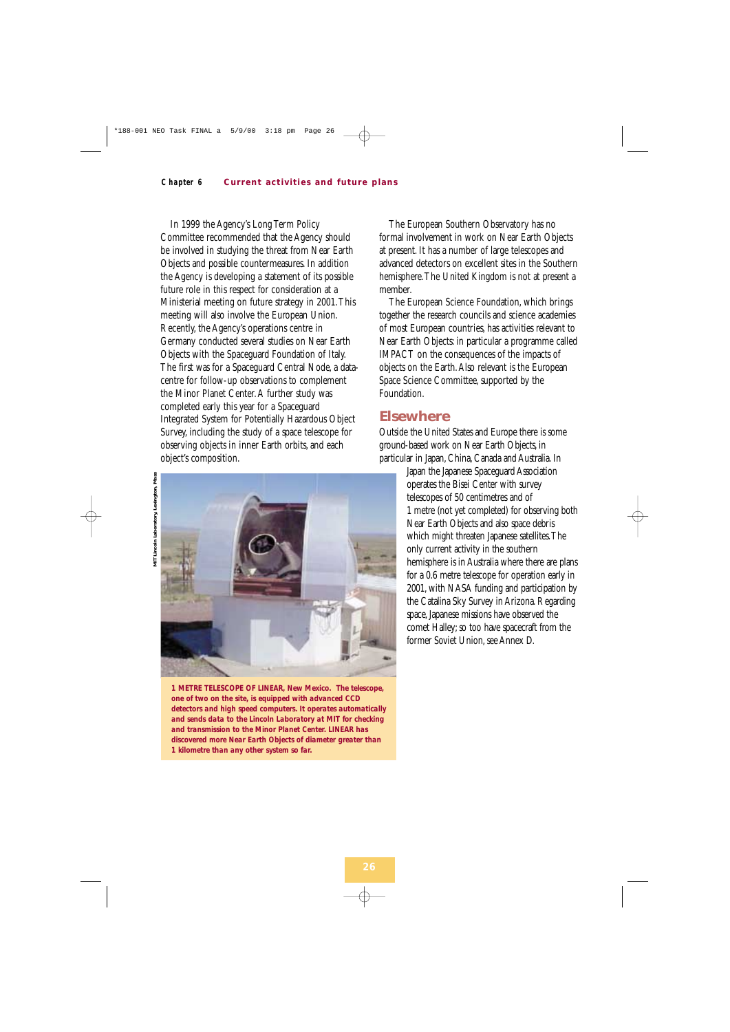In 1999 the Agency's Long Term Policy Committee recommended that the Agency should be involved in studying the threat from Near Earth Objects and possible countermeasures. In addition the Agency is developing a statement of its possible future role in this respect for consideration at a Ministerial meeting on future strategy in 2001. This meeting will also involve the European Union. Recently, the Agency's operations centre in Germany conducted several studies on Near Earth Objects with the Spaceguard Foundation of Italy. The first was for a Spaceguard Central Node, a data-centre for follow-up observations to complement the Minor Planet Center. A further study was completed early this year for a Spaceguard Integrated System for Potentially Hazardous Object Survey, including the study of a space telescope for observing objects in inner Earth orbits, and each object's composition.

MIT Lincoln Laboratory, Lexington, Mass

**1 METRE TELESCOPE OF LINEAR, New Mexico.** ***The telescope, one of two on the site, is equipped with advanced CCD detectors and high speed computers. It operates automatically and sends data to the Lincoln Laboratory at MIT for checking and transmission to the Minor Planet Center. LINEAR has discovered more Near Earth Objects of diameter greater than 1 kilometre than any other system so far.***

The European Southern Observatory has no formal involvement in work on Near Earth Objects at present. It has a number of large telescopes and advanced detectors on excellent sites in the Southern hemisphere. The United Kingdom is not at present a member.

The European Science Foundation, which brings together the research councils and science academies of most European countries, has activities relevant to Near Earth Objects: in particular a programme called IMPACT on the consequences of the impacts of objects on the Earth. Also relevant is the European Space Science Committee, supported by the Foundation.

## Elsewhere

Outside the United States and Europe there is some ground-based work on Near Earth Objects, in particular in Japan, China, Canada and Australia. In Japan the Japanese Spaceguard Association operates the Bisei Center with survey telescopes of 50 centimetres and of 1 metre (not yet completed) for observing both Near Earth Objects and also space debris which might threaten Japanese satellites. The only current activity in the southern hemisphere is in Australia where there are plans for a 0.6 metre telescope for operation early in 2001, with NASA funding and participation by the Catalina Sky Survey in Arizona. Regarding space, Japanese missions have observed the comet Halley; so too have spacecraft from the former Soviet Union, see Annex D.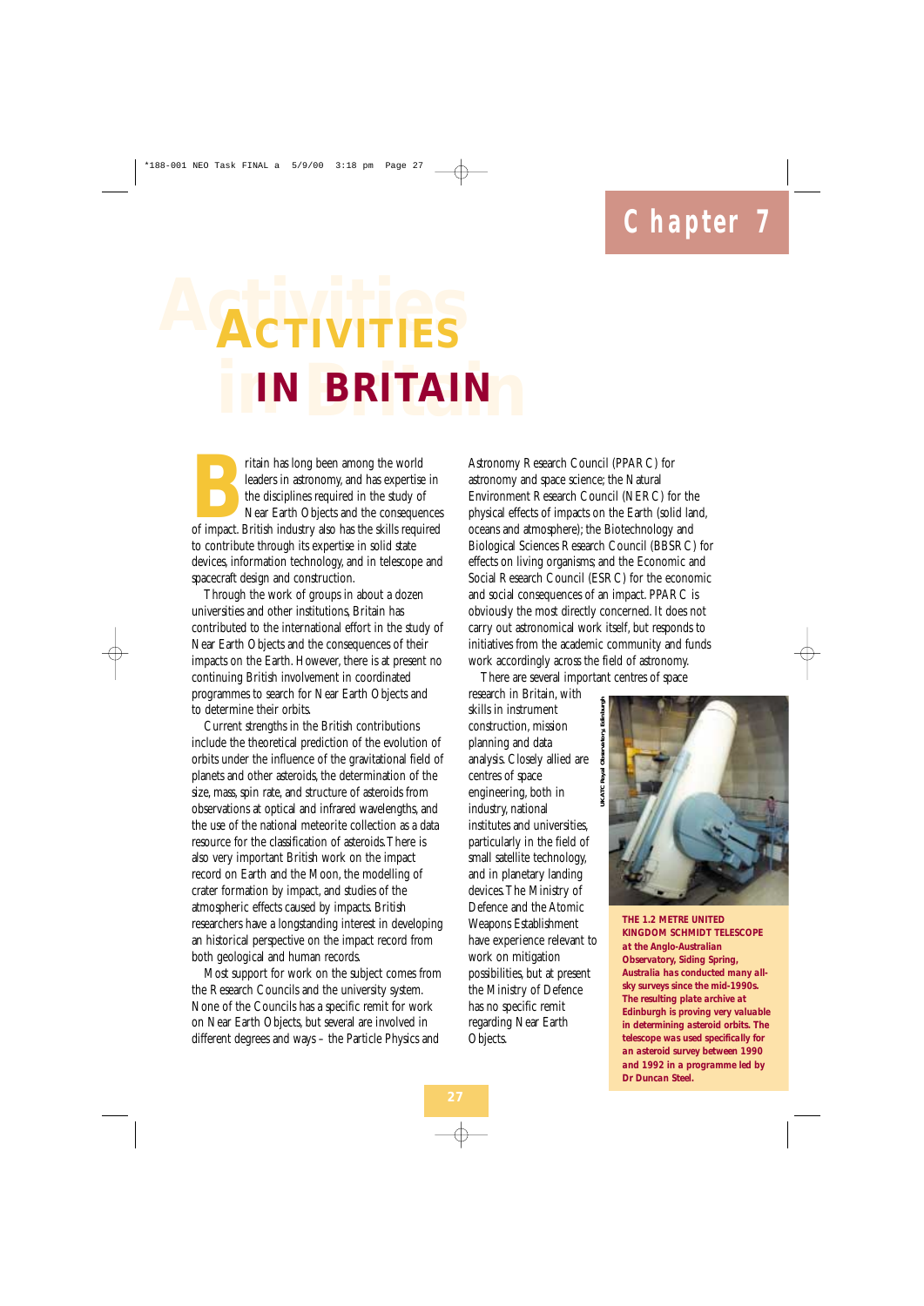# Chapter 7

# ACTIVITIES IN BRITAIN

Britain has long been among the world leaders in astronomy, and has expertise in the disciplines required in the study of Near Earth Objects and the consequences of impact. British industry also has the skills required to contribute through its expertise in solid state devices, information technology, and in telescope and spacecraft design and construction.

Through the work of groups in about a dozen universities and other institutions, Britain has contributed to the international effort in the study of Near Earth Objects and the consequences of their impacts on the Earth. However, there is at present no continuing British involvement in coordinated programmes to search for Near Earth Objects and to determine their orbits.

Current strengths in the British contributions include the theoretical prediction of the evolution of orbits under the influence of the gravitational field of planets and other asteroids, the determination of the size, mass, spin rate, and structure of asteroids from observations at optical and infrared wavelengths, and the use of the national meteorite collection as a data resource for the classification of asteroids. There is also very important British work on the impact record on Earth and the Moon, the modelling of crater formation by impact, and studies of the atmospheric effects caused by impacts. British researchers have a longstanding interest in developing an historical perspective on the impact record from both geological and human records.

Most support for work on the subject comes from the Research Councils and the university system. None of the Councils has a specific remit for work on Near Earth Objects, but several are involved in different degrees and ways – the Particle Physics and Astronomy Research Council (PPARC) for astronomy and space science; the Natural Environment Research Council (NERC) for the physical effects of impacts on the Earth (solid land, oceans and atmosphere); the Biotechnology and Biological Sciences Research Council (BBSRC) for effects on living organisms; and the Economic and Social Research Council (ESRC) for the economic and social consequences of an impact. PPARC is obviously the most directly concerned. It does not carry out astronomical work itself, but responds to initiatives from the academic community and funds work accordingly across the field of astronomy.

There are several important centres of space research in Britain, with skills in instrument construction, mission planning and data analysis. Closely allied are centres of space engineering, both in industry, national institutes and universities, particularly in the field of small satellite technology, and in planetary landing devices. The Ministry of Defence and the Atomic Weapons Establishment have experience relevant to work on mitigation possibilities, but at present the Ministry of Defence has no specific remit regarding Near Earth Objects.

UKATC Royal Observatory, Edinburgh

**THE 1.2 METRE UNITED KINGDOM SCHMIDT TELESCOPE at the Anglo-Australian Observatory, Siding Spring, Australia has conducted many all-sky surveys since the mid-1990s. The resulting plate archive at Edinburgh is proving very valuable in determining asteroid orbits. The telescope was used specifically for an asteroid survey between 1990 and 1992 in a programme led by Dr Duncan Steel.**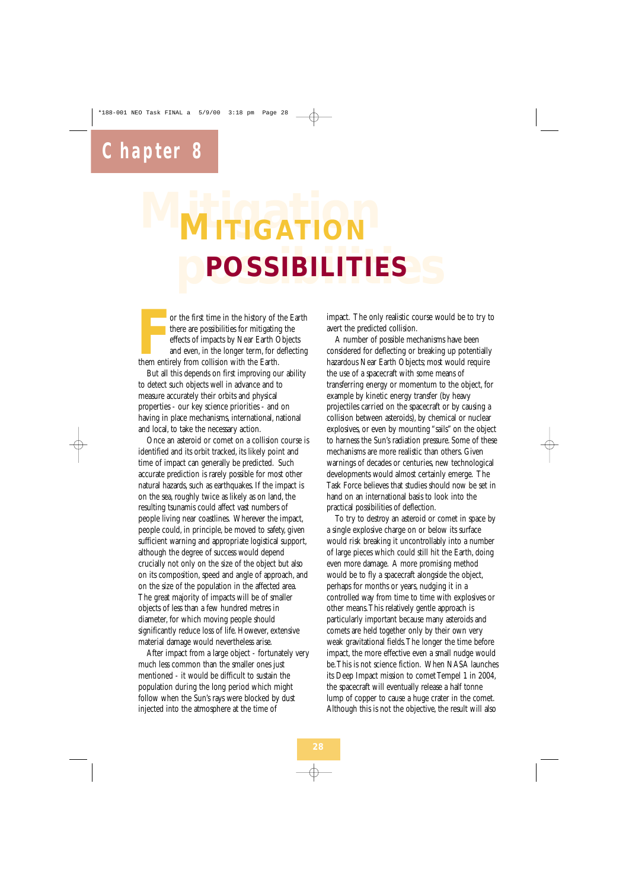# Chapter 8

# MITIGATION POSSIBILITIES

For the first time in the history of the Earth there are possibilities for mitigating the effects of impacts by Near Earth Objects and even, in the longer term, for deflecting them entirely from collision with the Earth.

But all this depends on first improving our ability to detect such objects well in advance and to measure accurately their orbits and physical properties - our key science priorities - and on having in place mechanisms, international, national and local, to take the necessary action.

Once an asteroid or comet on a collision course is identified and its orbit tracked, its likely point and time of impact can generally be predicted. Such accurate prediction is rarely possible for most other natural hazards, such as earthquakes. If the impact is on the sea, roughly twice as likely as on land, the resulting tsunamis could affect vast numbers of people living near coastlines. Wherever the impact, people could, in principle, be moved to safety, given sufficient warning and appropriate logistical support, although the degree of success would depend crucially not only on the size of the object but also on its composition, speed and angle of approach, and on the size of the population in the affected area. The great majority of impacts will be of smaller objects of less than a few hundred metres in diameter, for which moving people should significantly reduce loss of life. However, extensive material damage would nevertheless arise.

After impact from a large object - fortunately very much less common than the smaller ones just mentioned - it would be difficult to sustain the population during the long period which might follow when the Sun's rays were blocked by dust injected into the atmosphere at the time of impact. The only realistic course would be to try to avert the predicted collision.

A number of possible mechanisms have been considered for deflecting or breaking up potentially hazardous Near Earth Objects; most would require the use of a spacecraft with some means of transferring energy or momentum to the object, for example by kinetic energy transfer (by heavy projectiles carried on the spacecraft or by causing a collision between asteroids), by chemical or nuclear explosives, or even by mounting "sails" on the object to harness the Sun's radiation pressure. Some of these mechanisms are more realistic than others. Given warnings of decades or centuries, new technological developments would almost certainly emerge. The Task Force believes that studies should now be set in hand on an international basis to look into the practical possibilities of deflection.

To try to destroy an asteroid or comet in space by a single explosive charge on or below its surface would risk breaking it uncontrollably into a number of large pieces which could still hit the Earth, doing even more damage. A more promising method would be to fly a spacecraft alongside the object, perhaps for months or years, nudging it in a controlled way from time to time with explosives or other means. This relatively gentle approach is particularly important because many asteroids and comets are held together only by their own very weak gravitational fields. The longer the time before impact, the more effective even a small nudge would be. This is not science fiction. When NASA launches its Deep Impact mission to comet Tempel 1 in 2004, the spacecraft will eventually release a half tonne lump of copper to cause a huge crater in the comet. Although this is not the objective, the result will also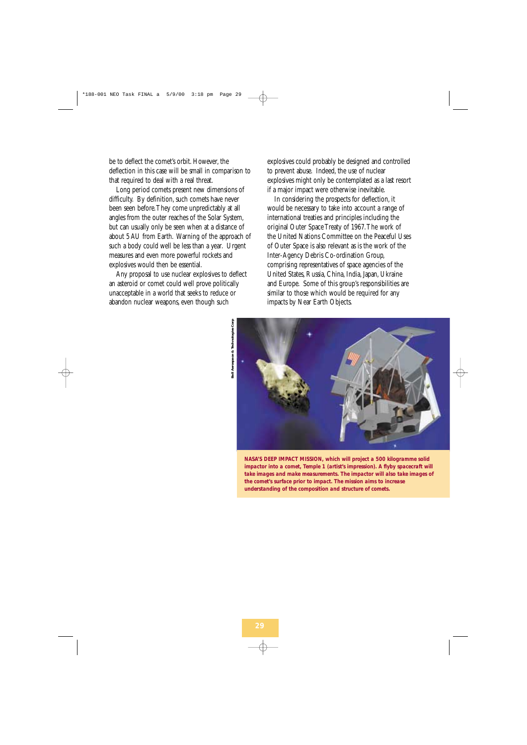be to deflect the comet's orbit. However, the deflection in this case will be small in comparison to that required to deal with a real threat.

Long period comets present new dimensions of difficulty. By definition, such comets have never been seen before. They come unpredictably at all angles from the outer reaches of the Solar System, but can usually only be seen when at a distance of about 5 AU from Earth. Warning of the approach of such a body could well be less than a year. Urgent measures and even more powerful rockets and explosives would then be essential.

Any proposal to use nuclear explosives to deflect an asteroid or comet could well prove politically unacceptable in a world that seeks to reduce or abandon nuclear weapons, even though such explosives could probably be designed and controlled to prevent abuse. Indeed, the use of nuclear explosives might only be contemplated as a last resort if a major impact were otherwise inevitable.

In considering the prospects for deflection, it would be necessary to take into account a range of international treaties and principles including the original Outer Space Treaty of 1967. The work of the United Nations Committee on the Peaceful Uses of Outer Space is also relevant as is the work of the Inter-Agency Debris Co-ordination Group, comprising representatives of space agencies of the United States, Russia, China, India, Japan, Ukraine and Europe. Some of this group's responsibilities are similar to those which would be required for any impacts by Near Earth Objects.

Ball Aerospace & Technologies Corp

**NASA'S DEEP IMPACT MISSION, which will project a 500 kilogramme solid impactor into a comet, Temple 1 (artist's impression). A flyby spacecraft will take images and make measurements. The impactor will also take images of the comet's surface prior to impact. The mission aims to increase understanding of the composition and structure of comets.**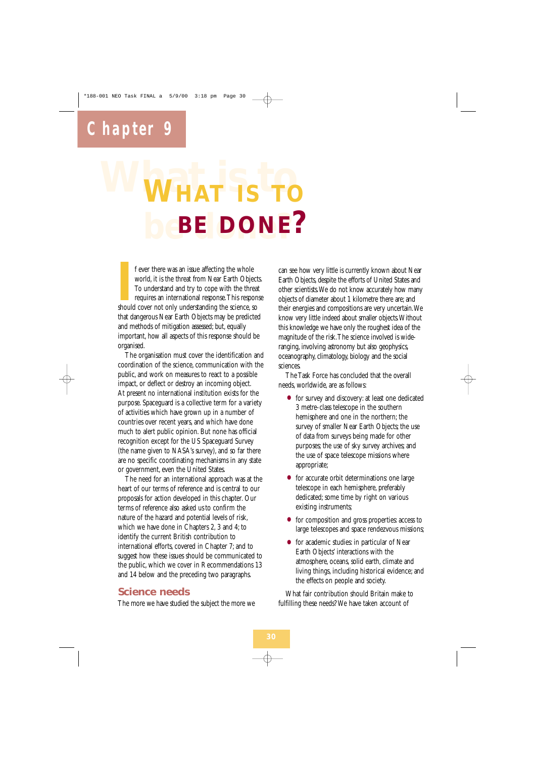# Chapter 9

# What is to be done?

If ever there was an issue affecting the whole world, it is the threat from Near Earth Objects. To understand and try to cope with the threat requires an international response. This response should cover not only understanding the science, so that dangerous Near Earth Objects may be predicted and methods of mitigation assessed; but, equally important, how all aspects of this response should be organised.

The organisation must cover the identification and coordination of the science, communication with the public, and work on measures to react to a possible impact, or deflect or destroy an incoming object. At present no international institution exists for the purpose. Spaceguard is a collective term for a variety of activities which have grown up in a number of countries over recent years, and which have done much to alert public opinion. But none has official recognition except for the US Spaceguard Survey (the name given to NASA's survey), and so far there are no specific coordinating mechanisms in any state or government, even the United States.

The need for an international approach was at the heart of our terms of reference and is central to our proposals for action developed in this chapter. Our terms of reference also asked us to confirm the nature of the hazard and potential levels of risk, which we have done in Chapters 2, 3 and 4; to identify the current British contribution to international efforts, covered in Chapter 7; and to suggest how these issues should be communicated to the public, which we cover in Recommendations 13 and 14 below and the preceding two paragraphs.

## Science needs

The more we have studied the subject the more we can see how very little is currently known about Near Earth Objects, despite the efforts of United States and other scientists. We do not know accurately how many objects of diameter about 1 kilometre there are; and their energies and compositions are very uncertain. We know very little indeed about smaller objects. Without this knowledge we have only the roughest idea of the magnitude of the risk. The science involved is wide-ranging, involving astronomy but also geophysics, oceanography, climatology, biology and the social sciences.

The Task Force has concluded that the overall needs, worldwide, are as follows:

- for survey and discovery: at least one dedicated 3 metre-class telescope in the southern hemisphere and one in the northern; the survey of smaller Near Earth Objects; the use of data from surveys being made for other purposes; the use of sky survey archives; and the use of space telescope missions where appropriate;
- for accurate orbit determinations: one large telescope in each hemisphere, preferably dedicated; some time by right on various existing instruments;
- for composition and gross properties: access to large telescopes and space rendezvous missions;
- for academic studies: in particular of Near Earth Objects' interactions with the atmosphere, oceans, solid earth, climate and living things, including historical evidence; and the effects on people and society.

What fair contribution should Britain make to fulfilling these needs? We have taken account of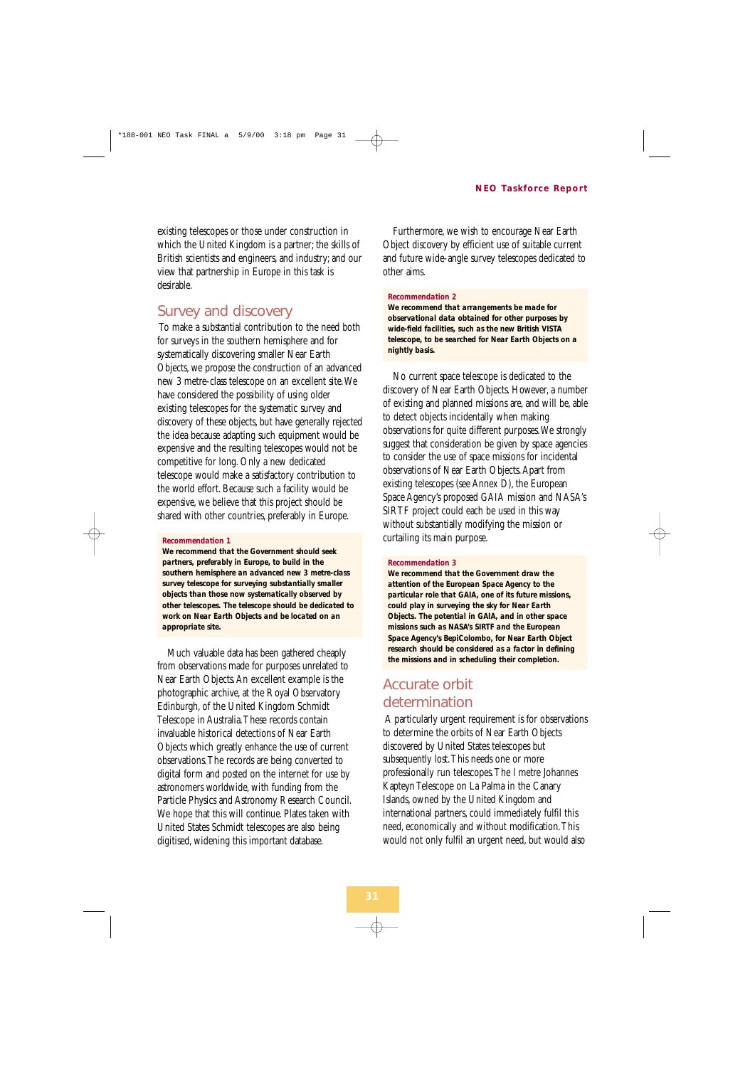existing telescopes or those under construction in which the United Kingdom is a partner; the skills of British scientists and engineers, and industry; and our view that partnership in Europe in this task is desirable.

## Survey and discovery

To make a substantial contribution to the need both for surveys in the southern hemisphere and for systematically discovering smaller Near Earth Objects, we propose the construction of an advanced new 3 metre-class telescope on an excellent site. We have considered the possibility of using older existing telescopes for the systematic survey and discovery of these objects, but have generally rejected the idea because adapting such equipment would be expensive and the resulting telescopes would not be competitive for long. Only a new dedicated telescope would make a satisfactory contribution to the world effort. Because such a facility would be expensive, we believe that this project should be shared with other countries, preferably in Europe.

**Recommendation 1**

**We recommend that the Government should seek partners, preferably in Europe, to build in the southern hemisphere an advanced new 3 metre-class survey telescope for surveying substantially smaller objects than those now systematically observed by other telescopes. The telescope should be dedicated to work on Near Earth Objects and be located on an appropriate site.**

Much valuable data has been gathered cheaply from observations made for purposes unrelated to Near Earth Objects. An excellent example is the photographic archive, at the Royal Observatory Edinburgh, of the United Kingdom Schmidt Telescope in Australia. These records contain invaluable historical detections of Near Earth Objects which greatly enhance the use of current observations. The records are being converted to digital form and posted on the internet for use by astronomers worldwide, with funding from the Particle Physics and Astronomy Research Council. We hope that this will continue. Plates taken with United States Schmidt telescopes are also being digitised, widening this important database.

Furthermore, we wish to encourage Near Earth Object discovery by efficient use of suitable current and future wide-angle survey telescopes dedicated to other aims.

**Recommendation 2**

**We recommend that arrangements be made for observational data obtained for other purposes by wide-field facilities, such as the new British VISTA telescope, to be searched for Near Earth Objects on a nightly basis.**

No current space telescope is dedicated to the discovery of Near Earth Objects. However, a number of existing and planned missions are, and will be, able to detect objects incidentally when making observations for quite different purposes. We strongly suggest that consideration be given by space agencies to consider the use of space missions for incidental observations of Near Earth Objects. Apart from existing telescopes (see Annex D), the European Space Agency's proposed GAIA mission and NASA's SIRTF project could each be used in this way without substantially modifying the mission or curtailing its main purpose.

**Recommendation 3**

**We recommend that the Government draw the attention of the European Space Agency to the particular role that GAIA, one of its future missions, could play in surveying the sky for Near Earth Objects. The potential in GAIA, and in other space missions such as NASA's SIRTF and the European Space Agency's BepiColombo, for Near Earth Object research should be considered as a factor in defining the missions and in scheduling their completion.**

## Accurate orbit determination

A particularly urgent requirement is for observations to determine the orbits of Near Earth Objects discovered by United States telescopes but subsequently lost. This needs one or more professionally run telescopes. The 1 metre Johannes Kapteyn Telescope on La Palma in the Canary Islands, owned by the United Kingdom and international partners, could immediately fulfil this need, economically and without modification. This would not only fulfil an urgent need, but would also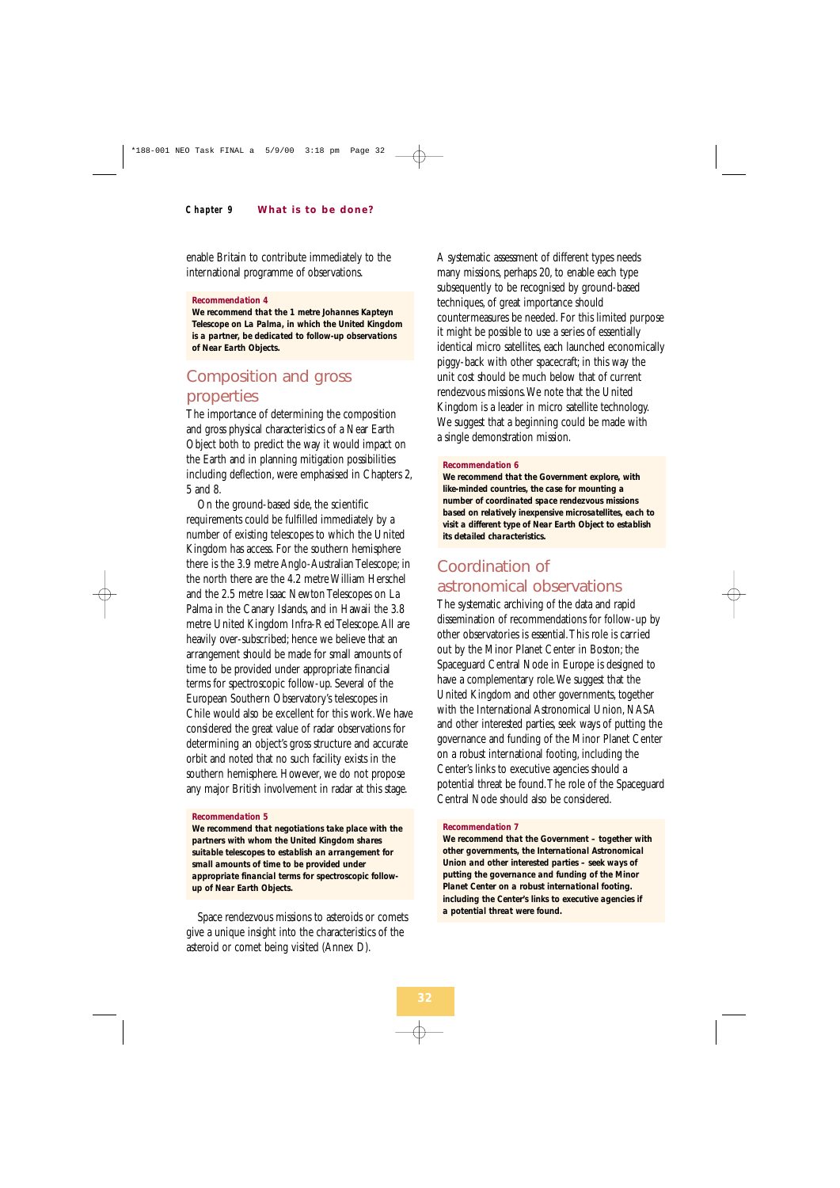enable Britain to contribute immediately to the international programme of observations.

**Recommendation 4**

**We recommend that the 1 metre Johannes Kapteyn Telescope on La Palma, in which the United Kingdom is a partner, be dedicated to follow-up observations of Near Earth Objects.**

## Composition and gross properties

The importance of determining the composition and gross physical characteristics of a Near Earth Object both to predict the way it would impact on the Earth and in planning mitigation possibilities including deflection, were emphasised in Chapters 2, 5 and 8.

On the ground-based side, the scientific requirements could be fulfilled immediately by a number of existing telescopes to which the United Kingdom has access. For the southern hemisphere there is the 3.9 metre Anglo-Australian Telescope; in the north there are the 4.2 metre William Herschel and the 2.5 metre Isaac Newton Telescopes on La Palma in the Canary Islands, and in Hawaii the 3.8 metre United Kingdom Infra-Red Telescope. All are heavily over-subscribed; hence we believe that an arrangement should be made for small amounts of time to be provided under appropriate financial terms for spectroscopic follow-up. Several of the European Southern Observatory's telescopes in Chile would also be excellent for this work. We have considered the great value of radar observations for determining an object's gross structure and accurate orbit and noted that no such facility exists in the southern hemisphere. However, we do not propose any major British involvement in radar at this stage.

**Recommendation 5**

**We recommend that negotiations take place with the partners with whom the United Kingdom shares suitable telescopes to establish an arrangement for small amounts of time to be provided under appropriate financial terms for spectroscopic follow-up of Near Earth Objects.**

Space rendezvous missions to asteroids or comets give a unique insight into the characteristics of the asteroid or comet being visited (Annex D).

A systematic assessment of different types needs many missions, perhaps 20, to enable each type subsequently to be recognised by ground-based techniques, of great importance should countermeasures be needed. For this limited purpose it might be possible to use a series of essentially identical micro satellites, each launched economically piggy-back with other spacecraft; in this way the unit cost should be much below that of current rendezvous missions. We note that the United Kingdom is a leader in micro satellite technology. We suggest that a beginning could be made with a single demonstration mission.

**Recommendation 6**

**We recommend that the Government explore, with like-minded countries, the case for mounting a number of coordinated space rendezvous missions based on relatively inexpensive microsatellites, each to visit a different type of Near Earth Object to establish its detailed characteristics.**

## Coordination of astronomical observations

The systematic archiving of the data and rapid dissemination of recommendations for follow-up by other observatories is essential. This role is carried out by the Minor Planet Center in Boston; the Spaceguard Central Node in Europe is designed to have a complementary role. We suggest that the United Kingdom and other governments, together with the International Astronomical Union, NASA and other interested parties, seek ways of putting the governance and funding of the Minor Planet Center on a robust international footing, including the Center's links to executive agencies should a potential threat be found. The role of the Spaceguard Central Node should also be considered.

**Recommendation 7**

**We recommend that the Government – together with other governments, the International Astronomical Union and other interested parties – seek ways of putting the governance and funding of the Minor Planet Center on a robust international footing, including the Center's links to executive agencies if a potential threat were found.**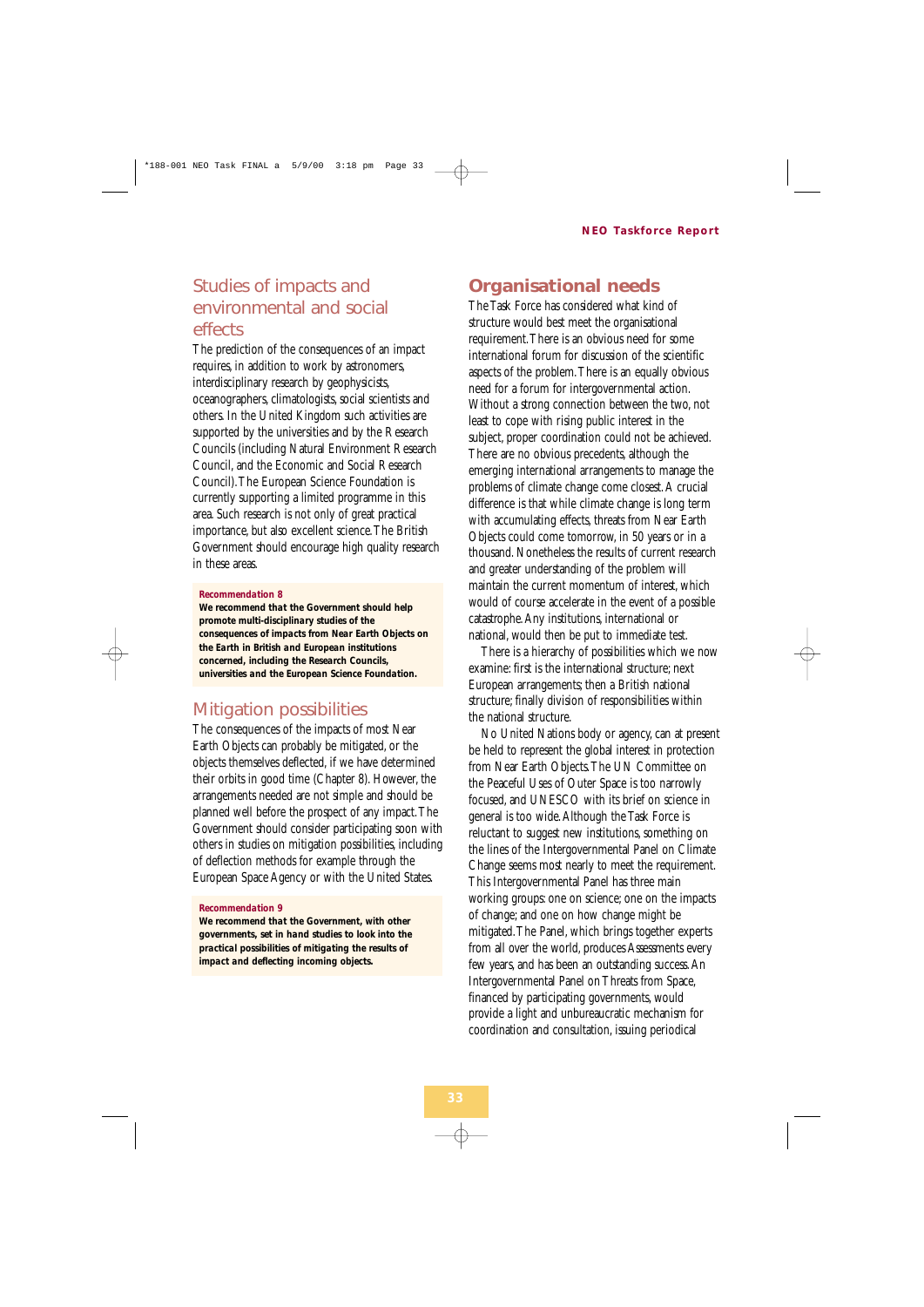## Studies of impacts and environmental and social effects

The prediction of the consequences of an impact requires, in addition to work by astronomers, interdisciplinary research by geophysicists, oceanographers, climatologists, social scientists and others. In the United Kingdom such activities are supported by the universities and by the Research Councils (including Natural Environment Research Council, and the Economic and Social Research Council). The European Science Foundation is currently supporting a limited programme in this area. Such research is not only of great practical importance, but also excellent science. The British Government should encourage high quality research in these areas.

**Recommendation 8**

**We recommend that the Government should help promote multi-disciplinary studies of the consequences of impacts from Near Earth Objects on the Earth in British and European institutions concerned, including the Research Councils, universities and the European Science Foundation.**

## Mitigation possibilities

The consequences of the impacts of most Near Earth Objects can probably be mitigated, or the objects themselves deflected, if we have determined their orbits in good time (Chapter 8). However, the arrangements needed are not simple and should be planned well before the prospect of any impact. The Government should consider participating soon with others in studies on mitigation possibilities, including of deflection methods for example through the European Space Agency or with the United States.

**Recommendation 9**

**We recommend that the Government, with other governments, set in hand studies to look into the practical possibilities of mitigating the results of impact and deflecting incoming objects.**

## Organisational needs

The Task Force has considered what kind of structure would best meet the organisational requirement. There is an obvious need for some international forum for discussion of the scientific aspects of the problem. There is an equally obvious need for a forum for intergovernmental action. Without a strong connection between the two, not least to cope with rising public interest in the subject, proper coordination could not be achieved. There are no obvious precedents, although the emerging international arrangements to manage the problems of climate change come closest. A crucial difference is that while climate change is long term with accumulating effects, threats from Near Earth Objects could come tomorrow, in 50 years or in a thousand. Nonetheless the results of current research and greater understanding of the problem will maintain the current momentum of interest, which would of course accelerate in the event of a possible catastrophe. Any institutions, international or national, would then be put to immediate test.

There is a hierarchy of possibilities which we now examine: first is the international structure; next European arrangements; then a British national structure; finally division of responsibilities within the national structure.

No United Nations body or agency, can at present be held to represent the global interest in protection from Near Earth Objects. The UN Committee on the Peaceful Uses of Outer Space is too narrowly focused, and UNESCO with its brief on science in general is too wide. Although the Task Force is reluctant to suggest new institutions, something on the lines of the Intergovernmental Panel on Climate Change seems most nearly to meet the requirement. This Intergovernmental Panel has three main working groups: one on science; one on the impacts of change; and one on how change might be mitigated. The Panel, which brings together experts from all over the world, produces Assessments every few years, and has been an outstanding success. An Intergovernmental Panel on Threats from Space, financed by participating governments, would provide a light and unbureaucratic mechanism for coordination and consultation, issuing periodical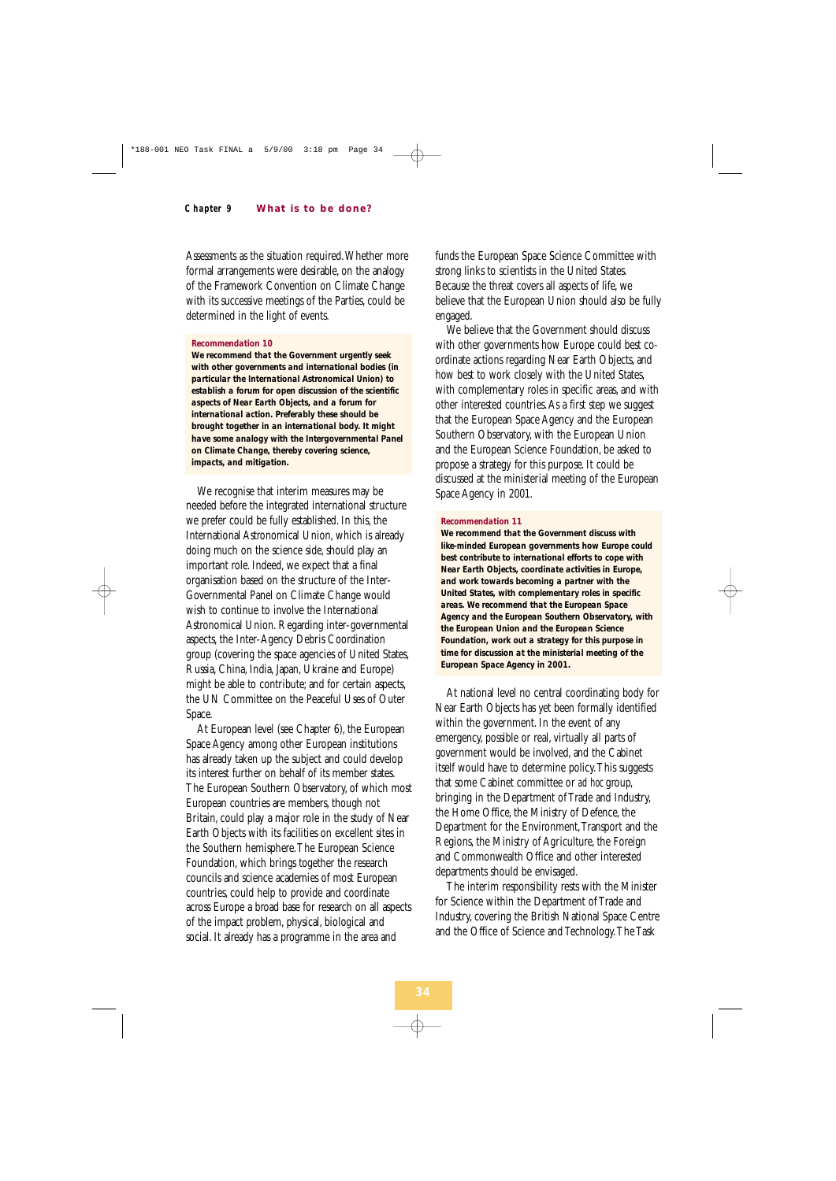Assessments as the situation required. Whether more formal arrangements were desirable, on the analogy of the Framework Convention on Climate Change with its successive meetings of the Parties, could be determined in the light of events.

**Recommendation 10**

**We recommend that the Government urgently seek with other governments and international bodies (in particular the International Astronomical Union) to establish a forum for open discussion of the scientific aspects of Near Earth Objects, and a forum for international action. Preferably these should be brought together in an international body. It might have some analogy with the Intergovernmental Panel on Climate Change, thereby covering science, impacts, and mitigation.**

We recognise that interim measures may be needed before the integrated international structure we prefer could be fully established. In this, the International Astronomical Union, which is already doing much on the science side, should play an important role. Indeed, we expect that a final organisation based on the structure of the Inter-Governmental Panel on Climate Change would wish to continue to involve the International Astronomical Union. Regarding inter-governmental aspects, the Inter-Agency Debris Coordination group (covering the space agencies of United States, Russia, China, India, Japan, Ukraine and Europe) might be able to contribute; and for certain aspects, the UN Committee on the Peaceful Uses of Outer Space.

At European level (see Chapter 6), the European Space Agency among other European institutions has already taken up the subject and could develop its interest further on behalf of its member states. The European Southern Observatory, of which most European countries are members, though not Britain, could play a major role in the study of Near Earth Objects with its facilities on excellent sites in the Southern hemisphere. The European Science Foundation, which brings together the research councils and science academies of most European countries, could help to provide and coordinate across Europe a broad base for research on all aspects of the impact problem, physical, biological and social. It already has a programme in the area and funds the European Space Science Committee with strong links to scientists in the United States. Because the threat covers all aspects of life, we believe that the European Union should also be fully engaged.

We believe that the Government should discuss with other governments how Europe could best co-ordinate actions regarding Near Earth Objects, and how best to work closely with the United States, with complementary roles in specific areas, and with other interested countries. As a first step we suggest that the European Space Agency and the European Southern Observatory, with the European Union and the European Science Foundation, be asked to propose a strategy for this purpose. It could be discussed at the ministerial meeting of the European Space Agency in 2001.

**Recommendation 11**

**We recommend that the Government discuss with like-minded European governments how Europe could best contribute to international efforts to cope with Near Earth Objects, coordinate activities in Europe, and work towards becoming a partner with the United States, with complementary roles in specific areas. We recommend that the European Space Agency and the European Southern Observatory, with the European Union and the European Science Foundation, work out a strategy for this purpose in time for discussion at the ministerial meeting of the European Space Agency in 2001.**

At national level no central coordinating body for Near Earth Objects has yet been formally identified within the government. In the event of any emergency, possible or real, virtually all parts of government would be involved, and the Cabinet itself would have to determine policy. This suggests that some Cabinet committee or *ad hoc* group, bringing in the Department of Trade and Industry, the Home Office, the Ministry of Defence, the Department for the Environment, Transport and the Regions, the Ministry of Agriculture, the Foreign and Commonwealth Office and other interested departments should be envisaged.

The interim responsibility rests with the Minister for Science within the Department of Trade and Industry, covering the British National Space Centre and the Office of Science and Technology. The Task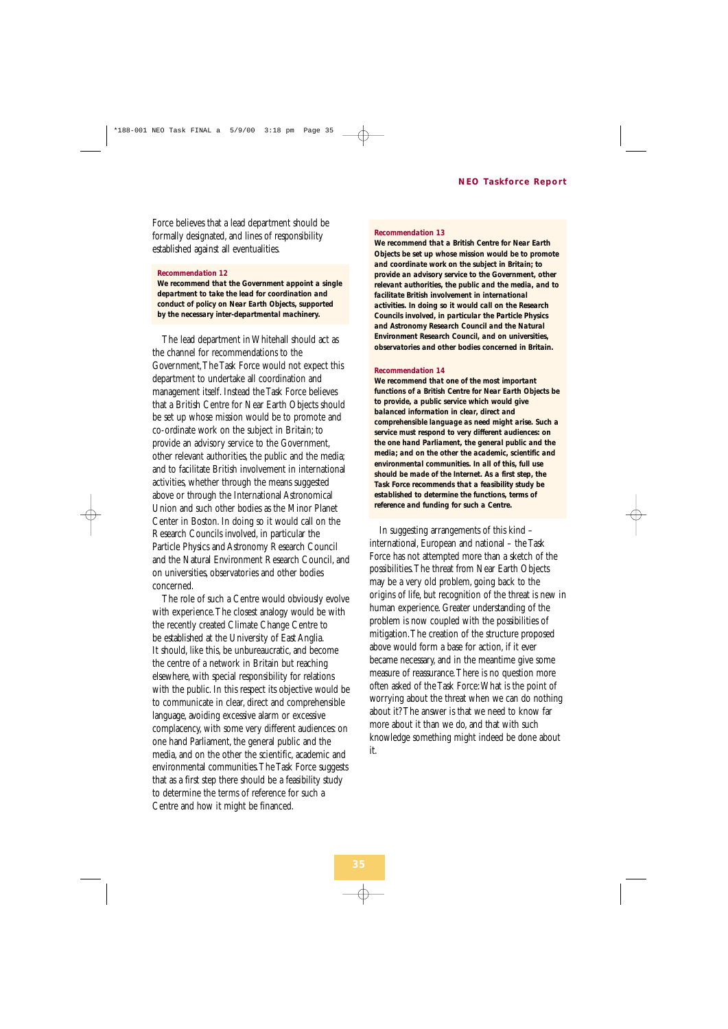Force believes that a lead department should be formally designated, and lines of responsibility established against all eventualities.

**Recommendation 12**

**We recommend that the Government appoint a single department to take the lead for coordination and conduct of policy on Near Earth Objects, supported by the necessary inter-departmental machinery.**

The lead department in Whitehall should act as the channel for recommendations to the Government,The Task Force would not expect this department to undertake all coordination and management itself. Instead the Task Force believes that a British Centre for Near Earth Objects should be set up whose mission would be to promote and co-ordinate work on the subject in Britain; to provide an advisory service to the Government, other relevant authorities, the public and the media; and to facilitate British involvement in international activities, whether through the means suggested above or through the International Astronomical Union and such other bodies as the Minor Planet Center in Boston. In doing so it would call on the Research Councils involved, in particular the Particle Physics and Astronomy Research Council and the Natural Environment Research Council, and on universities, observatories and other bodies concerned.

The role of such a Centre would obviously evolve with experience.The closest analogy would be with the recently created Climate Change Centre to be established at the University of East Anglia. It should, like this, be unbureaucratic, and become the centre of a network in Britain but reaching elsewhere, with special responsibility for relations with the public. In this respect its objective would be to communicate in clear, direct and comprehensible language, avoiding excessive alarm or excessive complacency, with some very different audiences: on one hand Parliament, the general public and the media, and on the other the scientific, academic and environmental communities.The Task Force suggests that as a first step there should be a feasibility study to determine the terms of reference for such a Centre and how it might be financed.

**Recommendation 13**

**We recommend that a British Centre for Near Earth Objects be set up whose mission would be to promote and coordinate work on the subject in Britain; to provide an advisory service to the Government, other relevant authorities, the public and the media, and to facilitate British involvement in international activities. In doing so it would call on the Research Councils involved, in particular the Particle Physics and Astronomy Research Council and the Natural Environment Research Council, and on universities, observatories and other bodies concerned in Britain.**

**Recommendation 14**

**We recommend that one of the most important functions of a British Centre for Near Earth Objects be to provide, a public service which would give balanced information in clear, direct and comprehensible language as need might arise. Such a service must respond to very different audiences: on the one hand Parliament, the general public and the media; and on the other the academic, scientific and environmental communities. In all of this, full use should be made of the Internet. As a first step, the Task Force recommends that a feasibility study be established to determine the functions, terms of reference and funding for such a Centre.**

In suggesting arrangements of this kind – international, European and national – the Task Force has not attempted more than a sketch of the possibilities.The threat from Near Earth Objects may be a very old problem, going back to the origins of life, but recognition of the threat is new in human experience. Greater understanding of the problem is now coupled with the possibilities of mitigation.The creation of the structure proposed above would form a base for action, if it ever became necessary, and in the meantime give some measure of reassurance.There is no question more often asked of the Task Force:What is the point of worrying about the threat when we can do nothing about it? The answer is that we need to know far more about it than we do, and that with such knowledge something might indeed be done about it.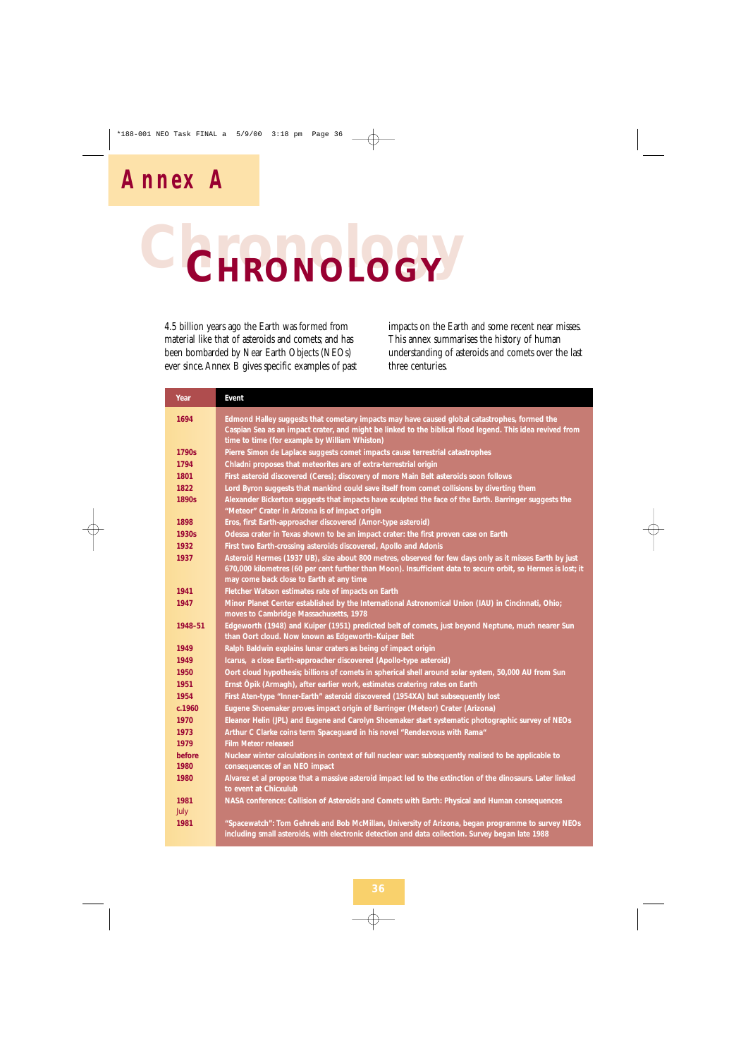# Annex A

# Chronology

4.5 billion years ago the Earth was formed from material like that of asteroids and comets; and has been bombarded by Near Earth Objects (NEOs) ever since. Annex B gives specific examples of past impacts on the Earth and some recent near misses. This annex summarises the history of human understanding of asteroids and comets over the last three centuries.

| Year | Event |
|---|---|
| 1694 | Edmond Halley suggests that cometary impacts may have caused global catastrophes, formed the Caspian Sea as an impact crater, and might be linked to the biblical flood legend. This idea revived from time to time (for example by William Whiston) |
| 1790s | Pierre Simon de Laplace suggests comet impacts cause terrestrial catastrophes |
| 1794 | Chladni proposes that meteorites are of extra-terrestrial origin |
| 1801 | First asteroid discovered (Ceres); discovery of more Main Belt asteroids soon follows |
| 1822 | Lord Byron suggests that mankind could save itself from comet collisions by diverting them |
| 1890s | Alexander Bickerton suggests that impacts have sculpted the face of the Earth. Barringer suggests the "Meteor" Crater in Arizona is of impact origin |
| 1898 | Eros, first Earth-approacher discovered (Amor-type asteroid) |
| 1930s | Odessa crater in Texas shown to be an impact crater: the first proven case on Earth |
| 1932 | First two Earth-crossing asteroids discovered, Apollo and Adonis |
| 1937 | Asteroid Hermes (1937 UB), size about 800 metres, observed for few days only as it misses Earth by just 670,000 kilometres (60 per cent further than Moon). Insufficient data to secure orbit, so Hermes is lost; it may come back close to Earth at any time |
| 1941 | Fletcher Watson estimates rate of impacts on Earth |
| 1947 | Minor Planet Center established by the International Astronomical Union (IAU) in Cincinnati, Ohio; moves to Cambridge Massachusetts, 1978 |
| 1948–51 | Edgeworth (1948) and Kuiper (1951) predicted belt of comets, just beyond Neptune, much nearer Sun than Oort cloud. Now known as Edgeworth–Kuiper Belt |
| 1949 | Ralph Baldwin explains lunar craters as being of impact origin |
| 1949 | Icarus, a close Earth-approacher discovered (Apollo-type asteroid) |
| 1950 | Oort cloud hypothesis; billions of comets in spherical shell around solar system, 50,000 AU from Sun |
| 1951 | Ernst Öpik (Armagh), after earlier work, estimates cratering rates on Earth |
| 1954 | First Aten-type "Inner-Earth" asteroid discovered (1954XA) but subsequently lost |
| c.1960 | Eugene Shoemaker proves impact origin of Barringer (Meteor) Crater (Arizona) |
| 1970 | Eleanor Helin (JPL) and Eugene and Carolyn Shoemaker start systematic photographic survey of NEOs |
| 1973 | Arthur C Clarke coins term Spaceguard in his novel "Rendezvous with Rama" |
| 1979 | Film Meteor released |
| before 1980 | Nuclear winter calculations in context of full nuclear war: subsequently realised to be applicable to consequences of an NEO impact |
| 1980 | Alvarez et al propose that a massive asteroid impact led to the extinction of the dinosaurs. Later linked to event at Chicxulub |
| 1981 July | NASA conference: Collision of Asteroids and Comets with Earth: Physical and Human consequences |
| 1981 | "Spacewatch": Tom Gehrels and Bob McMillan, University of Arizona, began programme to survey NEOs including small asteroids, with electronic detection and data collection. Survey began late 1988 |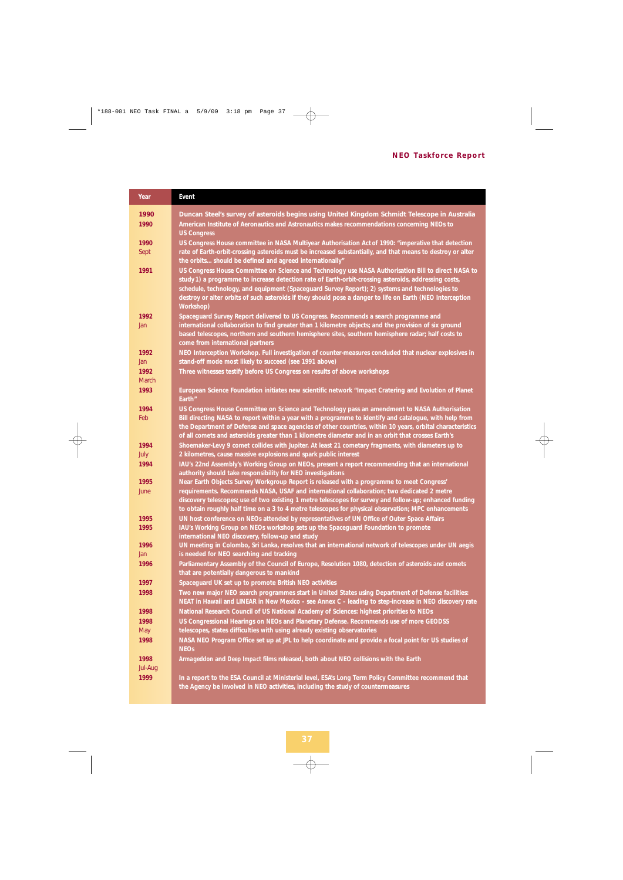| Year | Event |
|---|---|
| 1990 | Duncan Steel's survey of asteroids begins using United Kingdom Schmidt Telescope in Australia |
| 1990 | American Institute of Aeronautics and Astronautics makes recommendations concerning NEOs to US Congress |
| 1990 Sept | US Congress House committee in NASA Multiyear Authorisation Act of 1990: "imperative that detection rate of Earth-orbit-crossing asteroids must be increased substantially, and that means to destroy or alter the orbits... should be defined and agreed internationally" |
| 1991 | US Congress House Committee on Science and Technology use NASA Authorisation Bill to direct NASA to study 1) a programme to increase detection rate of Earth-orbit-crossing asteroids, addressing costs, schedule, technology, and equipment (Spaceguard Survey Report); 2) systems and technologies to destroy or alter orbits of such asteroids if they should pose a danger to life on Earth (NEO Interception Workshop) |
| 1992 Jan | Spaceguard Survey Report delivered to US Congress. Recommends a search programme and international collaboration to find greater than 1 kilometre objects; and the provision of six ground based telescopes, northern and southern hemisphere sites, southern hemisphere radar; half costs to come from international partners |
| 1992 Jan | NEO Interception Workshop. Full investigation of counter-measures concluded that nuclear explosives in stand-off mode most likely to succeed (see 1991 above) |
| 1992 March | Three witnesses testify before US Congress on results of above workshops |
| 1993 | European Science Foundation initiates new scientific network "Impact Cratering and Evolution of Planet Earth" |
| 1994 Feb | US Congress House Committee on Science and Technology pass an amendment to NASA Authorisation Bill directing NASA to report within a year with a programme to identify and catalogue, with help from the Department of Defense and space agencies of other countries, within 10 years, orbital characteristics of all comets and asteroids greater than 1 kilometre diameter and in an orbit that crosses Earth's |
| 1994 July | Shoemaker-Levy 9 comet collides with Jupiter. At least 21 cometary fragments, with diameters up to 2 kilometres, cause massive explosions and spark public interest |
| 1994 | IAU's 22nd Assembly's Working Group on NEOs, present a report recommending that an international authority should take responsibility for NEO investigations |
| 1995 June | Near Earth Objects Survey Workgroup Report is released with a programme to meet Congress' requirements. Recommends NASA, USAF and international collaboration; two dedicated 2 metre discovery telescopes; use of two existing 1 metre telescopes for survey and follow-up; enhanced funding to obtain roughly half time on a 3 to 4 metre telescopes for physical observation; MPC enhancements |
| 1995 | UN host conference on NEOs attended by representatives of UN Office of Outer Space Affairs |
| 1995 | IAU's Working Group on NEOs workshop sets up the Spaceguard Foundation to promote international NEO discovery, follow-up and study |
| 1996 Jan | UN meeting in Colombo, Sri Lanka, resolves that an international network of telescopes under UN aegis is needed for NEO searching and tracking |
| 1996 | Parliamentary Assembly of the Council of Europe, Resolution 1080, detection of asteroids and comets that are potentially dangerous to mankind |
| 1997 | Spaceguard UK set up to promote British NEO activities |
| 1998 | Two new major NEO search programmes start in United States using Department of Defense facilities: NEAT in Hawaii and LINEAR in New Mexico – see Annex C – leading to step-increase in NEO discovery rate |
| 1998 | National Research Council of US National Academy of Sciences: highest priorities to NEOs |
| 1998 May | US Congressional Hearings on NEOs and Planetary Defense. Recommends use of more GEODSS telescopes, states difficulties with using already existing observatories |
| 1998 | NASA NEO Program Office set up at JPL to help coordinate and provide a focal point for US studies of NEOs |
| 1998 Jul-Aug | *Armageddon* and *Deep Impact* films released, both about NEO collisions with the Earth |
| 1999 | In a report to the ESA Council at Ministerial level, ESA's Long Term Policy Committee recommend that the Agency be involved in NEO activities, including the study of countermeasures |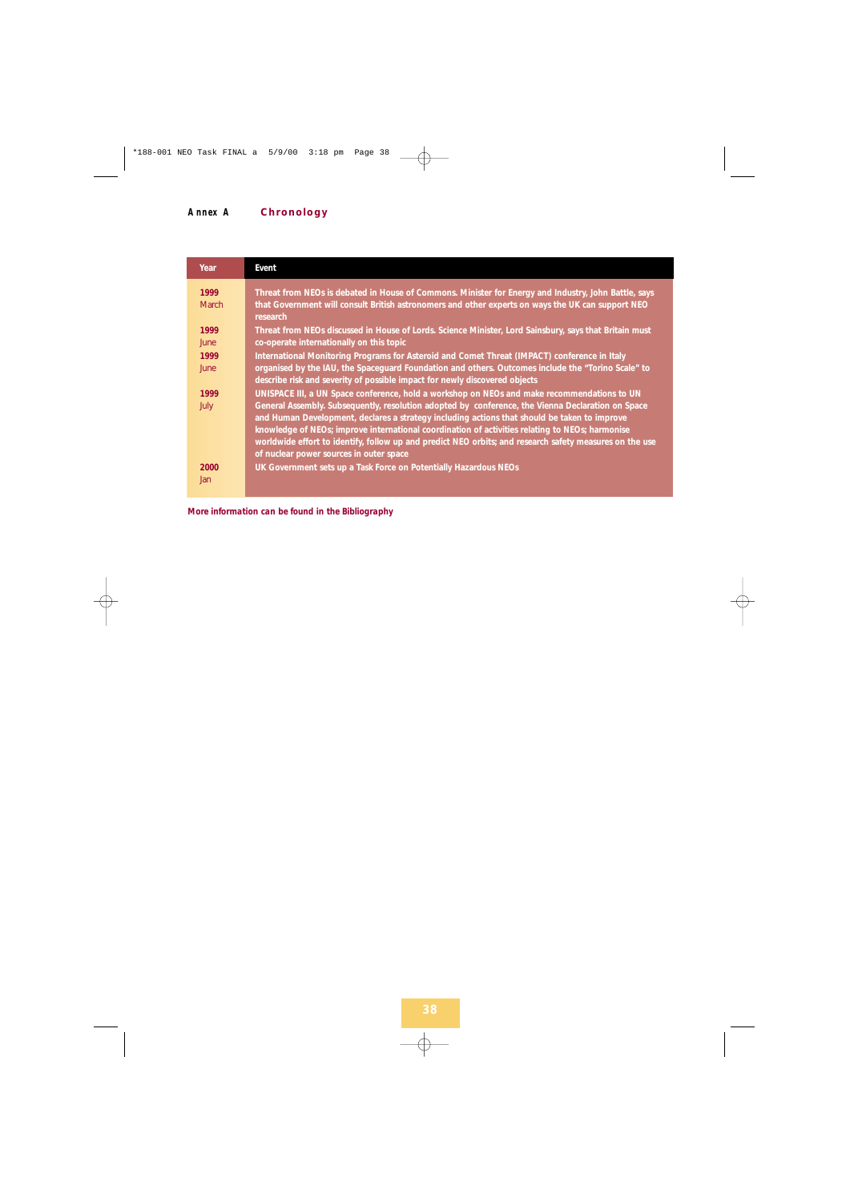## Annex A Chronology

| Year | Event |
|---|---|
| **1999** March | Threat from NEOs is debated in House of Commons. Minister for Energy and Industry, John Battle, says that Government will consult British astronomers and other experts on ways the UK can support NEO research |
| **1999** June | Threat from NEOs discussed in House of Lords. Science Minister, Lord Sainsbury, says that Britain must co-operate internationally on this topic |
| **1999** June | International Monitoring Programs for Asteroid and Comet Threat (IMPACT) conference in Italy organised by the IAU, the Spaceguard Foundation and others. Outcomes include the "Torino Scale" to describe risk and severity of possible impact for newly discovered objects |
| **1999** July | UNISPACE III, a UN Space conference, hold a workshop on NEOs and make recommendations to UN General Assembly. Subsequently, resolution adopted by conference, the Vienna Declaration on Space and Human Development, declares a strategy including actions that should be taken to improve knowledge of NEOs; improve international coordination of activities relating to NEOs; harmonise worldwide effort to identify, follow up and predict NEO orbits; and research safety measures on the use of nuclear power sources in outer space |
| **2000** Jan | UK Government sets up a Task Force on Potentially Hazardous NEOs |

**More information can be found in the Bibliography**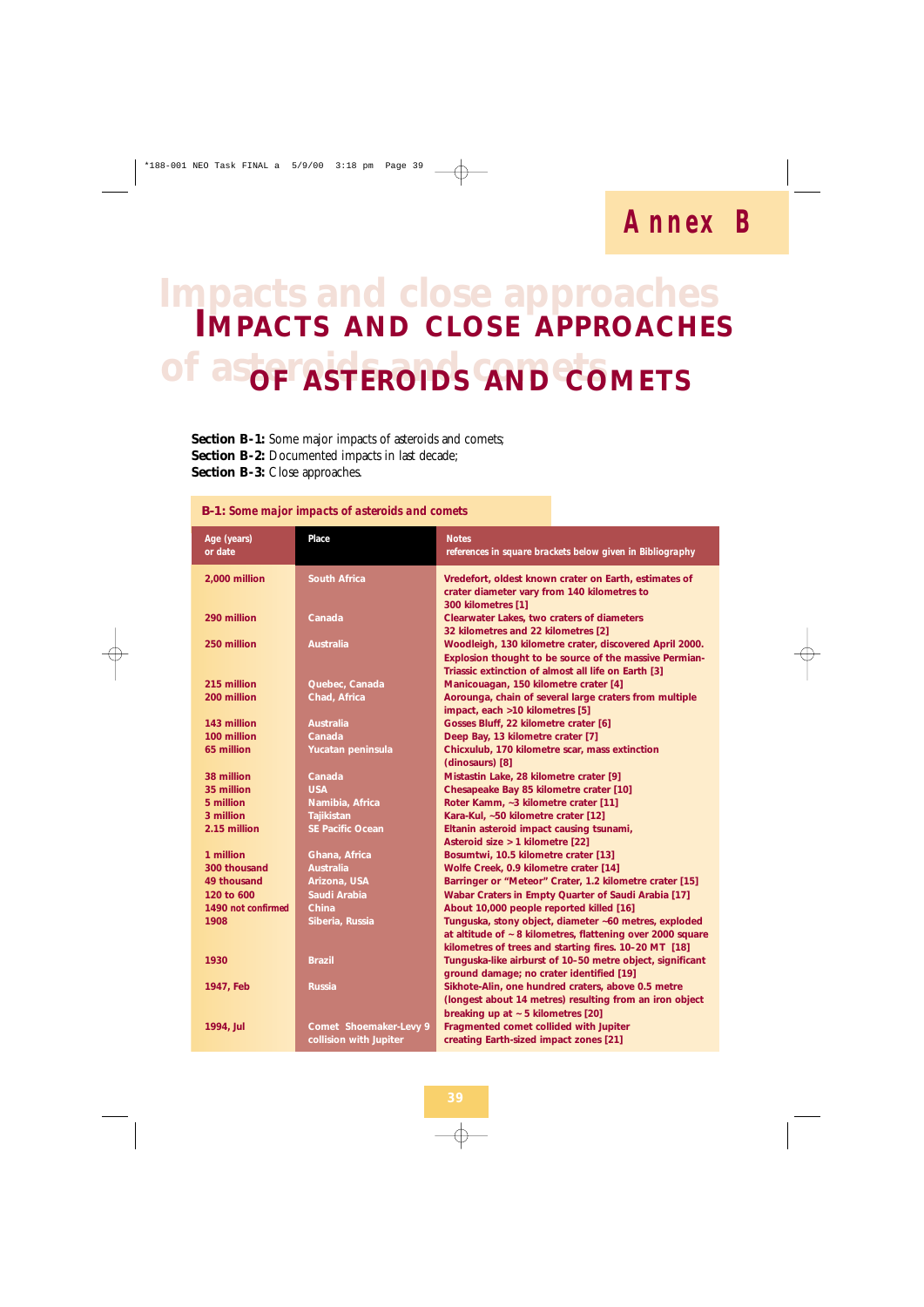# Annex B

# IMPACTS AND CLOSE APPROACHES OF ASTEROIDS AND COMETS

**Section B-1:** Some major impacts of asteroids and comets;
**Section B-2:** Documented impacts in last decade;
**Section B-3:** Close approaches.

## B-1: Some major impacts of asteroids and comets

| Age (years) or date | Place | Notes references in square brackets below given in Bibliography |
|---|---|---|
| 2,000 million | South Africa | Vredefort, oldest known crater on Earth, estimates of crater diameter vary from 140 kilometres to 300 kilometres [1] |
| 290 million | Canada | Clearwater Lakes, two craters of diameters 32 kilometres and 22 kilometres [2] |
| 250 million | Australia | Woodleigh, 130 kilometre crater, discovered April 2000. Explosion thought to be source of the massive Permian-Triassic extinction of almost all life on Earth [3] |
| 215 million | Quebec, Canada | Manicouagan, 150 kilometre crater [4] |
| 200 million | Chad, Africa | Aorounga, chain of several large craters from multiple impact, each >10 kilometres [5] |
| 143 million | Australia | Gosses Bluff, 22 kilometre crater [6] |
| 100 million | Canada | Deep Bay, 13 kilometre crater [7] |
| 65 million | Yucatan peninsula | Chicxulub, 170 kilometre scar, mass extinction (dinosaurs) [8] |
| 38 million | Canada | Mistastin Lake, 28 kilometre crater [9] |
| 35 million | USA | Chesapeake Bay 85 kilometre crater [10] |
| 5 million | Namibia, Africa | Roter Kamm, ~3 kilometre crater [11] |
| 3 million | Tajikistan | Kara-Kul, ~50 kilometre crater [12] |
| 2.15 million | SE Pacific Ocean | Eltanin asteroid impact causing tsunami, Asteroid size > 1 kilometre [22] |
| 1 million | Ghana, Africa | Bosumtwi, 10.5 kilometre crater [13] |
| 300 thousand | Australia | Wolfe Creek, 0.9 kilometre crater [14] |
| 49 thousand | Arizona, USA | Barringer or "Meteor" Crater, 1.2 kilometre crater [15] |
| 120 to 600 | Saudi Arabia | Wabar Craters in Empty Quarter of Saudi Arabia [17] |
| 1490 not confirmed | China | About 10,000 people reported killed [16] |
| 1908 | Siberia, Russia | Tunguska, stony object, diameter ~60 metres, exploded at altitude of ~ 8 kilometres, flattening over 2000 square kilometres of trees and starting fires. 10-20 MT [18] |
| 1930 | Brazil | Tunguska-like airburst of 10–50 metre object, significant ground damage; no crater identified [19] |
| 1947, Feb | Russia | Sikhote-Alin, one hundred craters, above 0.5 metre (longest about 14 metres) resulting from an iron object breaking up at ~ 5 kilometres [20] |
| 1994, Jul | Comet Shoemaker-Levy 9 collision with Jupiter | Fragmented comet collided with Jupiter creating Earth-sized impact zones [21] |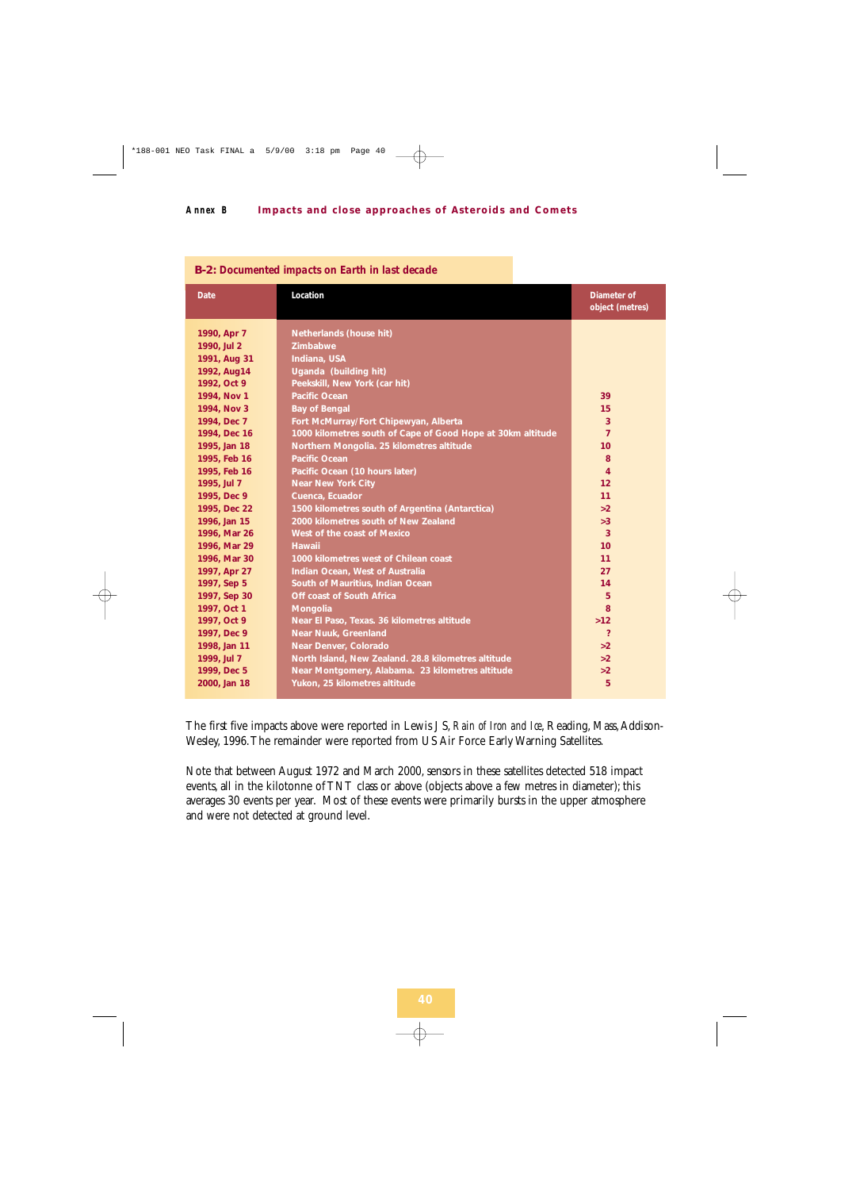## Annex B Impacts and close approaches of Asteroids and Comets

### B-2: Documented impacts on Earth in last decade

| Date | Location | Diameter of object (metres) |
|---|---|---|
| 1990, Apr 7 | Netherlands (house hit) | |
| 1990, Jul 2 | Zimbabwe | |
| 1991, Aug 31 | Indiana, USA | |
| 1992, Aug14 | Uganda (building hit) | |
| 1992, Oct 9 | Peekskill, New York (car hit) | |
| 1994, Nov 1 | Pacific Ocean | 39 |
| 1994, Nov 3 | Bay of Bengal | 15 |
| 1994, Dec 7 | Fort McMurray/Fort Chipewyan, Alberta | 3 |
| 1994, Dec 16 | 1000 kilometres south of Cape of Good Hope at 30km altitude | 7 |
| 1995, Jan 18 | Northern Mongolia. 25 kilometres altitude | 10 |
| 1995, Feb 16 | Pacific Ocean | 8 |
| 1995, Feb 16 | Pacific Ocean (10 hours later) | 4 |
| 1995, Jul 7 | Near New York City | 12 |
| 1995, Dec 9 | Cuenca, Ecuador | 11 |
| 1995, Dec 22 | 1500 kilometres south of Argentina (Antarctica) | >2 |
| 1996, Jan 15 | 2000 kilometres south of New Zealand | >3 |
| 1996, Mar 26 | West of the coast of Mexico | 3 |
| 1996, Mar 29 | Hawaii | 10 |
| 1996, Mar 30 | 1000 kilometres west of Chilean coast | 11 |
| 1997, Apr 27 | Indian Ocean, West of Australia | 27 |
| 1997, Sep 5 | South of Mauritius, Indian Ocean | 14 |
| 1997, Sep 30 | Off coast of South Africa | 5 |
| 1997, Oct 1 | Mongolia | 8 |
| 1997, Oct 9 | Near El Paso, Texas. 36 kilometres altitude | >12 |
| 1997, Dec 9 | Near Nuuk, Greenland | ? |
| 1998, Jan 11 | Near Denver, Colorado | >2 |
| 1999, Jul 7 | North Island, New Zealand. 28.8 kilometres altitude | >2 |
| 1999, Dec 5 | Near Montgomery, Alabama. 23 kilometres altitude | >2 |
| 2000, Jan 18 | Yukon, 25 kilometres altitude | 5 |

The first five impacts above were reported in Lewis J S, *Rain of Iron and Ice*, Reading, Mass, Addison-Wesley, 1996. The remainder were reported from US Air Force Early Warning Satellites.

Note that between August 1972 and March 2000, sensors in these satellites detected 518 impact events, all in the kilotonne of TNT class or above (objects above a few metres in diameter); this averages 30 events per year. Most of these events were primarily bursts in the upper atmosphere and were not detected at ground level.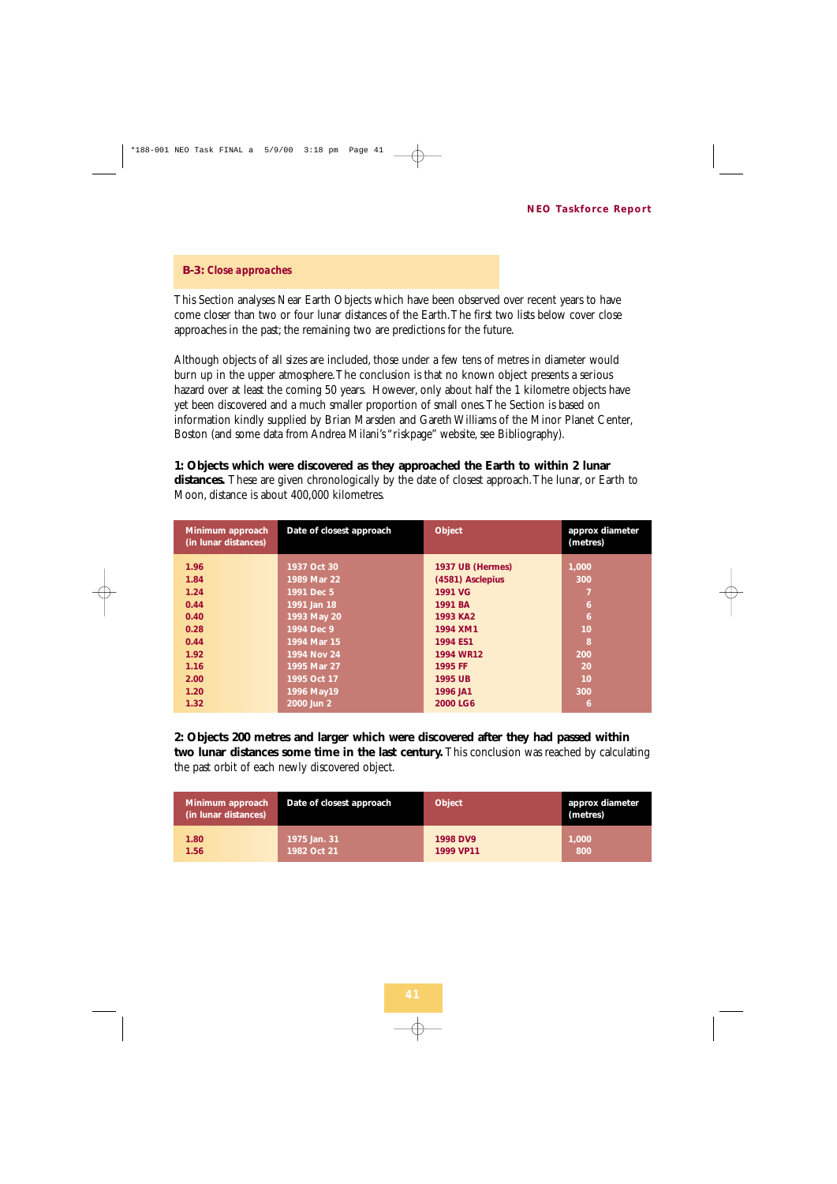## B-3: Close approaches

This Section analyses Near Earth Objects which have been observed over recent years to have come closer than two or four lunar distances of the Earth. The first two lists below cover close approaches in the past; the remaining two are predictions for the future.

Although objects of all sizes are included, those under a few tens of metres in diameter would burn up in the upper atmosphere. The conclusion is that no known object presents a serious hazard over at least the coming 50 years. However, only about half the 1 kilometre objects have yet been discovered and a much smaller proportion of small ones. The Section is based on information kindly supplied by Brian Marsden and Gareth Williams of the Minor Planet Center, Boston (and some data from Andrea Milani's "riskpage" website, see Bibliography).

**1: Objects which were discovered as they approached the Earth to within 2 lunar distances.** These are given chronologically by the date of closest approach. The lunar, or Earth to Moon, distance is about 400,000 kilometres.

| Minimum approach (in lunar distances) | Date of closest approach | Object | approx diameter (metres) |
|---|---|---|---|
| 1.96 | 1937 Oct 30 | 1937 UB (Hermes) | 1,000 |
| 1.84 | 1989 Mar 22 | (4581) Asclepius | 300 |
| 1.24 | 1991 Dec 5 | 1991 VG | 7 |
| 0.44 | 1991 Jan 18 | 1991 BA | 6 |
| 0.40 | 1993 May 20 | 1993 KA2 | 6 |
| 0.28 | 1994 Dec 9 | 1994 XM1 | 10 |
| 0.44 | 1994 Mar 15 | 1994 ES1 | 8 |
| 1.92 | 1994 Nov 24 | 1994 WR12 | 200 |
| 1.16 | 1995 Mar 27 | 1995 FF | 20 |
| 2.00 | 1995 Oct 17 | 1995 UB | 10 |
| 1.20 | 1996 May19 | 1996 JA1 | 300 |
| 1.32 | 2000 Jun 2 | 2000 LG6 | 6 |

**2: Objects 200 metres and larger which were discovered after they had passed within two lunar distances some time in the last century.** This conclusion was reached by calculating the past orbit of each newly discovered object.

| Minimum approach (in lunar distances) | Date of closest approach | Object | approx diameter (metres) |
|---|---|---|---|
| 1.80 | 1975 Jan. 31 | 1998 DV9 | 1,000 |
| 1.56 | 1982 Oct 21 | 1999 VP11 | 800 |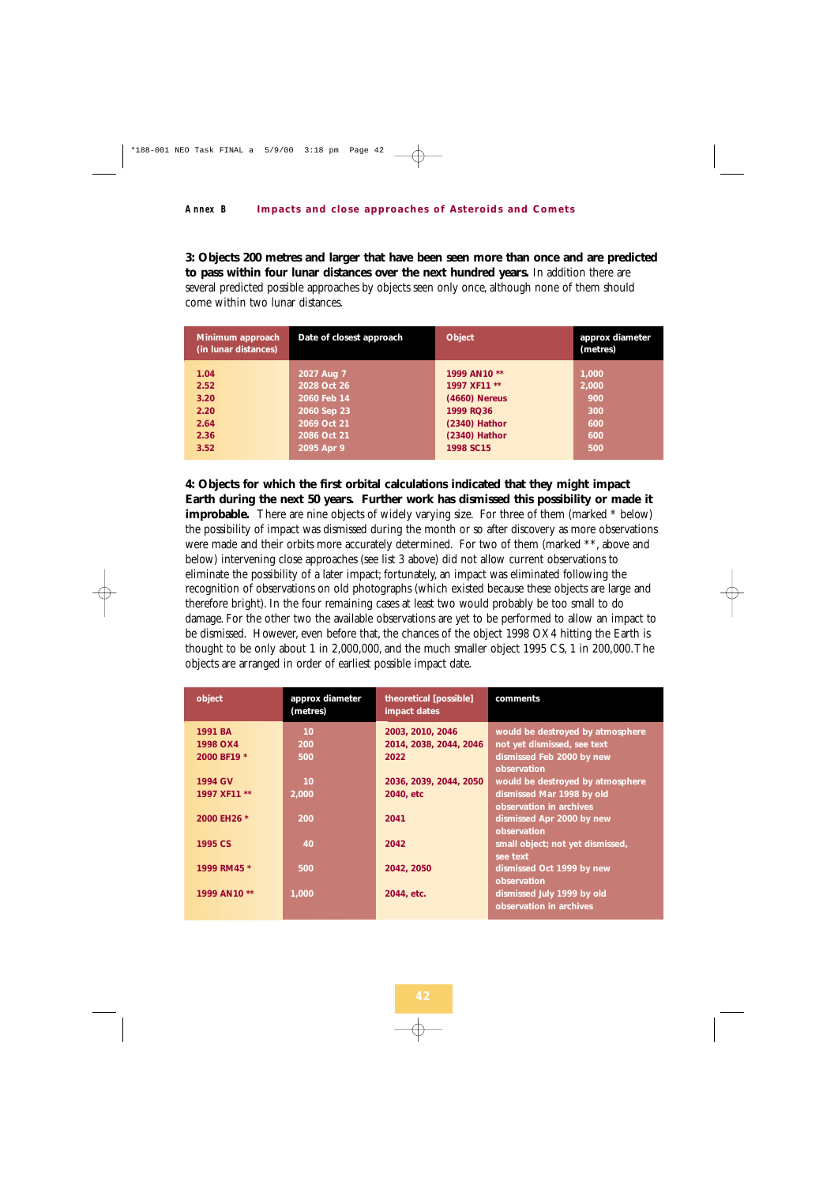**3: Objects 200 metres and larger that have been seen more than once and are predicted to pass within four lunar distances over the next hundred years.** In addition there are several predicted possible approaches by objects seen only once, although none of them should come within two lunar distances.

| Minimum approach (in lunar distances) | Date of closest approach | Object | approx diameter (metres) |
|---|---|---|---|
| 1.04 | 2027 Aug 7 | 1999 AN10 ** | 1,000 |
| 2.52 | 2028 Oct 26 | 1997 XF11 ** | 2,000 |
| 3.20 | 2060 Feb 14 | (4660) Nereus | 900 |
| 2.20 | 2060 Sep 23 | 1999 RQ36 | 300 |
| 2.64 | 2069 Oct 21 | (2340) Hathor | 600 |
| 2.36 | 2086 Oct 21 | (2340) Hathor | 600 |
| 3.52 | 2095 Apr 9 | 1998 SC15 | 500 |

**4: Objects for which the first orbital calculations indicated that they might impact Earth during the next 50 years. Further work has dismissed this possibility or made it improbable.** There are nine objects of widely varying size. For three of them (marked * below) the possibility of impact was dismissed during the month or so after discovery as more observations were made and their orbits more accurately determined. For two of them (marked **, above and below) intervening close approaches (see list 3 above) did not allow current observations to eliminate the possibility of a later impact; fortunately, an impact was eliminated following the recognition of observations on old photographs (which existed because these objects are large and therefore bright). In the four remaining cases at least two would probably be too small to do damage. For the other two the available observations are yet to be performed to allow an impact to be dismissed. However, even before that, the chances of the object 1998 OX4 hitting the Earth is thought to be only about 1 in 2,000,000, and the much smaller object 1995 CS, 1 in 200,000. The objects are arranged in order of earliest possible impact date.

| object | approx diameter (metres) | theoretical [possible] impact dates | comments |
|---|---|---|---|
| 1991 BA | 10 | 2003, 2010, 2046 | would be destroyed by atmosphere |
| 1998 OX4 | 200 | 2014, 2038, 2044, 2046 | not yet dismissed, see text |
| 2000 BF19 * | 500 | 2022 | dismissed Feb 2000 by new observation |
| 1994 GV | 10 | 2036, 2039, 2044, 2050 | would be destroyed by atmosphere |
| 1997 XF11 ** | 2,000 | 2040, etc | dismissed Mar 1998 by old observation in archives |
| 2000 EH26 * | 200 | 2041 | dismissed Apr 2000 by new observation |
| 1995 CS | 40 | 2042 | small object; not yet dismissed, see text |
| 1999 RM45 * | 500 | 2042, 2050 | dismissed Oct 1999 by new observation |
| 1999 AN10 ** | 1,000 | 2044, etc. | dismissed July 1999 by old observation in archives |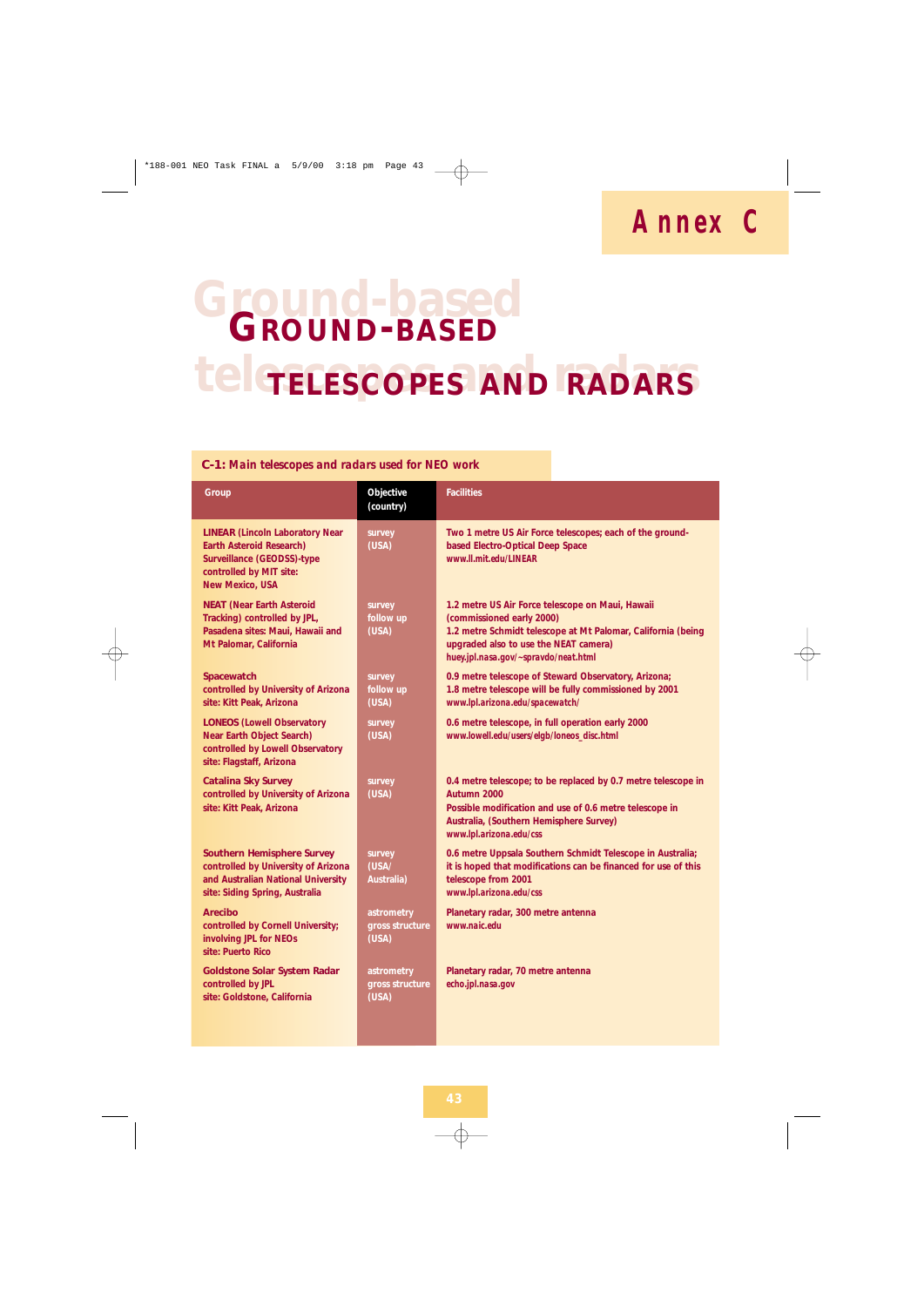# Annex C

# Ground-based telescopes and radars

**C-1: Main telescopes and radars used for NEO work**

| Group | Objective (country) | Facilities |
|---|---|---|
| **LINEAR** (Lincoln Laboratory Near Earth Asteroid Research) Surveillance (GEODSS)-type controlled by MIT site: New Mexico, USA | survey (USA) | Two 1 metre US Air Force telescopes; each of the ground-based Electro-Optical Deep Space www.ll.mit.edu/LINEAR |
| **NEAT** (Near Earth Asteroid Tracking) controlled by JPL, Pasadena sites: Maui, Hawaii and Mt Palomar, California | survey follow up (USA) | 1.2 metre US Air Force telescope on Maui, Hawaii (commissioned early 2000) 1.2 metre Schmidt telescope at Mt Palomar, California (being upgraded also to use the NEAT camera) huey.jpl.nasa.gov/~spravdo/neat.html |
| **Spacewatch** controlled by University of Arizona site: Kitt Peak, Arizona | survey follow up (USA) | 0.9 metre telescope of Steward Observatory, Arizona; 1.8 metre telescope will be fully commissioned by 2001 www.lpl.arizona.edu/spacewatch/ |
| **LONEOS** (Lowell Observatory Near Earth Object Search) controlled by Lowell Observatory site: Flagstaff, Arizona | survey (USA) | 0.6 metre telescope, in full operation early 2000 www.lowell.edu/users/elgb/loneos_disc.html |
| **Catalina Sky Survey** controlled by University of Arizona site: Kitt Peak, Arizona | survey (USA) | 0.4 metre telescope; to be replaced by 0.7 metre telescope in Autumn 2000 Possible modification and use of 0.6 metre telescope in Australia, (Southern Hemisphere Survey) www.lpl.arizona.edu/css |
| **Southern Hemisphere Survey** controlled by University of Arizona and Australian National University site: Siding Spring, Australia | survey (USA/ Australia) | 0.6 metre Uppsala Southern Schmidt Telescope in Australia; it is hoped that modifications can be financed for use of this telescope from 2001 www.lpl.arizona.edu/css |
| **Arecibo** controlled by Cornell University; involving JPL for NEOs site: Puerto Rico | astrometry gross structure (USA) | Planetary radar, 300 metre antenna www.naic.edu |
| **Goldstone Solar System Radar** controlled by JPL site: Goldstone, California | astrometry gross structure (USA) | Planetary radar, 70 metre antenna echo.jpl.nasa.gov |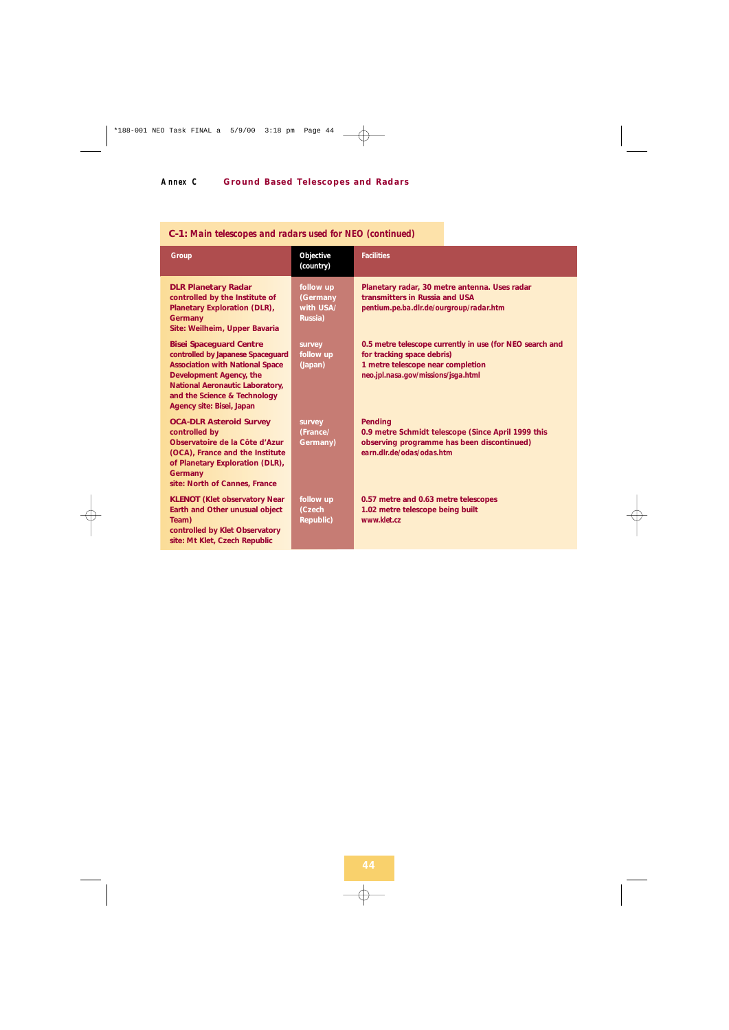## Annex C Ground Based Telescopes and Radars

**C-1: Main telescopes and radars used for NEO (continued)**

| Group | Objective (country) | Facilities |
|---|---|---|
| **DLR Planetary Radar** controlled by the Institute of Planetary Exploration (DLR), Germany<br>Site: Weilheim, Upper Bavaria | follow up (Germany with USA/ Russia) | Planetary radar, 30 metre antenna. Uses radar transmitters in Russia and USA<br>pentium.pe.ba.dlr.de/ourgroup/radar.htm |
| **Bisei Spaceguard Centre** controlled by Japanese Spaceguard Association with National Space Development Agency, the National Aeronautic Laboratory, and the Science & Technology Agency site: Bisei, Japan | survey<br>follow up (Japan) | 0.5 metre telescope currently in use (for NEO search and for tracking space debris)<br>1 metre telescope near completion<br>neo.jpl.nasa.gov/missions/jsga.html |
| **OCA-DLR Asteroid Survey** controlled by Observatoire de la Côte d'Azur (OCA), France and the Institute of Planetary Exploration (DLR), Germany<br>site: North of Cannes, France | survey (France/ Germany) | Pending<br>0.9 metre Schmidt telescope (Since April 1999 this observing programme has been discontinued)<br>earn.dlr.de/odas/odas.htm |
| **KLENOT** (Klet observatory Near Earth and Other unusual object Team)<br>controlled by Klet Observatory<br>site: Mt Klet, Czech Republic | follow up (Czech Republic) | 0.57 metre and 0.63 metre telescopes<br>1.02 metre telescope being built<br>www.klet.cz |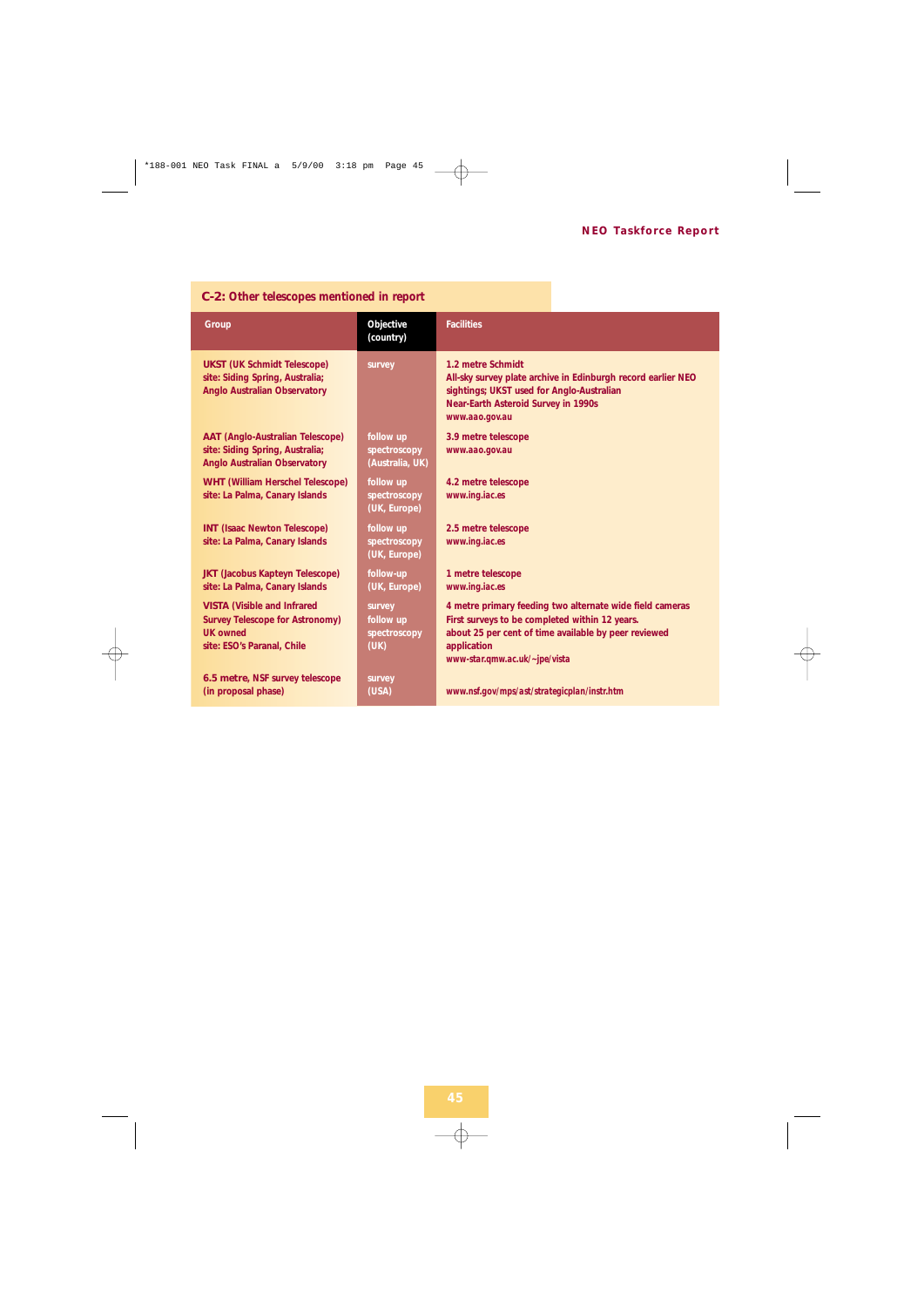## C-2: Other telescopes mentioned in report

| Group | Objective (country) | Facilities |
|---|---|---|
| UKST (UK Schmidt Telescope) site: Siding Spring, Australia; Anglo Australian Observatory | survey | 1.2 metre Schmidt All-sky survey plate archive in Edinburgh record earlier NEO sightings; UKST used for Anglo-Australian Near-Earth Asteroid Survey in 1990s www.aao.gov.au |
| AAT (Anglo-Australian Telescope) site: Siding Spring, Australia; Anglo Australian Observatory | follow up spectroscopy (Australia, UK) | 3.9 metre telescope www.aao.gov.au |
| WHT (William Herschel Telescope) site: La Palma, Canary Islands | follow up spectroscopy (UK, Europe) | 4.2 metre telescope www.ing.iac.es |
| INT (Isaac Newton Telescope) site: La Palma, Canary Islands | follow up spectroscopy (UK, Europe) | 2.5 metre telescope www.ing.iac.es |
| JKT (Jacobus Kapteyn Telescope) site: La Palma, Canary Islands | follow-up (UK, Europe) | 1 metre telescope www.ing.iac.es |
| VISTA (Visible and Infrared Survey Telescope for Astronomy) UK owned site: ESO's Paranal, Chile | survey follow up spectroscopy (UK) | 4 metre primary feeding two alternate wide field cameras First surveys to be completed within 12 years. about 25 per cent of time available by peer reviewed application www-star.qmw.ac.uk/~jpe/vista |
| 6.5 metre, NSF survey telescope (in proposal phase) | survey (USA) | www.nsf.gov/mps/ast/strategicplan/instr.htm |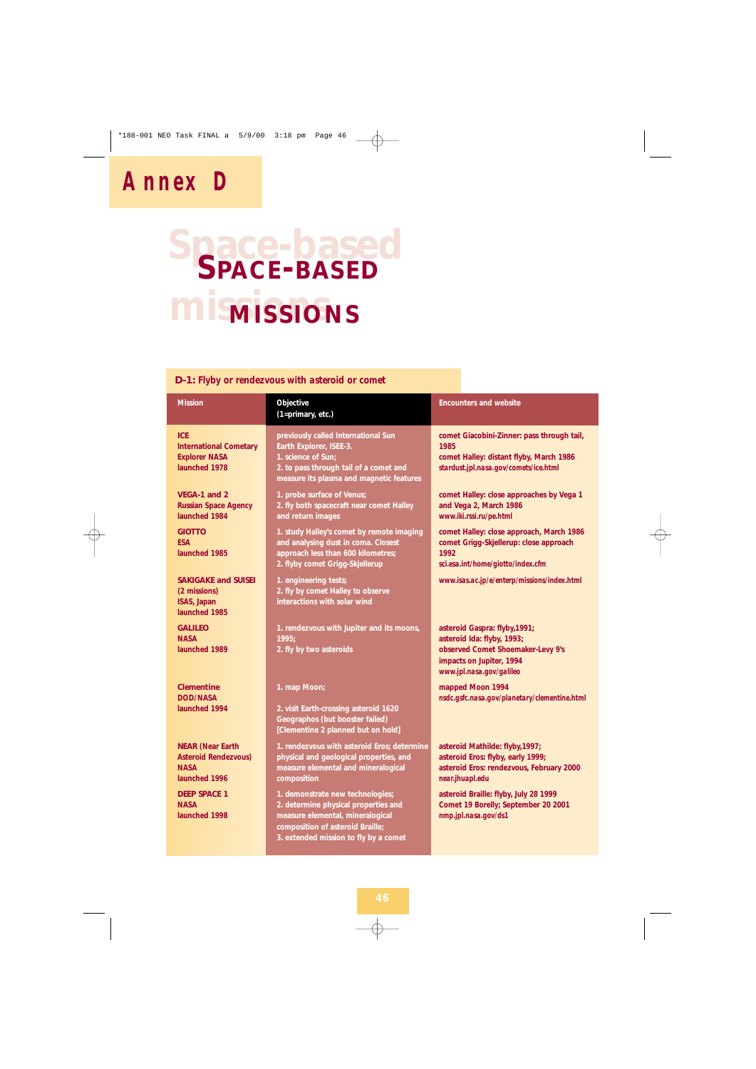# Annex D

# SPACE-BASED MISSIONS

## D-1: Flyby or rendezvous with asteroid or comet

| Mission | Objective (1=primary, etc.) | Encounters and website |
|---|---|---|
| ICE International Cometary Explorer NASA launched 1978 | previously called International Sun Earth Explorer, ISEE-3. 1. science of Sun; 2. to pass through tail of a comet and measure its plasma and magnetic features | comet Giacobini-Zinner: pass through tail, 1985 comet Halley: distant flyby, March 1986 stardust.jpl.nasa.gov/comets/ice.html |
| VEGA-1 and 2 Russian Space Agency launched 1984 | 1. probe surface of Venus; 2. fly both spacecraft near comet Halley and return images | comet Halley: close approaches by Vega 1 and Vega 2, March 1986 www.iki.rssi.ru/pe.html |
| GIOTTO ESA launched 1985 | 1. study Halley's comet by remote imaging and analysing dust in coma. Closest approach less than 600 kilometres; 2. flyby comet Grigg-Skjellerup | comet Halley: close approach, March 1986 comet Grigg-Skjellerup: close approach 1992 sci.esa.int/home/giotto/index.cfm |
| SAKIGAKE and SUISEI (2 missions) ISAS, Japan launched 1985 | 1. engineering tests; 2. fly by comet Halley to observe interactions with solar wind | www.isas.ac.jp/e/enterp/missions/index.html |
| GALILEO NASA launched 1989 | 1. rendezvous with Jupiter and its moons, 1995; 2. fly by two asteroids | asteroid Gaspra: flyby,1991; asteroid Ida: flyby, 1993; observed Comet Shoemaker-Levy 9's impacts on Jupiter, 1994 www.jpl.nasa.gov/galileo |
| Clementine DOD/NASA launched 1994 | 1. map Moon; 2. visit Earth-crossing asteroid 1620 Geographos (but booster failed) [Clementine 2 planned but on hold] | mapped Moon 1994 nsdc.gsfc.nasa.gov/planetary/clementine.html |
| NEAR (Near Earth Asteroid Rendezvous) NASA launched 1996 | 1. rendezvous with asteroid Eros; determine physical and geological properties, and measure elemental and mineralogical composition | asteroid Mathilde: flyby,1997; asteroid Eros: flyby, early 1999; asteroid Eros: rendezvous, February 2000 near.jhuapl.edu |
| DEEP SPACE 1 NASA launched 1998 | 1. demonstrate new technologies; 2. determine physical properties and measure elemental, mineralogical composition of asteroid Braille; 3. extended mission to fly by a comet | asteroid Braille: flyby, July 28 1999 Comet 19 Borelly; September 20 2001 nmp.jpl.nasa.gov/ds1 |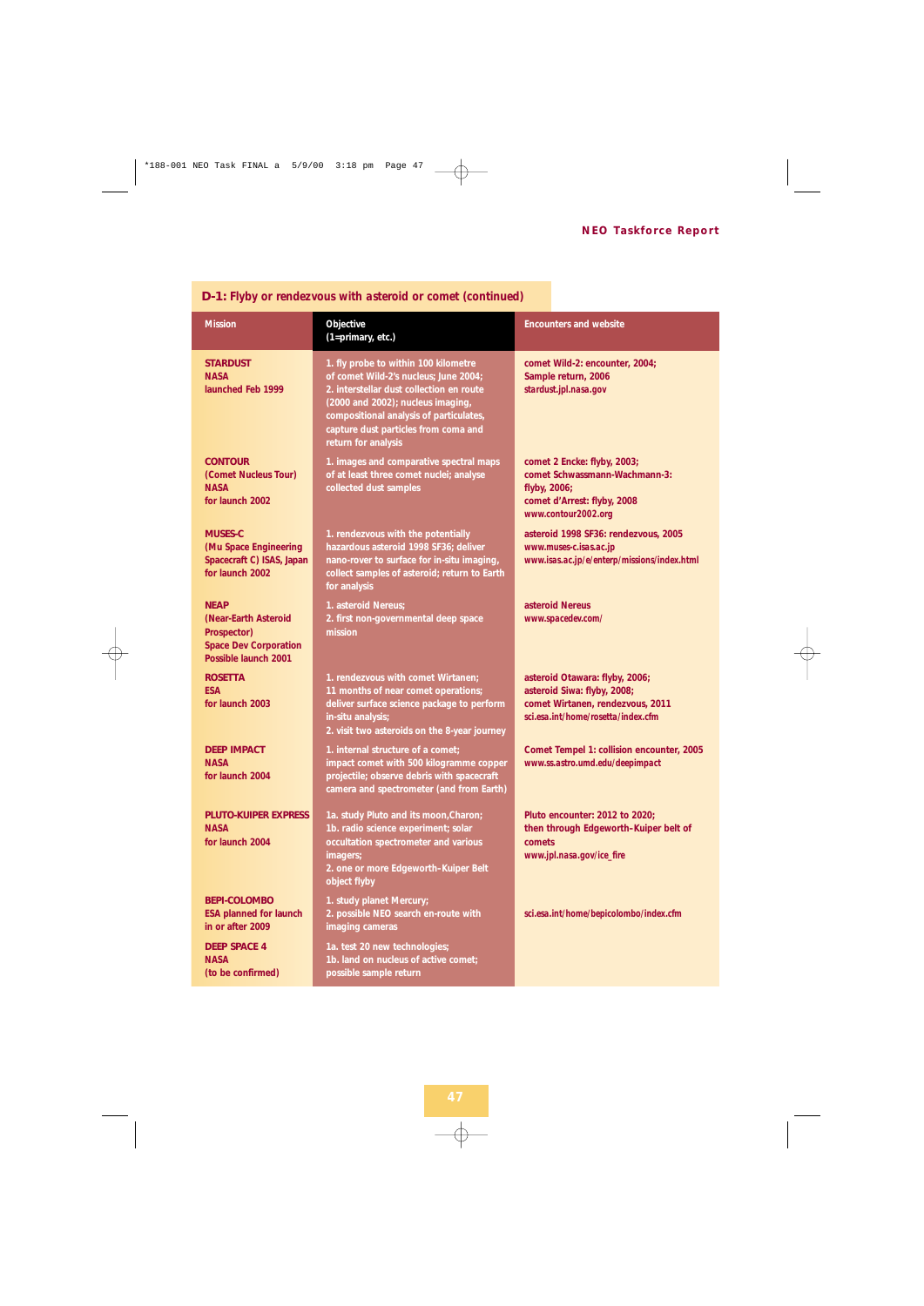### D-1: Flyby or rendezvous with asteroid or comet (continued)

| Mission | Objective (1=primary, etc.) | Encounters and website |
|---|---|---|
| **STARDUST** NASA launched Feb 1999 | 1. fly probe to within 100 kilometre of comet Wild-2's nucleus; June 2004; 2. interstellar dust collection en route (2000 and 2002); nucleus imaging, compositional analysis of particulates, capture dust particles from coma and return for analysis | comet Wild-2: encounter, 2004; Sample return, 2006 stardust.jpl.nasa.gov |
| **CONTOUR** (Comet Nucleus Tour) NASA for launch 2002 | 1. images and comparative spectral maps of at least three comet nuclei; analyse collected dust samples | comet 2 Encke: flyby, 2003; comet Schwassmann-Wachmann-3: flyby, 2006; comet d'Arrest: flyby, 2008 www.contour2002.org |
| **MUSES-C** (Mu Space Engineering Spacecraft C) ISAS, Japan for launch 2002 | 1. rendezvous with the potentially hazardous asteroid 1998 SF36; deliver nano-rover to surface for in-situ imaging, collect samples of asteroid; return to Earth for analysis | asteroid 1998 SF36: rendezvous, 2005 www.muses-c.isas.ac.jp www.isas.ac.jp/e/enterp/missions/index.html |
| **NEAP** (Near-Earth Asteroid Prospector) Space Dev Corporation Possible launch 2001 | 1. asteroid Nereus; 2. first non-governmental deep space mission | asteroid Nereus www.spacedev.com/ |
| **ROSETTA** ESA for launch 2003 | 1. rendezvous with comet Wirtanen; 11 months of near comet operations; deliver surface science package to perform in-situ analysis; 2. visit two asteroids on the 8-year journey | asteroid Otawara: flyby, 2006; asteroid Siwa: flyby, 2008; comet Wirtanen, rendezvous, 2011 sci.esa.int/home/rosetta/index.cfm |
| **DEEP IMPACT** NASA for launch 2004 | 1. internal structure of a comet; impact comet with 500 kilogramme copper projectile; observe debris with spacecraft camera and spectrometer (and from Earth) | Comet Tempel 1: collision encounter, 2005 www.ss.astro.umd.edu/deepimpact |
| **PLUTO-KUIPER EXPRESS** NASA for launch 2004 | 1a. study Pluto and its moon,Charon; 1b. radio science experiment; solar occultation spectrometer and various imagers; 2. one or more Edgeworth-Kuiper Belt object flyby | Pluto encounter: 2012 to 2020; then through Edgeworth-Kuiper belt of comets www.jpl.nasa.gov/ice_fire |
| **BEPI-COLOMBO** ESA planned for launch in or after 2009 | 1. study planet Mercury; 2. possible NEO search en-route with imaging cameras | sci.esa.int/home/bepicolombo/index.cfm |
| **DEEP SPACE 4** NASA (to be confirmed) | 1a. test 20 new technologies; 1b. land on nucleus of active comet; possible sample return | |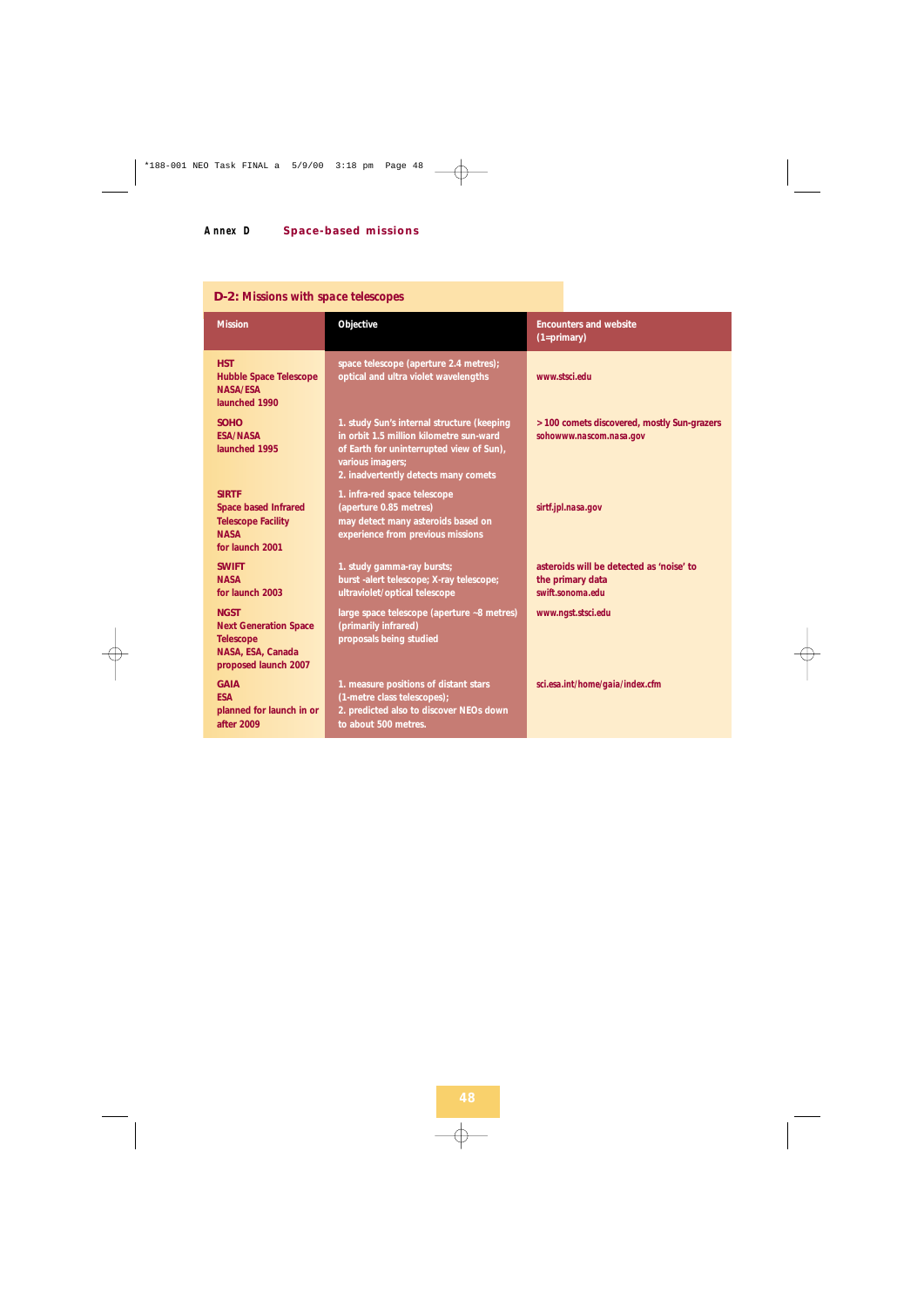## Annex D Space-based missions

### D-2: Missions with space telescopes

| Mission | Objective | Encounters and website (1=primary) |
|---|---|---|
| HST<br>Hubble Space Telescope<br>NASA/ESA<br>launched 1990 | space telescope (aperture 2.4 metres); optical and ultra violet wavelengths | www.stsci.edu |
| SOHO<br>ESA/NASA<br>launched 1995 | 1. study Sun's internal structure (keeping in orbit 1.5 million kilometre sun-ward of Earth for uninterrupted view of Sun), various imagers;<br>2. inadvertently detects many comets | > 100 comets discovered, mostly Sun-grazers<br>sohowww.nascom.nasa.gov |
| SIRTF<br>Space based Infrared Telescope Facility<br>NASA<br>for launch 2001 | 1. infra-red space telescope (aperture 0.85 metres)<br>may detect many asteroids based on experience from previous missions | sirtf.jpl.nasa.gov |
| SWIFT<br>NASA<br>for launch 2003 | 1. study gamma-ray bursts;<br>burst -alert telescope; X-ray telescope; ultraviolet/optical telescope | asteroids will be detected as 'noise' to the primary data<br>swift.sonoma.edu |
| NGST<br>Next Generation Space Telescope<br>NASA, ESA, Canada<br>proposed launch 2007 | large space telescope (aperture ~8 metres) (primarily infrared)<br>proposals being studied | www.ngst.stsci.edu |
| GAIA<br>ESA<br>planned for launch in or after 2009 | 1. measure positions of distant stars (1-metre class telescopes);<br>2. predicted also to discover NEOs down to about 500 metres. | sci.esa.int/home/gaia/index.cfm |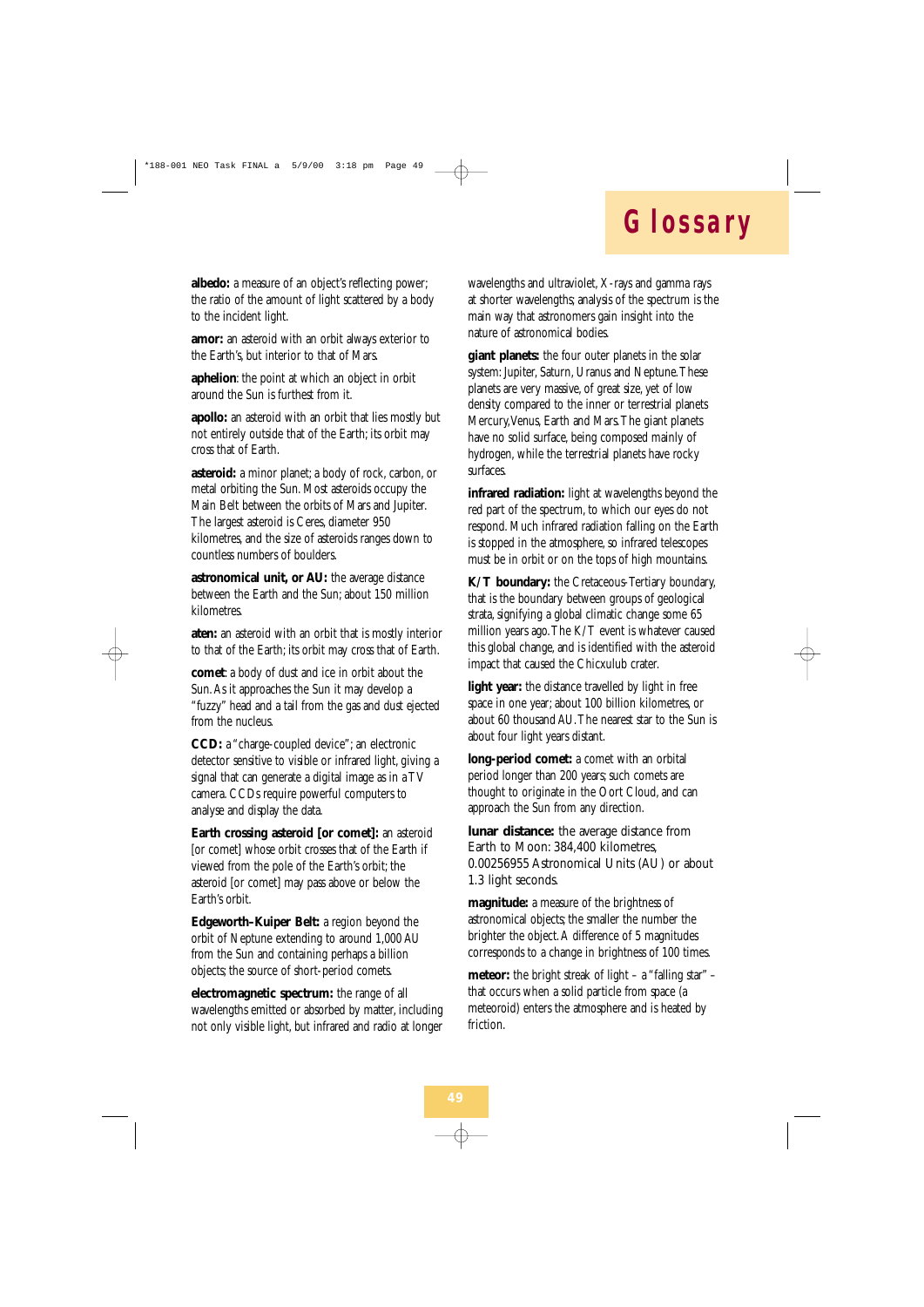# Glossary

**albedo:** a measure of an object's reflecting power; the ratio of the amount of light scattered by a body to the incident light.

**amor:** an asteroid with an orbit always exterior to the Earth's, but interior to that of Mars.

**aphelion**: the point at which an object in orbit around the Sun is furthest from it.

**apollo:** an asteroid with an orbit that lies mostly but not entirely outside that of the Earth; its orbit may cross that of Earth.

**asteroid:** a minor planet; a body of rock, carbon, or metal orbiting the Sun. Most asteroids occupy the Main Belt between the orbits of Mars and Jupiter. The largest asteroid is Ceres, diameter 950 kilometres, and the size of asteroids ranges down to countless numbers of boulders.

**astronomical unit, or AU:** the average distance between the Earth and the Sun; about 150 million kilometres.

**aten:** an asteroid with an orbit that is mostly interior to that of the Earth; its orbit may cross that of Earth.

**comet**: a body of dust and ice in orbit about the Sun. As it approaches the Sun it may develop a "fuzzy" head and a tail from the gas and dust ejected from the nucleus.

**CCD:** a "charge-coupled device"; an electronic detector sensitive to visible or infrared light, giving a signal that can generate a digital image as in a TV camera. CCDs require powerful computers to analyse and display the data.

**Earth crossing asteroid [or comet]:** an asteroid [or comet] whose orbit crosses that of the Earth if viewed from the pole of the Earth's orbit; the asteroid [or comet] may pass above or below the Earth's orbit.

**Edgeworth–Kuiper Belt:** a region beyond the orbit of Neptune extending to around 1,000 AU from the Sun and containing perhaps a billion objects; the source of short-period comets.

**electromagnetic spectrum:** the range of all wavelengths emitted or absorbed by matter, including not only visible light, but infrared and radio at longer wavelengths and ultraviolet, X-rays and gamma rays at shorter wavelengths; analysis of the spectrum is the main way that astronomers gain insight into the nature of astronomical bodies.

**giant planets:** the four outer planets in the solar system: Jupiter, Saturn, Uranus and Neptune. These planets are very massive, of great size, yet of low density compared to the inner or terrestrial planets Mercury, Venus, Earth and Mars. The giant planets have no solid surface, being composed mainly of hydrogen, while the terrestrial planets have rocky surfaces.

**infrared radiation:** light at wavelengths beyond the red part of the spectrum, to which our eyes do not respond. Much infrared radiation falling on the Earth is stopped in the atmosphere, so infrared telescopes must be in orbit or on the tops of high mountains.

**K/T boundary:** the Cretaceous-Tertiary boundary, that is the boundary between groups of geological strata, signifying a global climatic change some 65 million years ago. The K/T event is whatever caused this global change, and is identified with the asteroid impact that caused the Chicxulub crater.

**light year:** the distance travelled by light in free space in one year; about 100 billion kilometres, or about 60 thousand AU. The nearest star to the Sun is about four light years distant.

**long-period comet:** a comet with an orbital period longer than 200 years; such comets are thought to originate in the Oort Cloud, and can approach the Sun from any direction.

**lunar distance:** the average distance from Earth to Moon: 384,400 kilometres, 0.00256955 Astronomical Units (AU) or about 1.3 light seconds.

**magnitude:** a measure of the brightness of astronomical objects; the smaller the number the brighter the object. A difference of 5 magnitudes corresponds to a change in brightness of 100 times.

**meteor:** the bright streak of light – a "falling star" – that occurs when a solid particle from space (a meteoroid) enters the atmosphere and is heated by friction.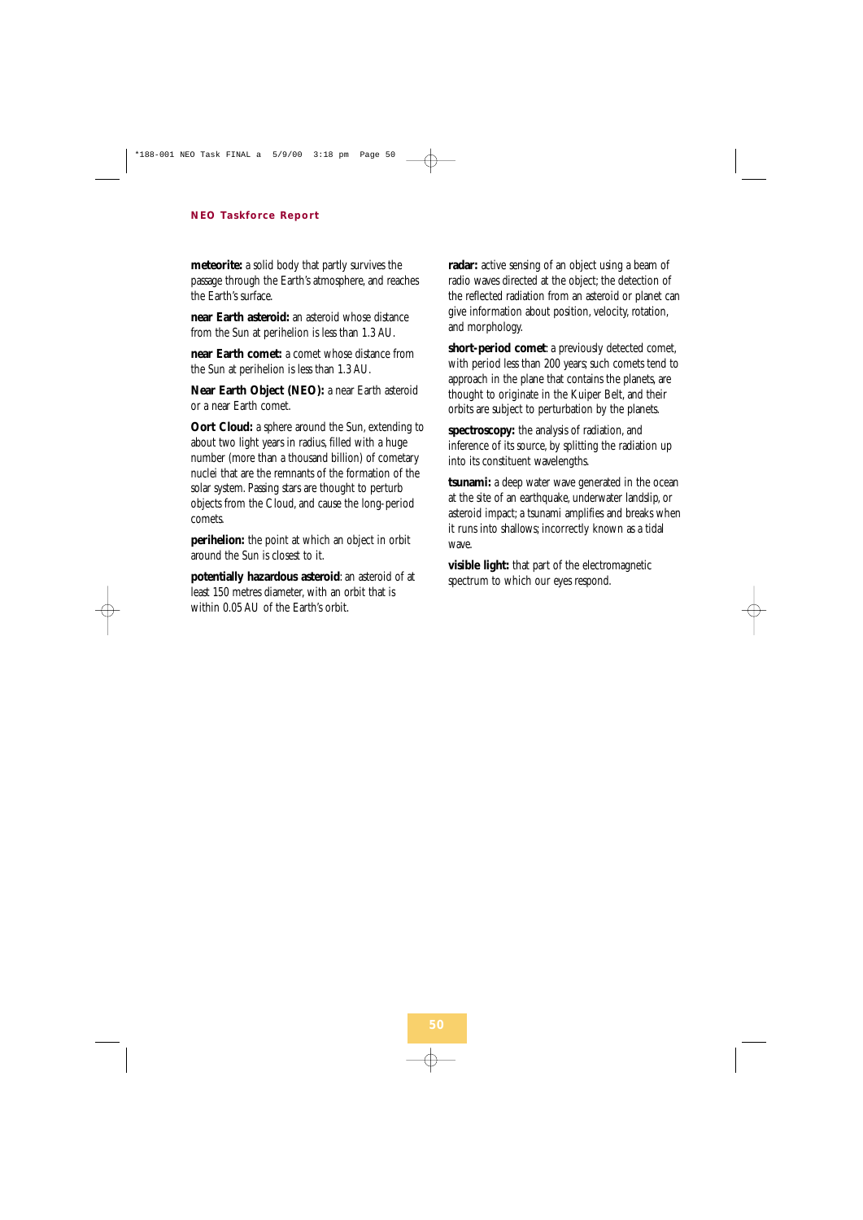**meteorite:** a solid body that partly survives the passage through the Earth's atmosphere, and reaches the Earth's surface.

**near Earth asteroid:** an asteroid whose distance from the Sun at perihelion is less than 1.3 AU.

**near Earth comet:** a comet whose distance from the Sun at perihelion is less than 1.3 AU.

**Near Earth Object (NEO):** a near Earth asteroid or a near Earth comet.

**Oort Cloud:** a sphere around the Sun, extending to about two light years in radius, filled with a huge number (more than a thousand billion) of cometary nuclei that are the remnants of the formation of the solar system. Passing stars are thought to perturb objects from the Cloud, and cause the long-period comets.

**perihelion:** the point at which an object in orbit around the Sun is closest to it.

**potentially hazardous asteroid**: an asteroid of at least 150 metres diameter, with an orbit that is within 0.05 AU of the Earth's orbit.

**radar:** active sensing of an object using a beam of radio waves directed at the object; the detection of the reflected radiation from an asteroid or planet can give information about position, velocity, rotation, and morphology.

**short-period comet**: a previously detected comet, with period less than 200 years; such comets tend to approach in the plane that contains the planets, are thought to originate in the Kuiper Belt, and their orbits are subject to perturbation by the planets.

**spectroscopy:** the analysis of radiation, and inference of its source, by splitting the radiation up into its constituent wavelengths.

**tsunami:** a deep water wave generated in the ocean at the site of an earthquake, underwater landslip, or asteroid impact; a tsunami amplifies and breaks when it runs into shallows; incorrectly known as a tidal wave.

**visible light:** that part of the electromagnetic spectrum to which our eyes respond.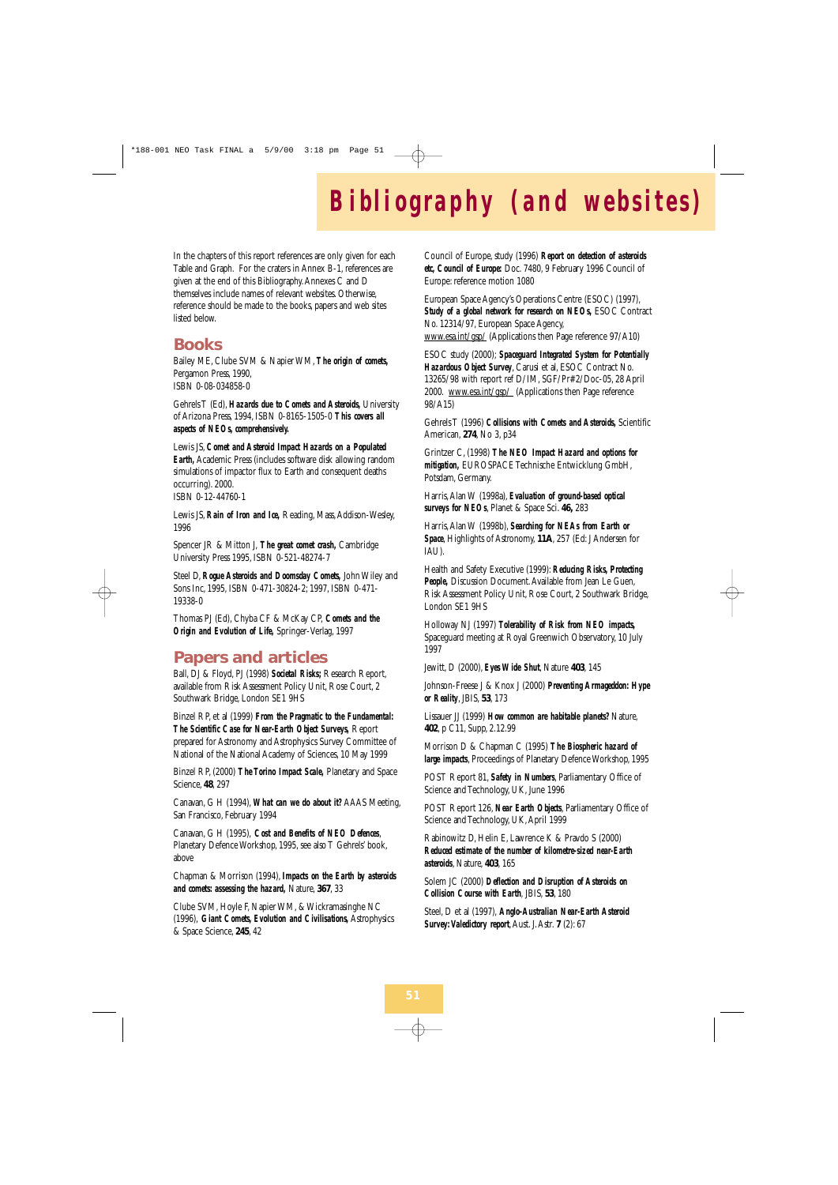# Bibliography (and websites)

In the chapters of this report references are only given for each Table and Graph. For the craters in Annex B-1, references are given at the end of this Bibliography. Annexes C and D themselves include names of relevant websites. Otherwise, reference should be made to the books, papers and web sites listed below.

## Books

Bailey ME, Clube SVM & Napier WM, **The origin of comets,** Pergamon Press, 1990, ISBN 0-08-034858-0

Gehrels T (Ed), **Hazards due to Comets and Asteroids,** University of Arizona Press, 1994, ISBN 0-8165-1505-0 **This covers all aspects of NEOs, comprehensively.**

Lewis JS, **Comet and Asteroid Impact Hazards on a Populated Earth,** Academic Press (includes software disk allowing random simulations of impactor flux to Earth and consequent deaths occurring). 2000. ISBN 0-12-44760-1

Lewis JS, **Rain of Iron and Ice,** Reading, Mass, Addison-Wesley, 1996

Spencer JR & Mitton J, **The great comet crash,** Cambridge University Press 1995, ISBN 0-521-48274-7

Steel D, **Rogue Asteroids and Doomsday Comets,** John Wiley and Sons Inc, 1995, ISBN 0-471-30824-2; 1997, ISBN 0-471-19338-0

Thomas PJ (Ed), Chyba CF & McKay CP, **Comets and the Origin and Evolution of Life,** Springer-Verlag, 1997

## Papers and articles

Ball, DJ & Floyd, PJ (1998) **Societal Risks;** Research Report, available from Risk Assessment Policy Unit, Rose Court, 2 Southwark Bridge, London SE1 9HS

Binzel RP, et al (1999) **From the Pragmatic to the Fundamental: The Scientific Case for Near-Earth Object Surveys,** Report prepared for Astronomy and Astrophysics Survey Committee of National of the National Academy of Sciences, 10 May 1999

Binzel RP, (2000) **The Torino Impact Scale,** Planetary and Space Science, **48**, 297

Canavan, G H (1994), **What can we do about it?** AAAS Meeting, San Francisco, February 1994

Canavan, G H (1995), **Cost and Benefits of NEO Defences**, Planetary Defence Workshop, 1995, see also T Gehrels' book, above

Chapman & Morrison (1994), **Impacts on the Earth by asteroids and comets: assessing the hazard,** Nature, **367**, 33

Clube SVM, Hoyle F, Napier WM, & Wickramasinghe NC (1996), **Giant Comets, Evolution and Civilisations,** Astrophysics & Space Science, **245**, 42

Council of Europe, study (1996) **Report on detection of asteroids etc, Council of Europe:** Doc. 7480, 9 February 1996 Council of Europe: reference motion 1080

European Space Agency's Operations Centre (ESOC) (1997), **Study of a global network for research on NEOs,** ESOC Contract No. 12314/97, European Space Agency, www.esa.int/gsp/ (Applications then Page reference 97/A10)

ESOC study (2000); **Spaceguard Integrated System for Potentially Hazardous Object Survey**, Carusi et al, ESOC Contract No. 13265/98 with report ref D/IM, SGF/Pr#2/Doc-05, 28 April 2000. www.esa.int/gsp/ (Applications then Page reference 98/A15)

Gehrels T (1996) **Collisions with Comets and Asteroids,** Scientific American, **274**, No 3, p34

Grintzer C, (1998) **The NEO Impact Hazard and options for mitigation,** EUROSPACE Technische Entwicklung GmbH, Potsdam, Germany.

Harris, Alan W (1998a), **Evaluation of ground-based optical surveys for NEOs**, Planet & Space Sci. **46,** 283

Harris, Alan W (1998b), **Searching for NEAs from Earth or Space**, Highlights of Astronomy, **11A**, 257 (Ed: J Andersen for IAU).

Health and Safety Executive (1999): **Reducing Risks, Protecting People,** Discussion Document. Available from Jean Le Guen, Risk Assessment Policy Unit, Rose Court, 2 Southwark Bridge, London SE1 9HS

Holloway NJ (1997) **Tolerability of Risk from NEO impacts,** Spaceguard meeting at Royal Greenwich Observatory, 10 July 1997

Jewitt, D (2000), **Eyes Wide Shut**, Nature **403**, 145

Johnson-Freese J & Knox J (2000) **Preventing Armageddon: Hype or Reality**, JBIS, **53**, 173

Lissauer JJ (1999) **How common are habitable planets?** Nature, **402**, p C11, Supp, 2.12.99

Morrison D & Chapman C (1995) **The Biospheric hazard of large impacts**, Proceedings of Planetary Defence Workshop, 1995

POST Report 81, **Safety in Numbers**, Parliamentary Office of Science and Technology, UK, June 1996

POST Report 126, **Near Earth Objects**, Parliamentary Office of Science and Technology, UK, April 1999

Rabinowitz D, Helin E, Lawrence K & Pravdo S (2000) **Reduced estimate of the number of kilometre-sized near-Earth asteroids**, Nature, **403**, 165

Solem JC (2000) **Deflection and Disruption of Asteroids on Collision Course with Earth**, JBIS, **53**, 180

Steel, D et al (1997), **Anglo-Australian Near-Earth Asteroid Survey: Valedictory report**, Aust. J. Astr. **7** (2): 67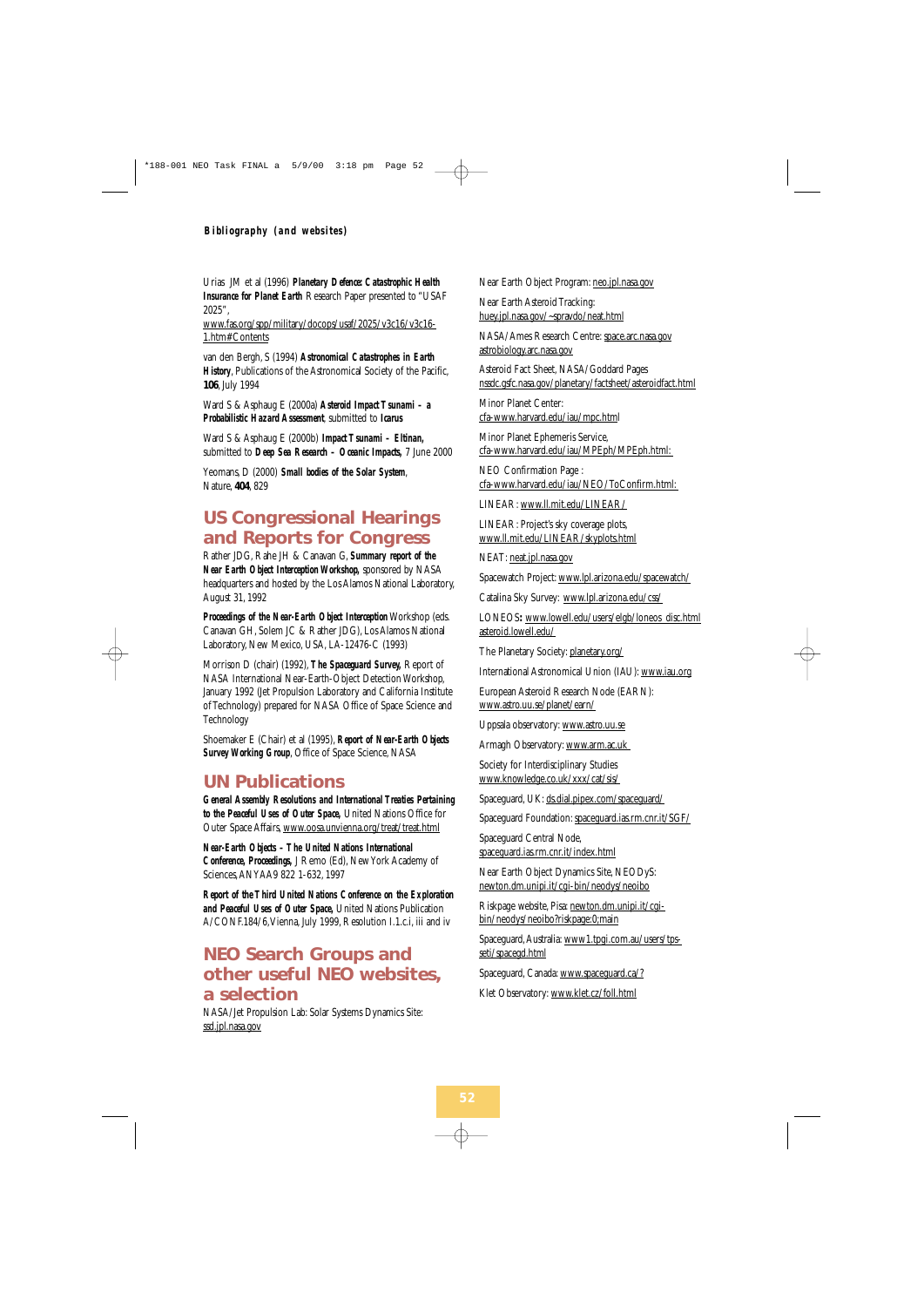**Bibliography (and websites)**

Urias JM et al (1996) **Planetary Defence: Catastrophic Health Insurance for Planet Earth** Research Paper presented to "USAF 2025", www.fas.org/spp/military/docops/usaf/2025/v3c16/v3c16-1.htm#Contents

van den Bergh, S (1994) **Astronomical Catastrophes in Earth History**, Publications of the Astronomical Society of the Pacific, **106**, July 1994

Ward S & Asphaug E (2000a) **Asteroid Impact Tsunami – a Probabilistic Hazard Assessment**, submitted to **Icarus**

Ward S & Asphaug E (2000b) **Impact Tsunami – Eltinan,** submitted to **Deep Sea Research – Oceanic Impacts,** 7 June 2000

Yeomans, D (2000) **Small bodies of the Solar System**, Nature, **404**, 829

## US Congressional Hearings and Reports for Congress

Rather JDG, Rahe JH & Canavan G, **Summary report of the Near Earth Object Interception Workshop,** sponsored by NASA headquarters and hosted by the Los Alamos National Laboratory, August 31, 1992

**Proceedings of the Near-Earth Object Interception** Workshop (eds. Canavan GH, Solem JC & Rather JDG), Los Alamos National Laboratory, New Mexico, USA, LA-12476-C (1993)

Morrison D (chair) (1992), **The Spaceguard Survey,** Report of NASA International Near-Earth-Object Detection Workshop, January 1992 (Jet Propulsion Laboratory and California Institute of Technology) prepared for NASA Office of Space Science and Technology

Shoemaker E (Chair) et al (1995), **Report of Near-Earth Objects Survey Working Group**, Office of Space Science, NASA

## UN Publications

**General Assembly Resolutions and International Treaties Pertaining to the Peaceful Uses of Outer Space,** United Nations Office for Outer Space Affairs, www.oosa.unvienna.org/treat/treat.html

**Near-Earth Objects – The United Nations International Conference, Proceedings,** J Remo (Ed), New York Academy of Sciences, ANYAA9 822 1-632, 1997

**Report of the Third United Nations Conference on the Exploration and Peaceful Uses of Outer Space,** United Nations Publication A/CONF.184/6, Vienna, July 1999, Resolution I.1.c.i, iii and iv

## NEO Search Groups and other useful NEO websites, a selection

NASA/Jet Propulsion Lab: Solar Systems Dynamics Site: ssd.jpl.nasa.gov

Near Earth Object Program: neo.jpl.nasa.gov

Near Earth Asteroid Tracking: huey.jpl.nasa.gov/~spravdo/neat.html

NASA/Ames Research Centre: space.arc.nasa.gov astrobiology.arc.nasa.gov

Asteroid Fact Sheet, NASA/Goddard Pages nssdc.gsfc.nasa.gov/planetary/factsheet/asteroidfact.html

Minor Planet Center: cfa-www.harvard.edu/iau/mpc.html

Minor Planet Ephemeris Service, cfa-www.harvard.edu/iau/MPEph/MPEph.html:

NEO Confirmation Page : cfa-www.harvard.edu/iau/NEO/ToConfirm.html:

LINEAR: www.ll.mit.edu/LINEAR/

LINEAR: Project's sky coverage plots, www.ll.mit.edu/LINEAR/skyplots.html

NEAT: neat.jpl.nasa.gov

Spacewatch Project: www.lpl.arizona.edu/spacewatch/

Catalina Sky Survey: www.lpl.arizona.edu/css/

LONEOS**:** www.lowell.edu/users/elgb/loneos disc.html asteroid.lowell.edu/

The Planetary Society: planetary.org/

International Astronomical Union (IAU): www.iau.org

European Asteroid Research Node (EARN): www.astro.uu.se/planet/earn/

Uppsala observatory: www.astro.uu.se

Armagh Observatory: www.arm.ac.uk

Society for Interdisciplinary Studies www.knowledge.co.uk/xxx/cat/sis/

Spaceguard, UK: ds.dial.pipex.com/spaceguard/

Spaceguard Foundation: spaceguard.ias.rm.cnr.it/SGF/

Spaceguard Central Node, spaceguard.ias.rm.cnr.it/index.html

Near Earth Object Dynamics Site, NEODyS: newton.dm.unipi.it/cgi-bin/neodys/neoibo

Riskpage website, Pisa: newton.dm.unipi.it/cgi-bin/neodys/neoibo?riskpage:0;main

Spaceguard, Australia: www1.tpgi.com.au/users/tps-seti/spacegd.html

Spaceguard, Canada: www.spaceguard.ca/?

Klet Observatory: www.klet.cz/foll.html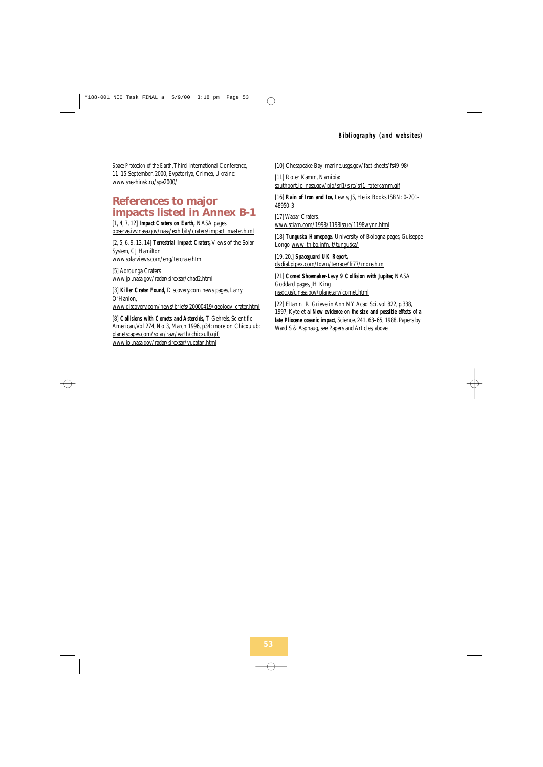*Space Protection of the Earth*, Third International Conference, 11–15 September, 2000, Evpatoriya, Crimea, Ukraine: www.snezhinsk.ru/spe2000/

## References to major impacts listed in Annex B-1

[1, 4, 7, 12] **Impact Craters on Earth,** NASA pages observe.ivv.nasa.gov/nasa/exhibits/craters/impact_master.html

[2, 5, 6, 9, 13, 14] **Terrestrial Impact Craters,** Views of the Solar System, CJ Hamilton www.solarviews.com/eng/tercrate.htm

[5] Aorounga Craters www.jpl.nasa.gov/radar/sircxsar/chad2.html

[3] **Killer Crater Found,** Discovery.com news pages, Larry O'Hanlon, www.discovery.com/news/briefs/20000419/geology_crater.html

[8] **Collisions with Comets and Asteroids,** T Gehrels, Scientific American, Vol 274, No 3, March 1996, p34; more on Chicxulub: planetscapes.com/solar/raw/earth/chicxulb.gif; www.jpl.nasa.gov/radar/sircxsar/yucatan.html

[10] Chesapeake Bay: marine.usgs.gov/fact-sheets/fs49-98/

[11] Roter Kamm, Namibia: southport.jpl.nasa.gov/pio/srl1/sirc/srl1-roterkamm.gif

[16] **Rain of Iron and Ice,** Lewis, JS, Helix Books ISBN: 0-201-48950-3

[17] Wabar Craters, www.sciam.com/1998/1198issue/1198wynn.html

[18] **Tunguska Homepage,** University of Bologna pages, Guiseppe Longo www-th.bo.infn.it/tunguska/

[19, 20,] **Spaceguard UK Report,** ds.dial.pipex.com/town/terrace/fr77/more.htm

[21] **Comet Shoemaker-Levy 9 Collision with Jupiter,** NASA Goddard pages, JH King nssdc.gsfc.nasa.gov/planetary/comet.html

[22] Eltanin R Grieve in Ann NY Acad Sci, vol 822, p.338, 1997; Kyte et al **New evidence on the size and possible effects of a late Pliocene oceanic impact**, Science, 241, 63–65, 1988. Papers by Ward S & Asphaug, see Papers and Articles, above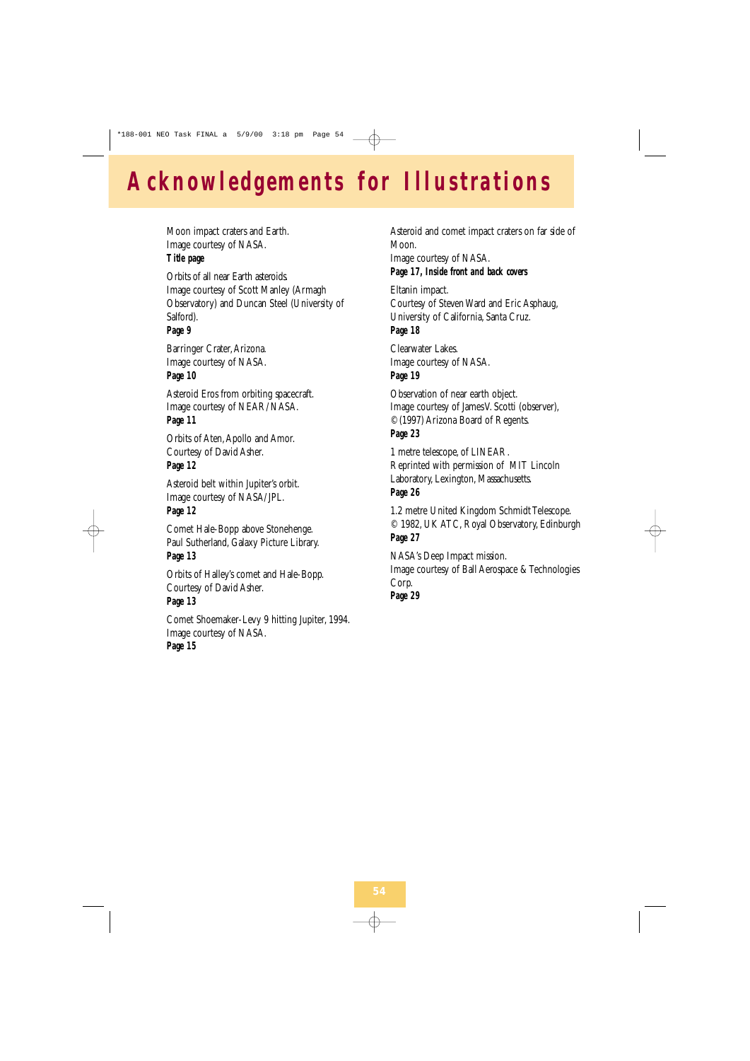# Acknowledgements for Illustrations

Moon impact craters and Earth.
Image courtesy of NASA.
**Title page**

Orbits of all near Earth asteroids.
Image courtesy of Scott Manley (Armagh Observatory) and Duncan Steel (University of Salford).
**Page 9**

Barringer Crater, Arizona.
Image courtesy of NASA.
**Page 10**

Asteroid Eros from orbiting spacecraft.
Image courtesy of NEAR/NASA.
**Page 11**

Orbits of Aten, Apollo and Amor.
Courtesy of David Asher.
**Page 12**

Asteroid belt within Jupiter's orbit.
Image courtesy of NASA/JPL.
**Page 12**

Comet Hale-Bopp above Stonehenge.
Paul Sutherland, Galaxy Picture Library.
**Page 13**

Orbits of Halley's comet and Hale-Bopp.
Courtesy of David Asher.
**Page 13**

Comet Shoemaker-Levy 9 hitting Jupiter, 1994.
Image courtesy of NASA.
**Page 15**

Asteroid and comet impact craters on far side of Moon.
Image courtesy of NASA.
**Page 17, Inside front and back covers**

Eltanin impact.
Courtesy of Steven Ward and Eric Asphaug, University of California, Santa Cruz.
**Page 18**

Clearwater Lakes.
Image courtesy of NASA.
**Page 19**

Observation of near earth object.
Image courtesy of James V. Scotti (observer), ©(1997) Arizona Board of Regents.
**Page 23**

1 metre telescope, of LINEAR.
Reprinted with permission of MIT Lincoln Laboratory, Lexington, Massachusetts.
**Page 26**

1.2 metre United Kingdom Schmidt Telescope.
© 1982, UK ATC, Royal Observatory, Edinburgh
**Page 27**

NASA's Deep Impact mission.
Image courtesy of Ball Aerospace & Technologies Corp.
**Page 29**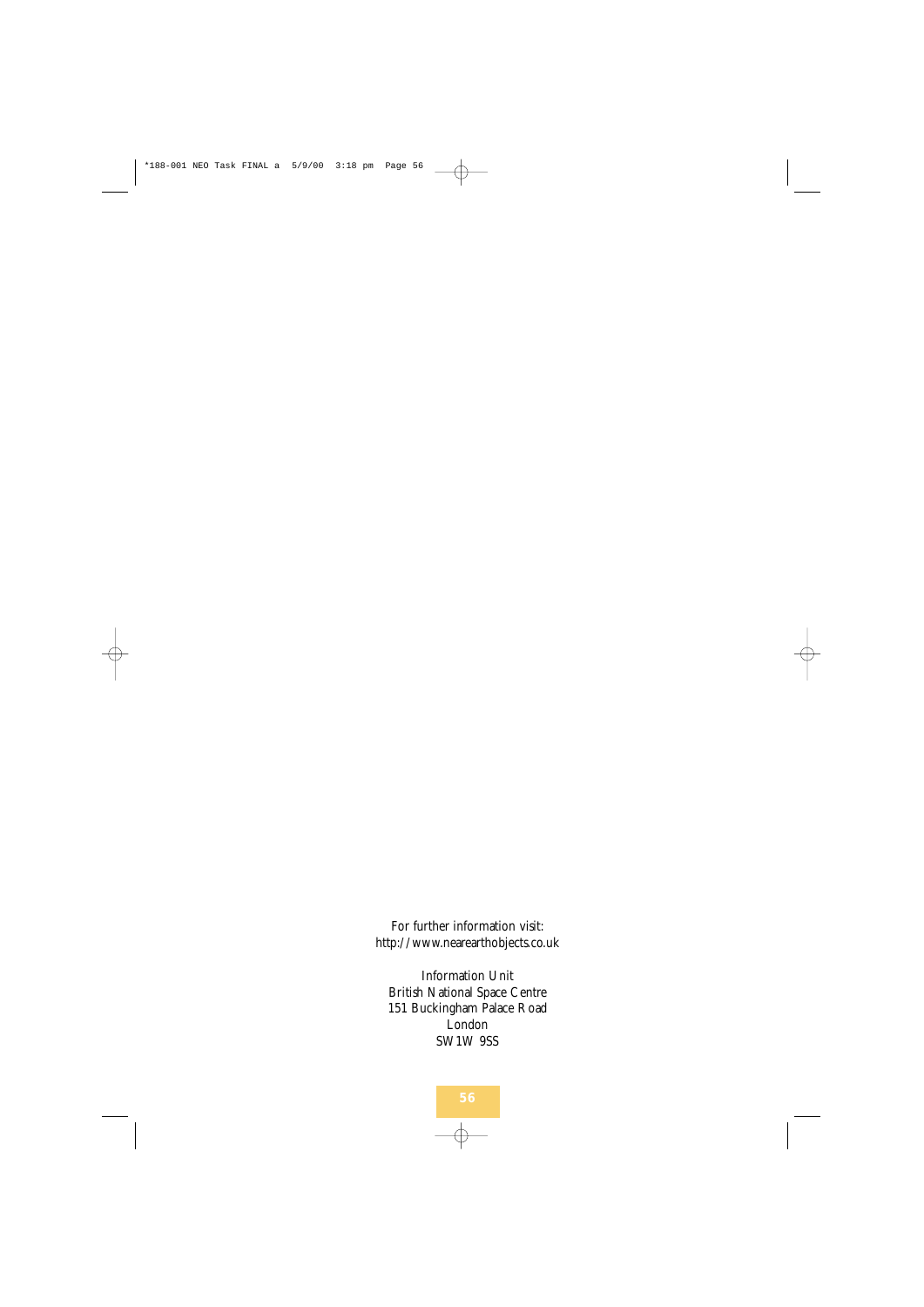For further information visit:
http://www.nearearthobjects.co.uk

Information Unit
British National Space Centre
151 Buckingham Palace Road
London
SW1W 9SS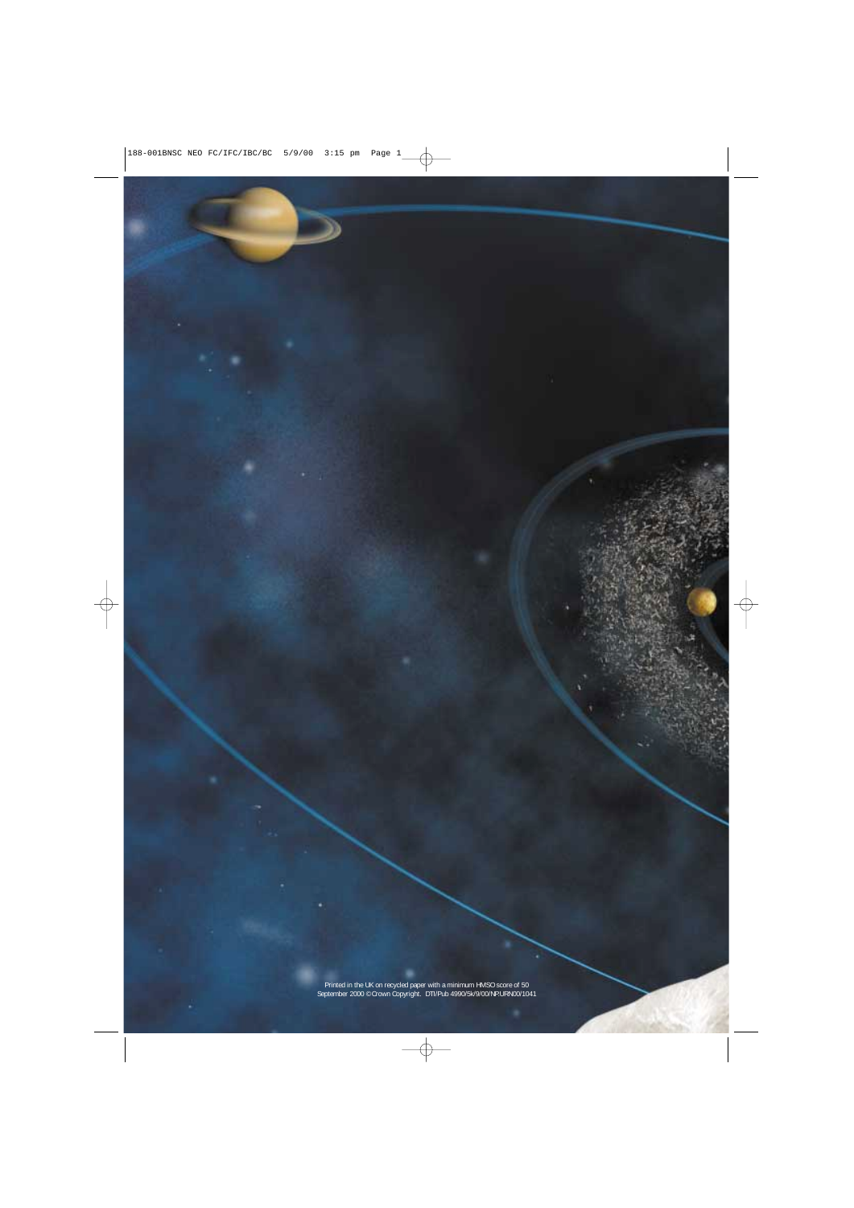Printed in the UK on recycled paper with a minimum HMSO score of 50
September 2000 © Crown Copyright. DTI/Pub 4990/5k/9/00/NP.URN00/1041